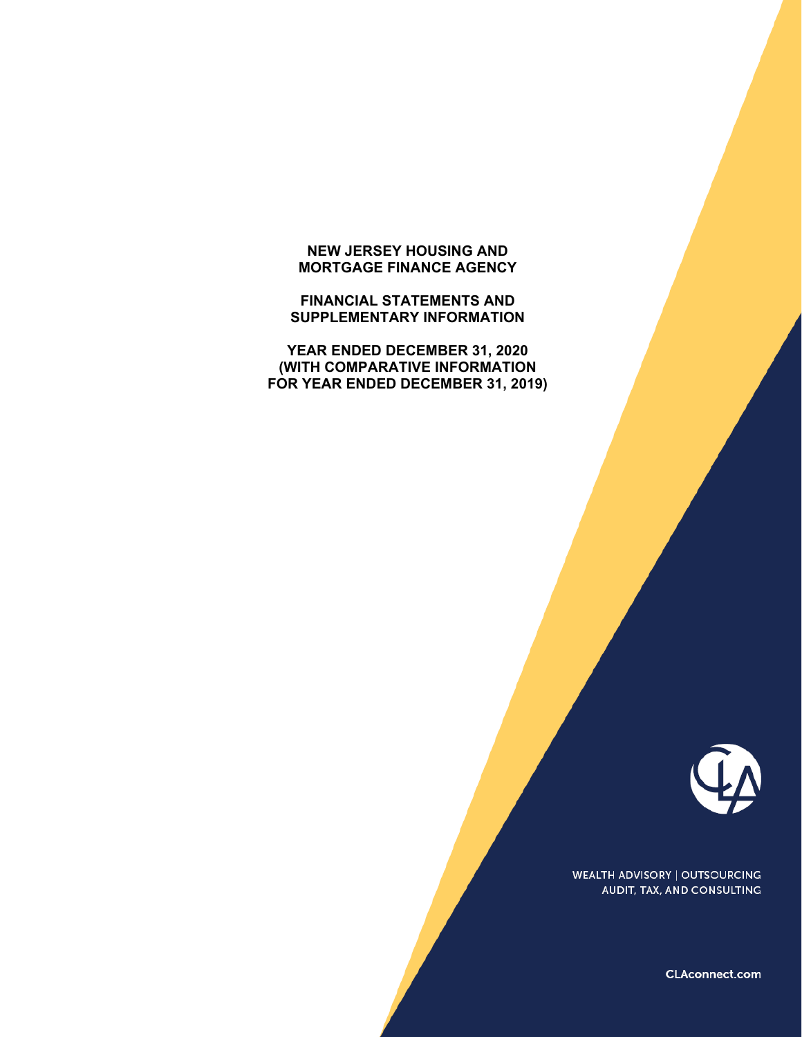# NEW JERSEY HOUSING AND MORTGAGE FINANCE AGENCY

## FINANCIAL STATEMENTS AND SUPPLEMENTARY INFORMATION

## YEAR ENDED DECEMBER 31, 2020 (WITH COMPARATIVE INFORMATION FOR YEAR ENDED DECEMBER 31, 2019)

WEALTH ADVISORY | OUTSOURCING
AUDIT, TAX, AND CONSULTING

CLAconnect.com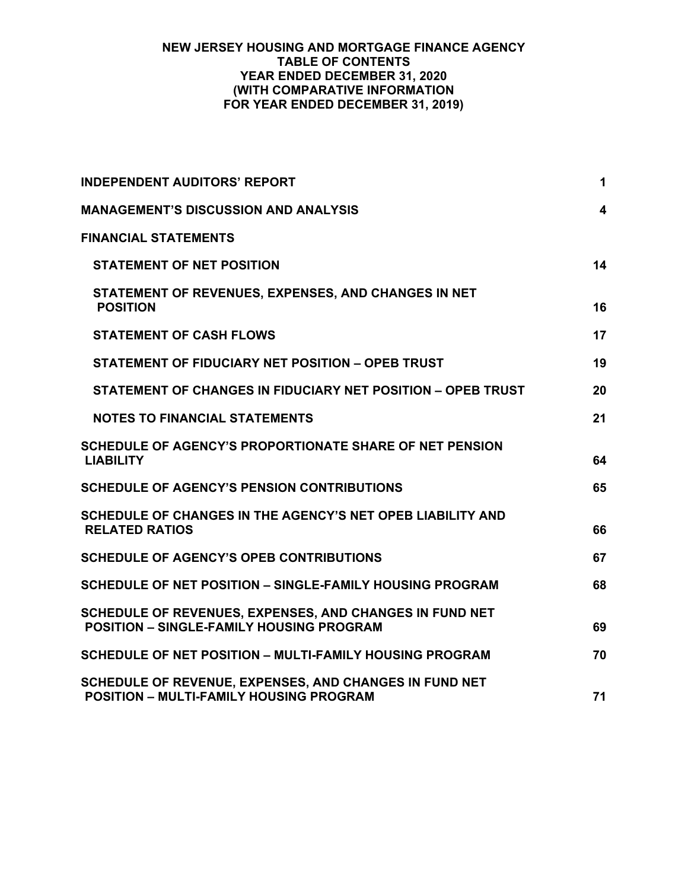# NEW JERSEY HOUSING AND MORTGAGE FINANCE AGENCY
## TABLE OF CONTENTS
## YEAR ENDED DECEMBER 31, 2020
## (WITH COMPARATIVE INFORMATION FOR YEAR ENDED DECEMBER 31, 2019)

| | |
|---|---|
| **INDEPENDENT AUDITORS' REPORT** | **1** |
| **MANAGEMENT'S DISCUSSION AND ANALYSIS** | **4** |
| **FINANCIAL STATEMENTS** | |
| **STATEMENT OF NET POSITION** | **14** |
| **STATEMENT OF REVENUES, EXPENSES, AND CHANGES IN NET POSITION** | **16** |
| **STATEMENT OF CASH FLOWS** | **17** |
| **STATEMENT OF FIDUCIARY NET POSITION – OPEB TRUST** | **19** |
| **STATEMENT OF CHANGES IN FIDUCIARY NET POSITION – OPEB TRUST** | **20** |
| **NOTES TO FINANCIAL STATEMENTS** | **21** |
| **SCHEDULE OF AGENCY'S PROPORTIONATE SHARE OF NET PENSION LIABILITY** | **64** |
| **SCHEDULE OF AGENCY'S PENSION CONTRIBUTIONS** | **65** |
| **SCHEDULE OF CHANGES IN THE AGENCY'S NET OPEB LIABILITY AND RELATED RATIOS** | **66** |
| **SCHEDULE OF AGENCY'S OPEB CONTRIBUTIONS** | **67** |
| **SCHEDULE OF NET POSITION – SINGLE-FAMILY HOUSING PROGRAM** | **68** |
| **SCHEDULE OF REVENUES, EXPENSES, AND CHANGES IN FUND NET POSITION – SINGLE-FAMILY HOUSING PROGRAM** | **69** |
| **SCHEDULE OF NET POSITION – MULTI-FAMILY HOUSING PROGRAM** | **70** |
| **SCHEDULE OF REVENUE, EXPENSES, AND CHANGES IN FUND NET POSITION – MULTI-FAMILY HOUSING PROGRAM** | **71** |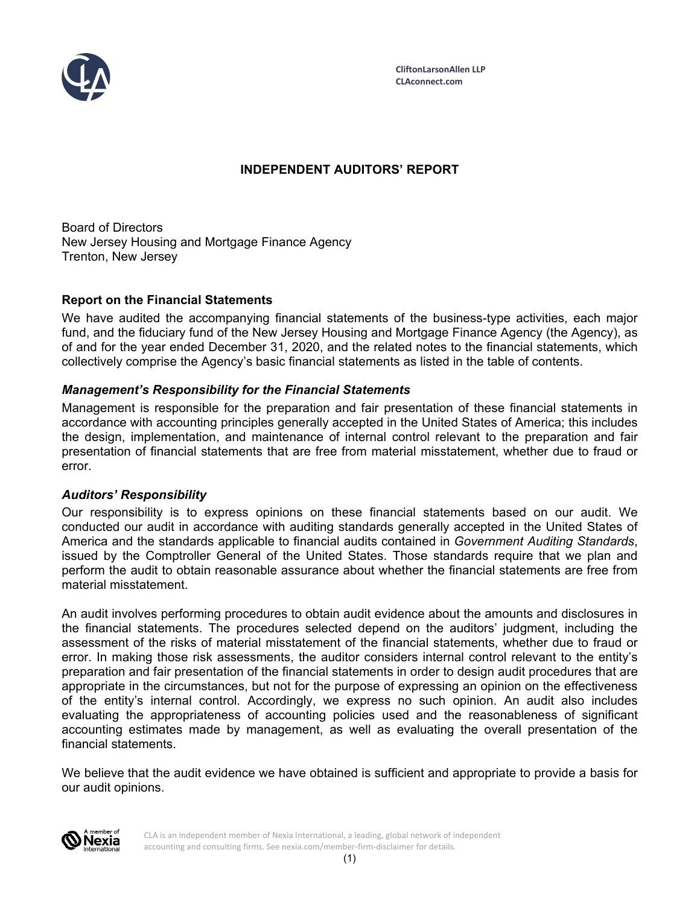CliftonLarsonAllen LLP
CLAconnect.com

# INDEPENDENT AUDITORS' REPORT

Board of Directors
New Jersey Housing and Mortgage Finance Agency
Trenton, New Jersey

## Report on the Financial Statements

We have audited the accompanying financial statements of the business-type activities, each major fund, and the fiduciary fund of the New Jersey Housing and Mortgage Finance Agency (the Agency), as of and for the year ended December 31, 2020, and the related notes to the financial statements, which collectively comprise the Agency's basic financial statements as listed in the table of contents.

### *Management's Responsibility for the Financial Statements*

Management is responsible for the preparation and fair presentation of these financial statements in accordance with accounting principles generally accepted in the United States of America; this includes the design, implementation, and maintenance of internal control relevant to the preparation and fair presentation of financial statements that are free from material misstatement, whether due to fraud or error.

### *Auditors' Responsibility*

Our responsibility is to express opinions on these financial statements based on our audit. We conducted our audit in accordance with auditing standards generally accepted in the United States of America and the standards applicable to financial audits contained in *Government Auditing Standards*, issued by the Comptroller General of the United States. Those standards require that we plan and perform the audit to obtain reasonable assurance about whether the financial statements are free from material misstatement.

An audit involves performing procedures to obtain audit evidence about the amounts and disclosures in the financial statements. The procedures selected depend on the auditors' judgment, including the assessment of the risks of material misstatement of the financial statements, whether due to fraud or error. In making those risk assessments, the auditor considers internal control relevant to the entity's preparation and fair presentation of the financial statements in order to design audit procedures that are appropriate in the circumstances, but not for the purpose of expressing an opinion on the effectiveness of the entity's internal control. Accordingly, we express no such opinion. An audit also includes evaluating the appropriateness of accounting policies used and the reasonableness of significant accounting estimates made by management, as well as evaluating the overall presentation of the financial statements.

We believe that the audit evidence we have obtained is sufficient and appropriate to provide a basis for our audit opinions.

CLA is an independent member of Nexia International, a leading, global network of independent accounting and consulting firms. See nexia.com/member-firm-disclaimer for details.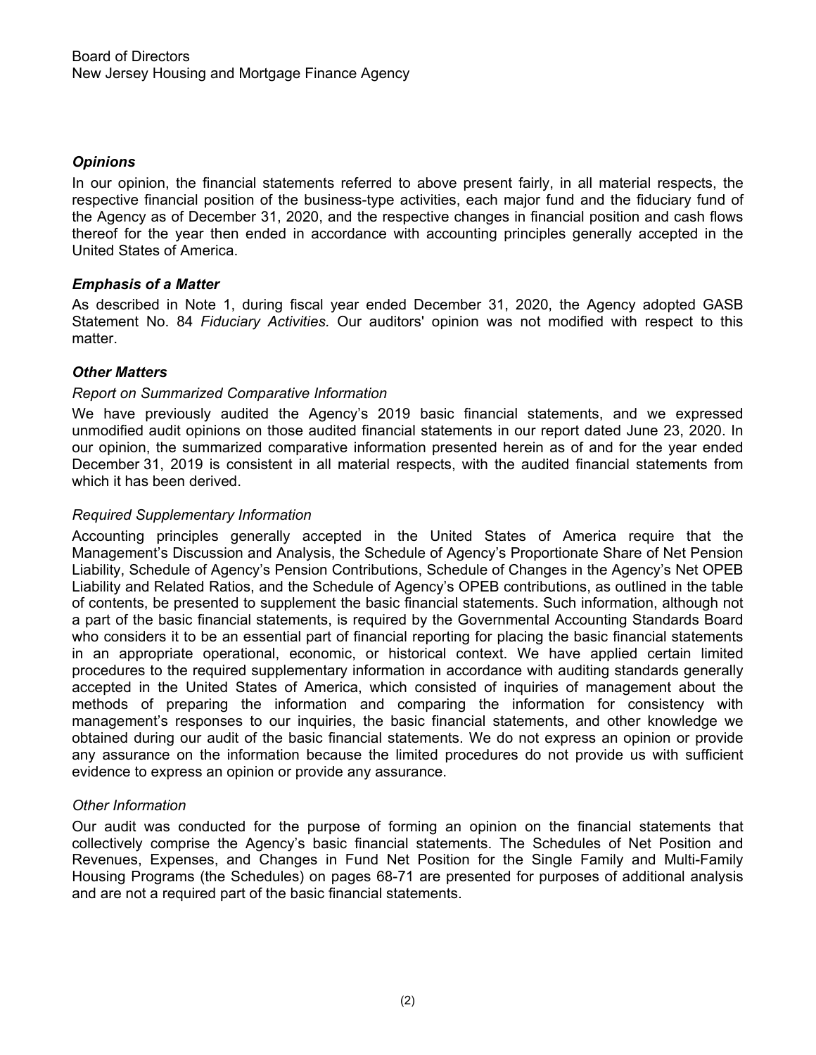Board of Directors
New Jersey Housing and Mortgage Finance Agency

### *Opinions*

In our opinion, the financial statements referred to above present fairly, in all material respects, the respective financial position of the business-type activities, each major fund and the fiduciary fund of the Agency as of December 31, 2020, and the respective changes in financial position and cash flows thereof for the year then ended in accordance with accounting principles generally accepted in the United States of America.

### *Emphasis of a Matter*

As described in Note 1, during fiscal year ended December 31, 2020, the Agency adopted GASB Statement No. 84 *Fiduciary Activities.* Our auditors' opinion was not modified with respect to this matter.

### *Other Matters*

*Report on Summarized Comparative Information*

We have previously audited the Agency's 2019 basic financial statements, and we expressed unmodified audit opinions on those audited financial statements in our report dated June 23, 2020. In our opinion, the summarized comparative information presented herein as of and for the year ended December 31, 2019 is consistent in all material respects, with the audited financial statements from which it has been derived.

*Required Supplementary Information*

Accounting principles generally accepted in the United States of America require that the Management's Discussion and Analysis, the Schedule of Agency's Proportionate Share of Net Pension Liability, Schedule of Agency's Pension Contributions, Schedule of Changes in the Agency's Net OPEB Liability and Related Ratios, and the Schedule of Agency's OPEB contributions, as outlined in the table of contents, be presented to supplement the basic financial statements. Such information, although not a part of the basic financial statements, is required by the Governmental Accounting Standards Board who considers it to be an essential part of financial reporting for placing the basic financial statements in an appropriate operational, economic, or historical context. We have applied certain limited procedures to the required supplementary information in accordance with auditing standards generally accepted in the United States of America, which consisted of inquiries of management about the methods of preparing the information and comparing the information for consistency with management's responses to our inquiries, the basic financial statements, and other knowledge we obtained during our audit of the basic financial statements. We do not express an opinion or provide any assurance on the information because the limited procedures do not provide us with sufficient evidence to express an opinion or provide any assurance.

*Other Information*

Our audit was conducted for the purpose of forming an opinion on the financial statements that collectively comprise the Agency's basic financial statements. The Schedules of Net Position and Revenues, Expenses, and Changes in Fund Net Position for the Single Family and Multi-Family Housing Programs (the Schedules) on pages 68-71 are presented for purposes of additional analysis and are not a required part of the basic financial statements.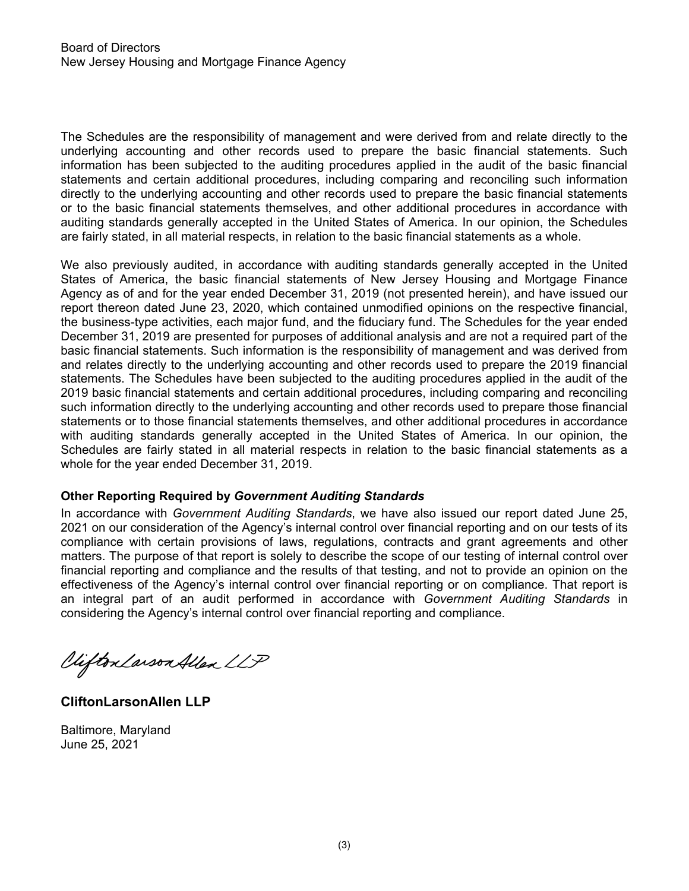Board of Directors
New Jersey Housing and Mortgage Finance Agency

The Schedules are the responsibility of management and were derived from and relate directly to the underlying accounting and other records used to prepare the basic financial statements. Such information has been subjected to the auditing procedures applied in the audit of the basic financial statements and certain additional procedures, including comparing and reconciling such information directly to the underlying accounting and other records used to prepare the basic financial statements or to the basic financial statements themselves, and other additional procedures in accordance with auditing standards generally accepted in the United States of America. In our opinion, the Schedules are fairly stated, in all material respects, in relation to the basic financial statements as a whole.

We also previously audited, in accordance with auditing standards generally accepted in the United States of America, the basic financial statements of New Jersey Housing and Mortgage Finance Agency as of and for the year ended December 31, 2019 (not presented herein), and have issued our report thereon dated June 23, 2020, which contained unmodified opinions on the respective financial, the business-type activities, each major fund, and the fiduciary fund. The Schedules for the year ended December 31, 2019 are presented for purposes of additional analysis and are not a required part of the basic financial statements. Such information is the responsibility of management and was derived from and relates directly to the underlying accounting and other records used to prepare the 2019 financial statements. The Schedules have been subjected to the auditing procedures applied in the audit of the 2019 basic financial statements and certain additional procedures, including comparing and reconciling such information directly to the underlying accounting and other records used to prepare those financial statements or to those financial statements themselves, and other additional procedures in accordance with auditing standards generally accepted in the United States of America. In our opinion, the Schedules are fairly stated in all material respects in relation to the basic financial statements as a whole for the year ended December 31, 2019.

**Other Reporting Required by *Government Auditing Standards***

In accordance with *Government Auditing Standards*, we have also issued our report dated June 25, 2021 on our consideration of the Agency's internal control over financial reporting and on our tests of its compliance with certain provisions of laws, regulations, contracts and grant agreements and other matters. The purpose of that report is solely to describe the scope of our testing of internal control over financial reporting and compliance and the results of that testing, and not to provide an opinion on the effectiveness of the Agency's internal control over financial reporting or on compliance. That report is an integral part of an audit performed in accordance with *Government Auditing Standards* in considering the Agency's internal control over financial reporting and compliance.

CliftonLarsonAllen LLP

**CliftonLarsonAllen LLP**

Baltimore, Maryland
June 25, 2021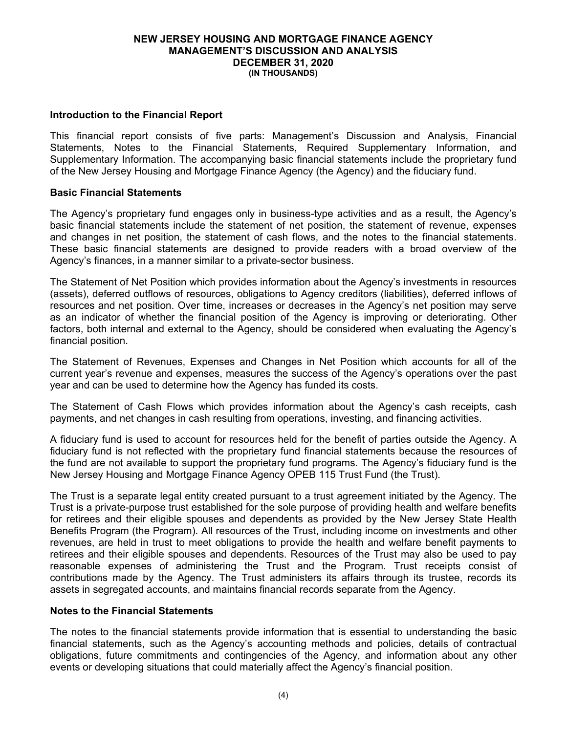# NEW JERSEY HOUSING AND MORTGAGE FINANCE AGENCY
## MANAGEMENT'S DISCUSSION AND ANALYSIS
## DECEMBER 31, 2020
### (IN THOUSANDS)

**Introduction to the Financial Report**

This financial report consists of five parts: Management's Discussion and Analysis, Financial Statements, Notes to the Financial Statements, Required Supplementary Information, and Supplementary Information. The accompanying basic financial statements include the proprietary fund of the New Jersey Housing and Mortgage Finance Agency (the Agency) and the fiduciary fund.

**Basic Financial Statements**

The Agency's proprietary fund engages only in business-type activities and as a result, the Agency's basic financial statements include the statement of net position, the statement of revenue, expenses and changes in net position, the statement of cash flows, and the notes to the financial statements. These basic financial statements are designed to provide readers with a broad overview of the Agency's finances, in a manner similar to a private-sector business.

The Statement of Net Position which provides information about the Agency's investments in resources (assets), deferred outflows of resources, obligations to Agency creditors (liabilities), deferred inflows of resources and net position. Over time, increases or decreases in the Agency's net position may serve as an indicator of whether the financial position of the Agency is improving or deteriorating. Other factors, both internal and external to the Agency, should be considered when evaluating the Agency's financial position.

The Statement of Revenues, Expenses and Changes in Net Position which accounts for all of the current year's revenue and expenses, measures the success of the Agency's operations over the past year and can be used to determine how the Agency has funded its costs.

The Statement of Cash Flows which provides information about the Agency's cash receipts, cash payments, and net changes in cash resulting from operations, investing, and financing activities.

A fiduciary fund is used to account for resources held for the benefit of parties outside the Agency. A fiduciary fund is not reflected with the proprietary fund financial statements because the resources of the fund are not available to support the proprietary fund programs. The Agency's fiduciary fund is the New Jersey Housing and Mortgage Finance Agency OPEB 115 Trust Fund (the Trust).

The Trust is a separate legal entity created pursuant to a trust agreement initiated by the Agency. The Trust is a private-purpose trust established for the sole purpose of providing health and welfare benefits for retirees and their eligible spouses and dependents as provided by the New Jersey State Health Benefits Program (the Program). All resources of the Trust, including income on investments and other revenues, are held in trust to meet obligations to provide the health and welfare benefit payments to retirees and their eligible spouses and dependents. Resources of the Trust may also be used to pay reasonable expenses of administering the Trust and the Program. Trust receipts consist of contributions made by the Agency. The Trust administers its affairs through its trustee, records its assets in segregated accounts, and maintains financial records separate from the Agency.

**Notes to the Financial Statements**

The notes to the financial statements provide information that is essential to understanding the basic financial statements, such as the Agency's accounting methods and policies, details of contractual obligations, future commitments and contingencies of the Agency, and information about any other events or developing situations that could materially affect the Agency's financial position.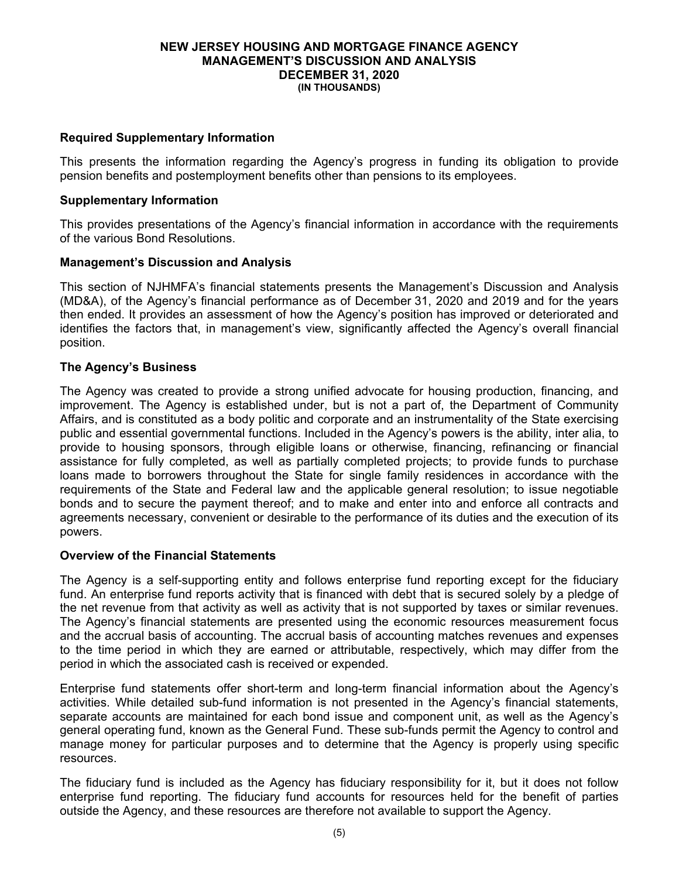### Required Supplementary Information

This presents the information regarding the Agency's progress in funding its obligation to provide pension benefits and postemployment benefits other than pensions to its employees.

### Supplementary Information

This provides presentations of the Agency's financial information in accordance with the requirements of the various Bond Resolutions.

### Management's Discussion and Analysis

This section of NJHMFA's financial statements presents the Management's Discussion and Analysis (MD&A), of the Agency's financial performance as of December 31, 2020 and 2019 and for the years then ended. It provides an assessment of how the Agency's position has improved or deteriorated and identifies the factors that, in management's view, significantly affected the Agency's overall financial position.

### The Agency's Business

The Agency was created to provide a strong unified advocate for housing production, financing, and improvement. The Agency is established under, but is not a part of, the Department of Community Affairs, and is constituted as a body politic and corporate and an instrumentality of the State exercising public and essential governmental functions. Included in the Agency's powers is the ability, inter alia, to provide to housing sponsors, through eligible loans or otherwise, financing, refinancing or financial assistance for fully completed, as well as partially completed projects; to provide funds to purchase loans made to borrowers throughout the State for single family residences in accordance with the requirements of the State and Federal law and the applicable general resolution; to issue negotiable bonds and to secure the payment thereof; and to make and enter into and enforce all contracts and agreements necessary, convenient or desirable to the performance of its duties and the execution of its powers.

### Overview of the Financial Statements

The Agency is a self-supporting entity and follows enterprise fund reporting except for the fiduciary fund. An enterprise fund reports activity that is financed with debt that is secured solely by a pledge of the net revenue from that activity as well as activity that is not supported by taxes or similar revenues. The Agency's financial statements are presented using the economic resources measurement focus and the accrual basis of accounting. The accrual basis of accounting matches revenues and expenses to the time period in which they are earned or attributable, respectively, which may differ from the period in which the associated cash is received or expended.

Enterprise fund statements offer short-term and long-term financial information about the Agency's activities. While detailed sub-fund information is not presented in the Agency's financial statements, separate accounts are maintained for each bond issue and component unit, as well as the Agency's general operating fund, known as the General Fund. These sub-funds permit the Agency to control and manage money for particular purposes and to determine that the Agency is properly using specific resources.

The fiduciary fund is included as the Agency has fiduciary responsibility for it, but it does not follow enterprise fund reporting. The fiduciary fund accounts for resources held for the benefit of parties outside the Agency, and these resources are therefore not available to support the Agency.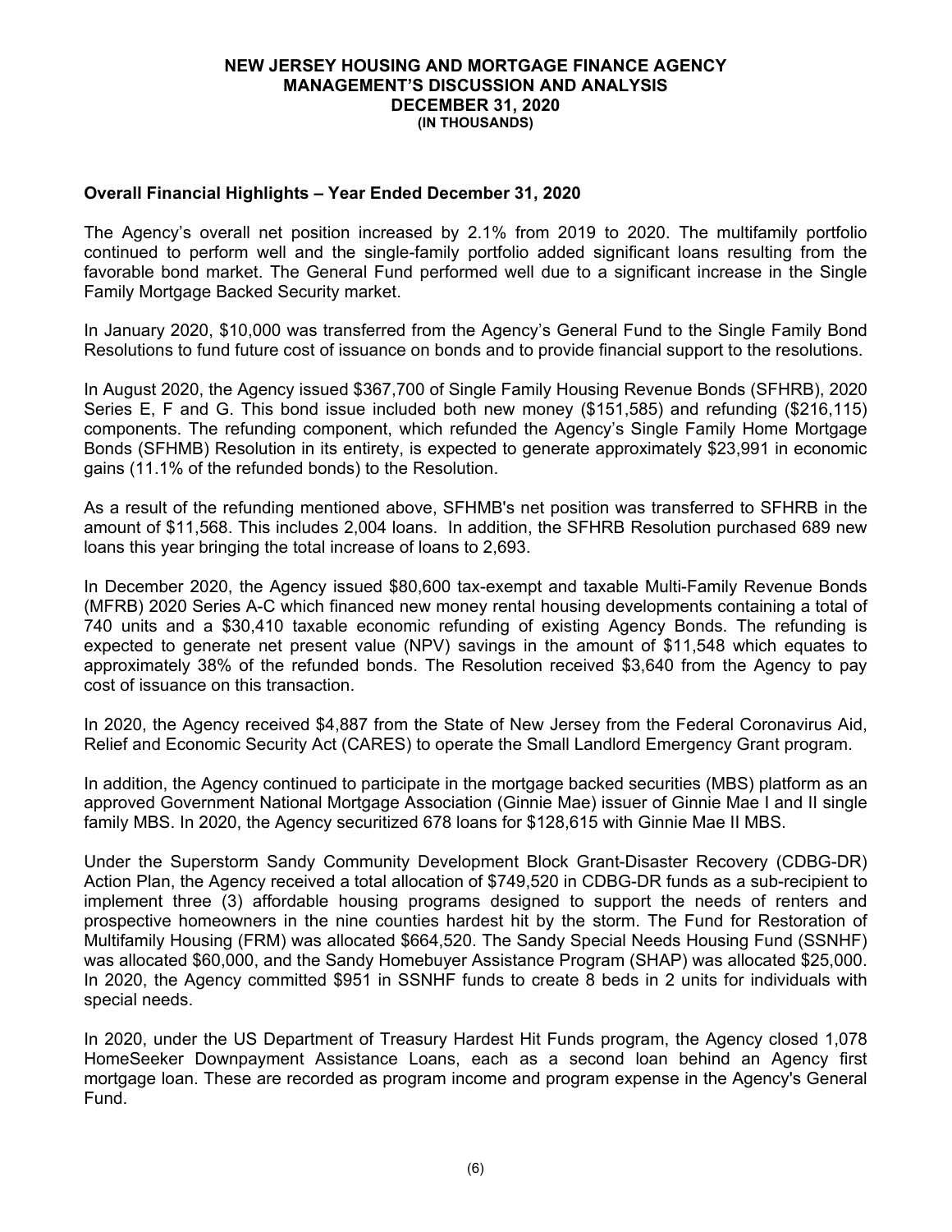# NEW JERSEY HOUSING AND MORTGAGE FINANCE AGENCY
## MANAGEMENT'S DISCUSSION AND ANALYSIS
## DECEMBER 31, 2020
### (IN THOUSANDS)

**Overall Financial Highlights – Year Ended December 31, 2020**

The Agency's overall net position increased by 2.1% from 2019 to 2020. The multifamily portfolio continued to perform well and the single-family portfolio added significant loans resulting from the favorable bond market. The General Fund performed well due to a significant increase in the Single Family Mortgage Backed Security market.

In January 2020, $10,000 was transferred from the Agency's General Fund to the Single Family Bond Resolutions to fund future cost of issuance on bonds and to provide financial support to the resolutions.

In August 2020, the Agency issued $367,700 of Single Family Housing Revenue Bonds (SFHRB), 2020 Series E, F and G. This bond issue included both new money ($151,585) and refunding ($216,115) components. The refunding component, which refunded the Agency's Single Family Home Mortgage Bonds (SFHMB) Resolution in its entirety, is expected to generate approximately $23,991 in economic gains (11.1% of the refunded bonds) to the Resolution.

As a result of the refunding mentioned above, SFHMB's net position was transferred to SFHRB in the amount of $11,568. This includes 2,004 loans. In addition, the SFHRB Resolution purchased 689 new loans this year bringing the total increase of loans to 2,693.

In December 2020, the Agency issued $80,600 tax-exempt and taxable Multi-Family Revenue Bonds (MFRB) 2020 Series A-C which financed new money rental housing developments containing a total of 740 units and a $30,410 taxable economic refunding of existing Agency Bonds. The refunding is expected to generate net present value (NPV) savings in the amount of $11,548 which equates to approximately 38% of the refunded bonds. The Resolution received $3,640 from the Agency to pay cost of issuance on this transaction.

In 2020, the Agency received $4,887 from the State of New Jersey from the Federal Coronavirus Aid, Relief and Economic Security Act (CARES) to operate the Small Landlord Emergency Grant program.

In addition, the Agency continued to participate in the mortgage backed securities (MBS) platform as an approved Government National Mortgage Association (Ginnie Mae) issuer of Ginnie Mae I and II single family MBS. In 2020, the Agency securitized 678 loans for $128,615 with Ginnie Mae II MBS.

Under the Superstorm Sandy Community Development Block Grant-Disaster Recovery (CDBG-DR) Action Plan, the Agency received a total allocation of $749,520 in CDBG-DR funds as a sub-recipient to implement three (3) affordable housing programs designed to support the needs of renters and prospective homeowners in the nine counties hardest hit by the storm. The Fund for Restoration of Multifamily Housing (FRM) was allocated $664,520. The Sandy Special Needs Housing Fund (SSNHF) was allocated $60,000, and the Sandy Homebuyer Assistance Program (SHAP) was allocated $25,000. In 2020, the Agency committed $951 in SSNHF funds to create 8 beds in 2 units for individuals with special needs.

In 2020, under the US Department of Treasury Hardest Hit Funds program, the Agency closed 1,078 HomeSeeker Downpayment Assistance Loans, each as a second loan behind an Agency first mortgage loan. These are recorded as program income and program expense in the Agency's General Fund.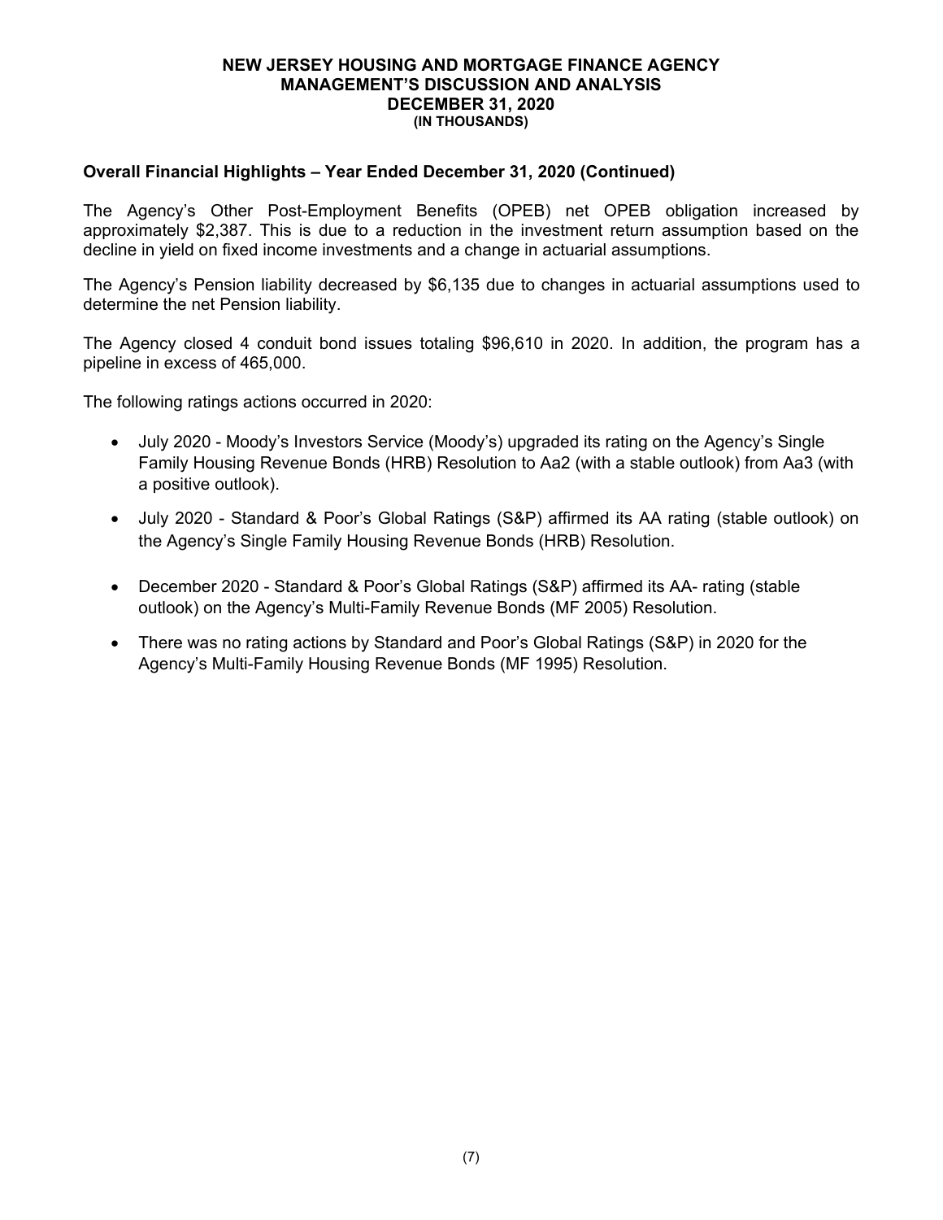## Overall Financial Highlights – Year Ended December 31, 2020 (Continued)

The Agency's Other Post-Employment Benefits (OPEB) net OPEB obligation increased by approximately $2,387. This is due to a reduction in the investment return assumption based on the decline in yield on fixed income investments and a change in actuarial assumptions.

The Agency's Pension liability decreased by $6,135 due to changes in actuarial assumptions used to determine the net Pension liability.

The Agency closed 4 conduit bond issues totaling $96,610 in 2020. In addition, the program has a pipeline in excess of 465,000.

The following ratings actions occurred in 2020:

- July 2020 - Moody's Investors Service (Moody's) upgraded its rating on the Agency's Single Family Housing Revenue Bonds (HRB) Resolution to Aa2 (with a stable outlook) from Aa3 (with a positive outlook).
- July 2020 - Standard & Poor's Global Ratings (S&P) affirmed its AA rating (stable outlook) on the Agency's Single Family Housing Revenue Bonds (HRB) Resolution.
- December 2020 - Standard & Poor's Global Ratings (S&P) affirmed its AA- rating (stable outlook) on the Agency's Multi-Family Revenue Bonds (MF 2005) Resolution.
- There was no rating actions by Standard and Poor's Global Ratings (S&P) in 2020 for the Agency's Multi-Family Housing Revenue Bonds (MF 1995) Resolution.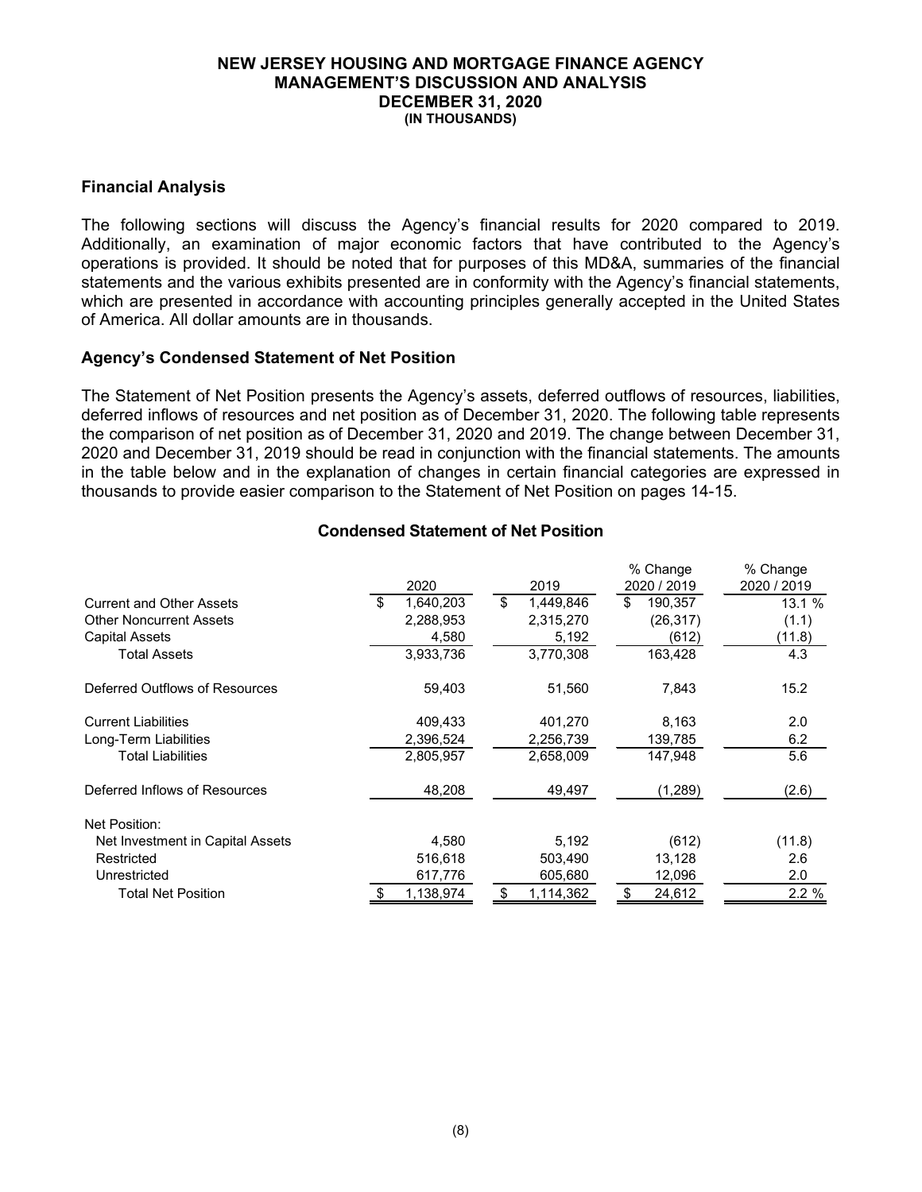# NEW JERSEY HOUSING AND MORTGAGE FINANCE AGENCY
## MANAGEMENT'S DISCUSSION AND ANALYSIS
## DECEMBER 31, 2020
### (IN THOUSANDS)

### Financial Analysis

The following sections will discuss the Agency's financial results for 2020 compared to 2019. Additionally, an examination of major economic factors that have contributed to the Agency's operations is provided. It should be noted that for purposes of this MD&A, summaries of the financial statements and the various exhibits presented are in conformity with the Agency's financial statements, which are presented in accordance with accounting principles generally accepted in the United States of America. All dollar amounts are in thousands.

### Agency's Condensed Statement of Net Position

The Statement of Net Position presents the Agency's assets, deferred outflows of resources, liabilities, deferred inflows of resources and net position as of December 31, 2020. The following table represents the comparison of net position as of December 31, 2020 and 2019. The change between December 31, 2020 and December 31, 2019 should be read in conjunction with the financial statements. The amounts in the table below and in the explanation of changes in certain financial categories are expressed in thousands to provide easier comparison to the Statement of Net Position on pages 14-15.

**Condensed Statement of Net Position**

| | 2020 | 2019 | % Change 2020 / 2019 | % Change 2020 / 2019 |
|---|---|---|---|---|
| Current and Other Assets | $ 1,640,203 | $ 1,449,846 | $ 190,357 | 13.1 % |
| Other Noncurrent Assets | 2,288,953 | 2,315,270 | (26,317) | (1.1) |
| Capital Assets | 4,580 | 5,192 | (612) | (11.8) |
| Total Assets | 3,933,736 | 3,770,308 | 163,428 | 4.3 |
| Deferred Outflows of Resources | 59,403 | 51,560 | 7,843 | 15.2 |
| Current Liabilities | 409,433 | 401,270 | 8,163 | 2.0 |
| Long-Term Liabilities | 2,396,524 | 2,256,739 | 139,785 | 6.2 |
| Total Liabilities | 2,805,957 | 2,658,009 | 147,948 | 5.6 |
| Deferred Inflows of Resources | 48,208 | 49,497 | (1,289) | (2.6) |
| Net Position: | | | | |
| Net Investment in Capital Assets | 4,580 | 5,192 | (612) | (11.8) |
| Restricted | 516,618 | 503,490 | 13,128 | 2.6 |
| Unrestricted | 617,776 | 605,680 | 12,096 | 2.0 |
| Total Net Position | $ 1,138,974 | $ 1,114,362 | $ 24,612 | 2.2 % |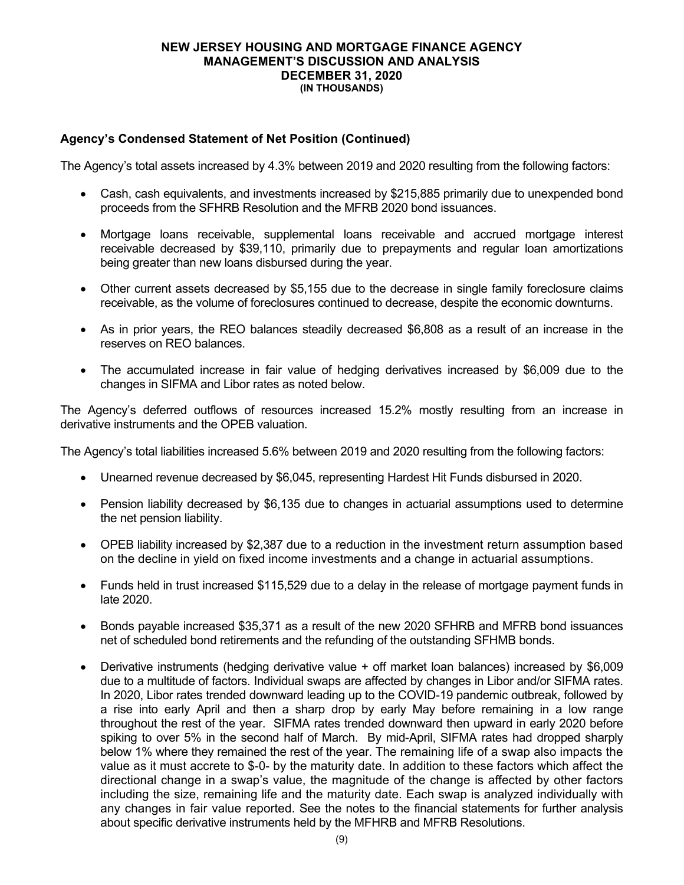## Agency's Condensed Statement of Net Position (Continued)

The Agency's total assets increased by 4.3% between 2019 and 2020 resulting from the following factors:

- Cash, cash equivalents, and investments increased by $215,885 primarily due to unexpended bond proceeds from the SFHRB Resolution and the MFRB 2020 bond issuances.
- Mortgage loans receivable, supplemental loans receivable and accrued mortgage interest receivable decreased by $39,110, primarily due to prepayments and regular loan amortizations being greater than new loans disbursed during the year.
- Other current assets decreased by $5,155 due to the decrease in single family foreclosure claims receivable, as the volume of foreclosures continued to decrease, despite the economic downturns.
- As in prior years, the REO balances steadily decreased $6,808 as a result of an increase in the reserves on REO balances.
- The accumulated increase in fair value of hedging derivatives increased by $6,009 due to the changes in SIFMA and Libor rates as noted below.

The Agency's deferred outflows of resources increased 15.2% mostly resulting from an increase in derivative instruments and the OPEB valuation.

The Agency's total liabilities increased 5.6% between 2019 and 2020 resulting from the following factors:

- Unearned revenue decreased by $6,045, representing Hardest Hit Funds disbursed in 2020.
- Pension liability decreased by $6,135 due to changes in actuarial assumptions used to determine the net pension liability.
- OPEB liability increased by $2,387 due to a reduction in the investment return assumption based on the decline in yield on fixed income investments and a change in actuarial assumptions.
- Funds held in trust increased $115,529 due to a delay in the release of mortgage payment funds in late 2020.
- Bonds payable increased $35,371 as a result of the new 2020 SFHRB and MFRB bond issuances net of scheduled bond retirements and the refunding of the outstanding SFHMB bonds.
- Derivative instruments (hedging derivative value + off market loan balances) increased by $6,009 due to a multitude of factors. Individual swaps are affected by changes in Libor and/or SIFMA rates. In 2020, Libor rates trended downward leading up to the COVID-19 pandemic outbreak, followed by a rise into early April and then a sharp drop by early May before remaining in a low range throughout the rest of the year. SIFMA rates trended downward then upward in early 2020 before spiking to over 5% in the second half of March. By mid-April, SIFMA rates had dropped sharply below 1% where they remained the rest of the year. The remaining life of a swap also impacts the value as it must accrete to $-0- by the maturity date. In addition to these factors which affect the directional change in a swap's value, the magnitude of the change is affected by other factors including the size, remaining life and the maturity date. Each swap is analyzed individually with any changes in fair value reported. See the notes to the financial statements for further analysis about specific derivative instruments held by the MFHRB and MFRB Resolutions.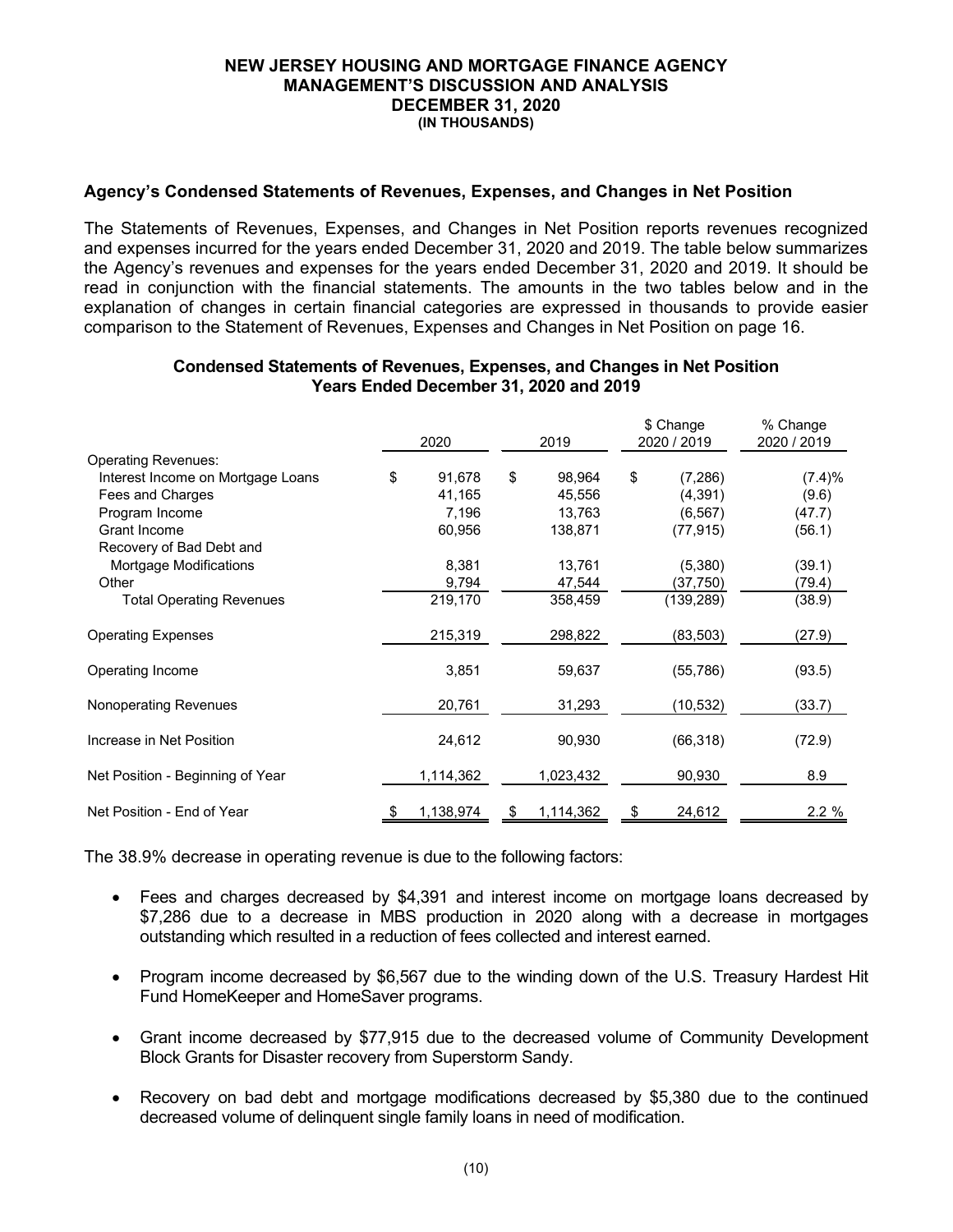# NEW JERSEY HOUSING AND MORTGAGE FINANCE AGENCY
## MANAGEMENT'S DISCUSSION AND ANALYSIS
## DECEMBER 31, 2020
### (IN THOUSANDS)

### Agency's Condensed Statements of Revenues, Expenses, and Changes in Net Position

The Statements of Revenues, Expenses, and Changes in Net Position reports revenues recognized and expenses incurred for the years ended December 31, 2020 and 2019. The table below summarizes the Agency's revenues and expenses for the years ended December 31, 2020 and 2019. It should be read in conjunction with the financial statements. The amounts in the two tables below and in the explanation of changes in certain financial categories are expressed in thousands to provide easier comparison to the Statement of Revenues, Expenses and Changes in Net Position on page 16.

**Condensed Statements of Revenues, Expenses, and Changes in Net Position**
**Years Ended December 31, 2020 and 2019**

| | 2020 | 2019 | $ Change 2020 / 2019 | % Change 2020 / 2019 |
|---|---|---|---|---|
| Operating Revenues: | | | | |
| Interest Income on Mortgage Loans | $ 91,678 | $ 98,964 | $ (7,286) | (7.4)% |
| Fees and Charges | 41,165 | 45,556 | (4,391) | (9.6) |
| Program Income | 7,196 | 13,763 | (6,567) | (47.7) |
| Grant Income | 60,956 | 138,871 | (77,915) | (56.1) |
| Recovery of Bad Debt and Mortgage Modifications | 8,381 | 13,761 | (5,380) | (39.1) |
| Other | 9,794 | 47,544 | (37,750) | (79.4) |
| Total Operating Revenues | 219,170 | 358,459 | (139,289) | (38.9) |
| Operating Expenses | 215,319 | 298,822 | (83,503) | (27.9) |
| Operating Income | 3,851 | 59,637 | (55,786) | (93.5) |
| Nonoperating Revenues | 20,761 | 31,293 | (10,532) | (33.7) |
| Increase in Net Position | 24,612 | 90,930 | (66,318) | (72.9) |
| Net Position - Beginning of Year | 1,114,362 | 1,023,432 | 90,930 | 8.9 |
| Net Position - End of Year | $ 1,138,974 | $ 1,114,362 | $ 24,612 | 2.2 % |

The 38.9% decrease in operating revenue is due to the following factors:

- Fees and charges decreased by $4,391 and interest income on mortgage loans decreased by $7,286 due to a decrease in MBS production in 2020 along with a decrease in mortgages outstanding which resulted in a reduction of fees collected and interest earned.

- Program income decreased by $6,567 due to the winding down of the U.S. Treasury Hardest Hit Fund HomeKeeper and HomeSaver programs.

- Grant income decreased by $77,915 due to the decreased volume of Community Development Block Grants for Disaster recovery from Superstorm Sandy.

- Recovery on bad debt and mortgage modifications decreased by $5,380 due to the continued decreased volume of delinquent single family loans in need of modification.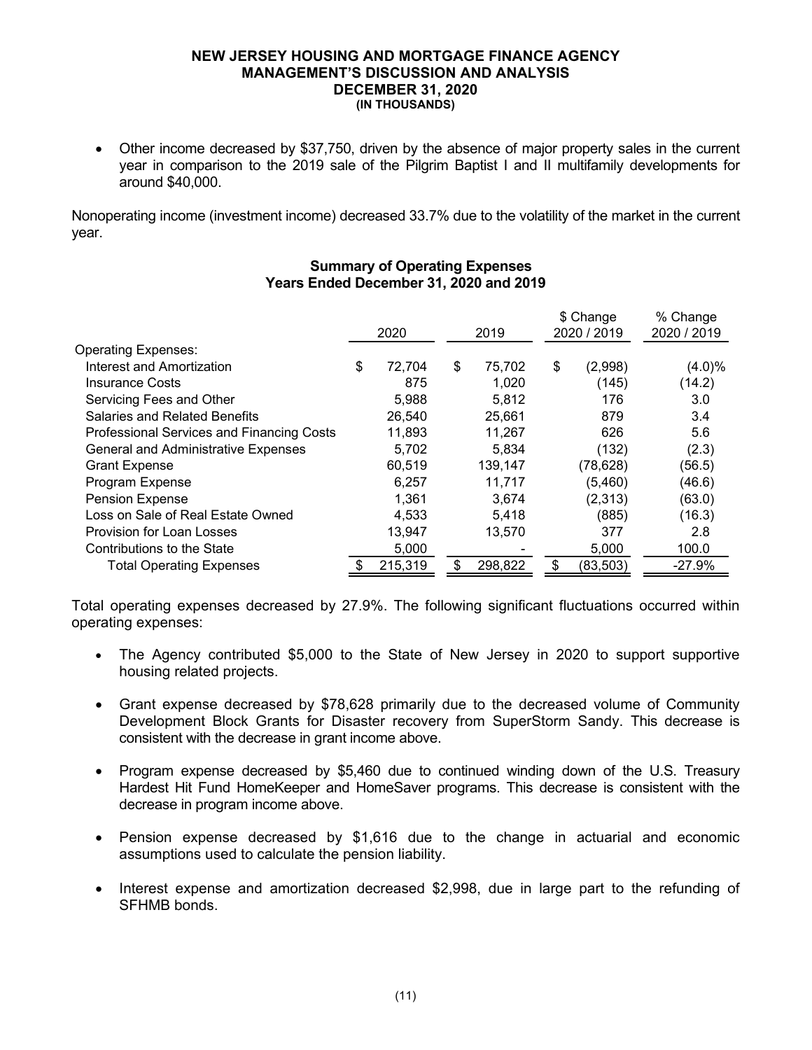- Other income decreased by $37,750, driven by the absence of major property sales in the current year in comparison to the 2019 sale of the Pilgrim Baptist I and II multifamily developments for around $40,000.

Nonoperating income (investment income) decreased 33.7% due to the volatility of the market in the current year.

### Summary of Operating Expenses
### Years Ended December 31, 2020 and 2019

| | 2020 | 2019 | $ Change 2020 / 2019 | % Change 2020 / 2019 |
|---|---|---|---|---|
| Operating Expenses: | | | | |
| Interest and Amortization | $ 72,704 | $ 75,702 | $ (2,998) | (4.0)% |
| Insurance Costs | 875 | 1,020 | (145) | (14.2) |
| Servicing Fees and Other | 5,988 | 5,812 | 176 | 3.0 |
| Salaries and Related Benefits | 26,540 | 25,661 | 879 | 3.4 |
| Professional Services and Financing Costs | 11,893 | 11,267 | 626 | 5.6 |
| General and Administrative Expenses | 5,702 | 5,834 | (132) | (2.3) |
| Grant Expense | 60,519 | 139,147 | (78,628) | (56.5) |
| Program Expense | 6,257 | 11,717 | (5,460) | (46.6) |
| Pension Expense | 1,361 | 3,674 | (2,313) | (63.0) |
| Loss on Sale of Real Estate Owned | 4,533 | 5,418 | (885) | (16.3) |
| Provision for Loan Losses | 13,947 | 13,570 | 377 | 2.8 |
| Contributions to the State | 5,000 | - | 5,000 | 100.0 |
| Total Operating Expenses | $ 215,319 | $ 298,822 | $ (83,503) | -27.9% |

Total operating expenses decreased by 27.9%. The following significant fluctuations occurred within operating expenses:

- The Agency contributed $5,000 to the State of New Jersey in 2020 to support supportive housing related projects.

- Grant expense decreased by $78,628 primarily due to the decreased volume of Community Development Block Grants for Disaster recovery from SuperStorm Sandy. This decrease is consistent with the decrease in grant income above.

- Program expense decreased by $5,460 due to continued winding down of the U.S. Treasury Hardest Hit Fund HomeKeeper and HomeSaver programs. This decrease is consistent with the decrease in program income above.

- Pension expense decreased by $1,616 due to the change in actuarial and economic assumptions used to calculate the pension liability.

- Interest expense and amortization decreased $2,998, due in large part to the refunding of SFHMB bonds.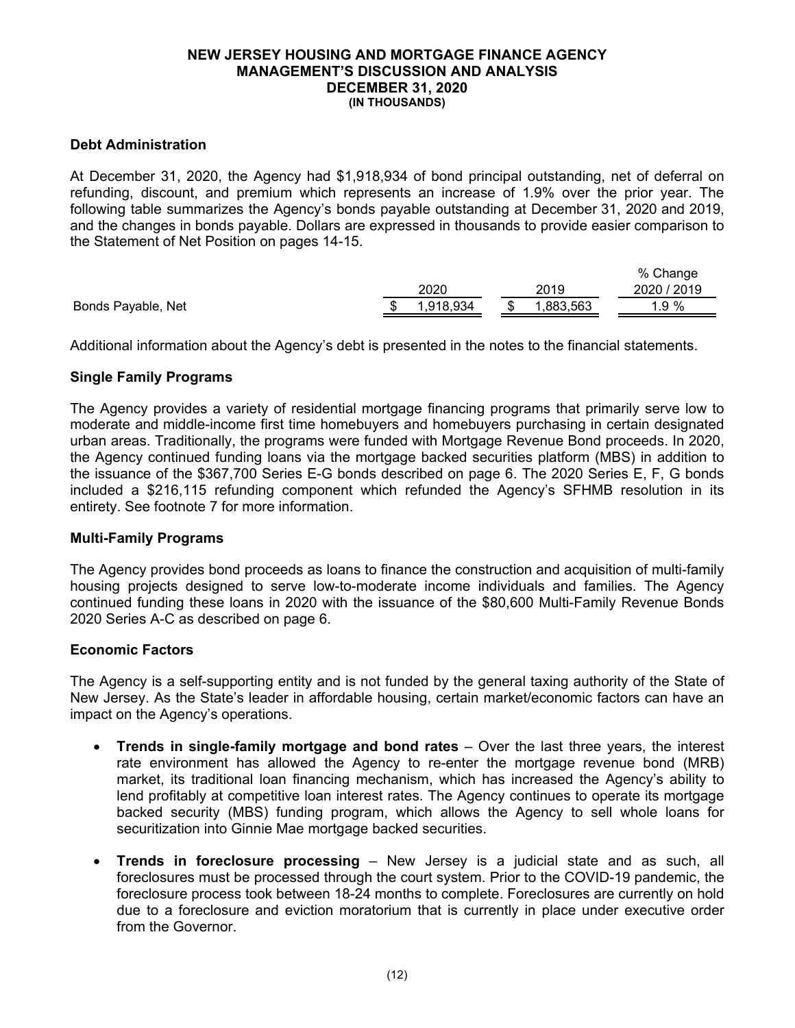# NEW JERSEY HOUSING AND MORTGAGE FINANCE AGENCY
## MANAGEMENT'S DISCUSSION AND ANALYSIS
## DECEMBER 31, 2020
### (IN THOUSANDS)

**Debt Administration**

At December 31, 2020, the Agency had $1,918,934 of bond principal outstanding, net of deferral on refunding, discount, and premium which represents an increase of 1.9% over the prior year. The following table summarizes the Agency's bonds payable outstanding at December 31, 2020 and 2019, and the changes in bonds payable. Dollars are expressed in thousands to provide easier comparison to the Statement of Net Position on pages 14-15.

| | 2020 | 2019 | % Change 2020 / 2019 |
|---|---|---|---|
| Bonds Payable, Net | $ 1,918,934 | $ 1,883,563 | 1.9 % |

Additional information about the Agency's debt is presented in the notes to the financial statements.

**Single Family Programs**

The Agency provides a variety of residential mortgage financing programs that primarily serve low to moderate and middle-income first time homebuyers and homebuyers purchasing in certain designated urban areas. Traditionally, the programs were funded with Mortgage Revenue Bond proceeds. In 2020, the Agency continued funding loans via the mortgage backed securities platform (MBS) in addition to the issuance of the $367,700 Series E-G bonds described on page 6. The 2020 Series E, F, G bonds included a $216,115 refunding component which refunded the Agency's SFHMB resolution in its entirety. See footnote 7 for more information.

**Multi-Family Programs**

The Agency provides bond proceeds as loans to finance the construction and acquisition of multi-family housing projects designed to serve low-to-moderate income individuals and families. The Agency continued funding these loans in 2020 with the issuance of the $80,600 Multi-Family Revenue Bonds 2020 Series A-C as described on page 6.

**Economic Factors**

The Agency is a self-supporting entity and is not funded by the general taxing authority of the State of New Jersey. As the State's leader in affordable housing, certain market/economic factors can have an impact on the Agency's operations.

- **Trends in single-family mortgage and bond rates** – Over the last three years, the interest rate environment has allowed the Agency to re-enter the mortgage revenue bond (MRB) market, its traditional loan financing mechanism, which has increased the Agency's ability to lend profitably at competitive loan interest rates. The Agency continues to operate its mortgage backed security (MBS) funding program, which allows the Agency to sell whole loans for securitization into Ginnie Mae mortgage backed securities.

- **Trends in foreclosure processing** – New Jersey is a judicial state and as such, all foreclosures must be processed through the court system. Prior to the COVID-19 pandemic, the foreclosure process took between 18-24 months to complete. Foreclosures are currently on hold due to a foreclosure and eviction moratorium that is currently in place under executive order from the Governor.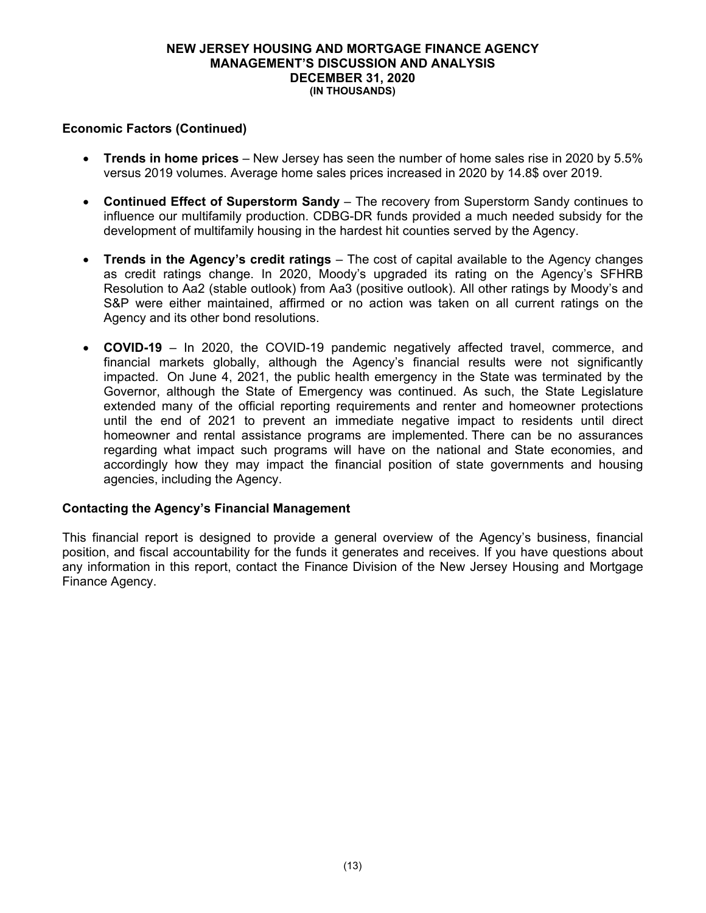## Economic Factors (Continued)

- **Trends in home prices** – New Jersey has seen the number of home sales rise in 2020 by 5.5% versus 2019 volumes. Average home sales prices increased in 2020 by 14.8$ over 2019.
- **Continued Effect of Superstorm Sandy** – The recovery from Superstorm Sandy continues to influence our multifamily production. CDBG-DR funds provided a much needed subsidy for the development of multifamily housing in the hardest hit counties served by the Agency.
- **Trends in the Agency's credit ratings** – The cost of capital available to the Agency changes as credit ratings change. In 2020, Moody's upgraded its rating on the Agency's SFHRB Resolution to Aa2 (stable outlook) from Aa3 (positive outlook). All other ratings by Moody's and S&P were either maintained, affirmed or no action was taken on all current ratings on the Agency and its other bond resolutions.
- **COVID-19** – In 2020, the COVID-19 pandemic negatively affected travel, commerce, and financial markets globally, although the Agency's financial results were not significantly impacted. On June 4, 2021, the public health emergency in the State was terminated by the Governor, although the State of Emergency was continued. As such, the State Legislature extended many of the official reporting requirements and renter and homeowner protections until the end of 2021 to prevent an immediate negative impact to residents until direct homeowner and rental assistance programs are implemented. There can be no assurances regarding what impact such programs will have on the national and State economies, and accordingly how they may impact the financial position of state governments and housing agencies, including the Agency.

## Contacting the Agency's Financial Management

This financial report is designed to provide a general overview of the Agency's business, financial position, and fiscal accountability for the funds it generates and receives. If you have questions about any information in this report, contact the Finance Division of the New Jersey Housing and Mortgage Finance Agency.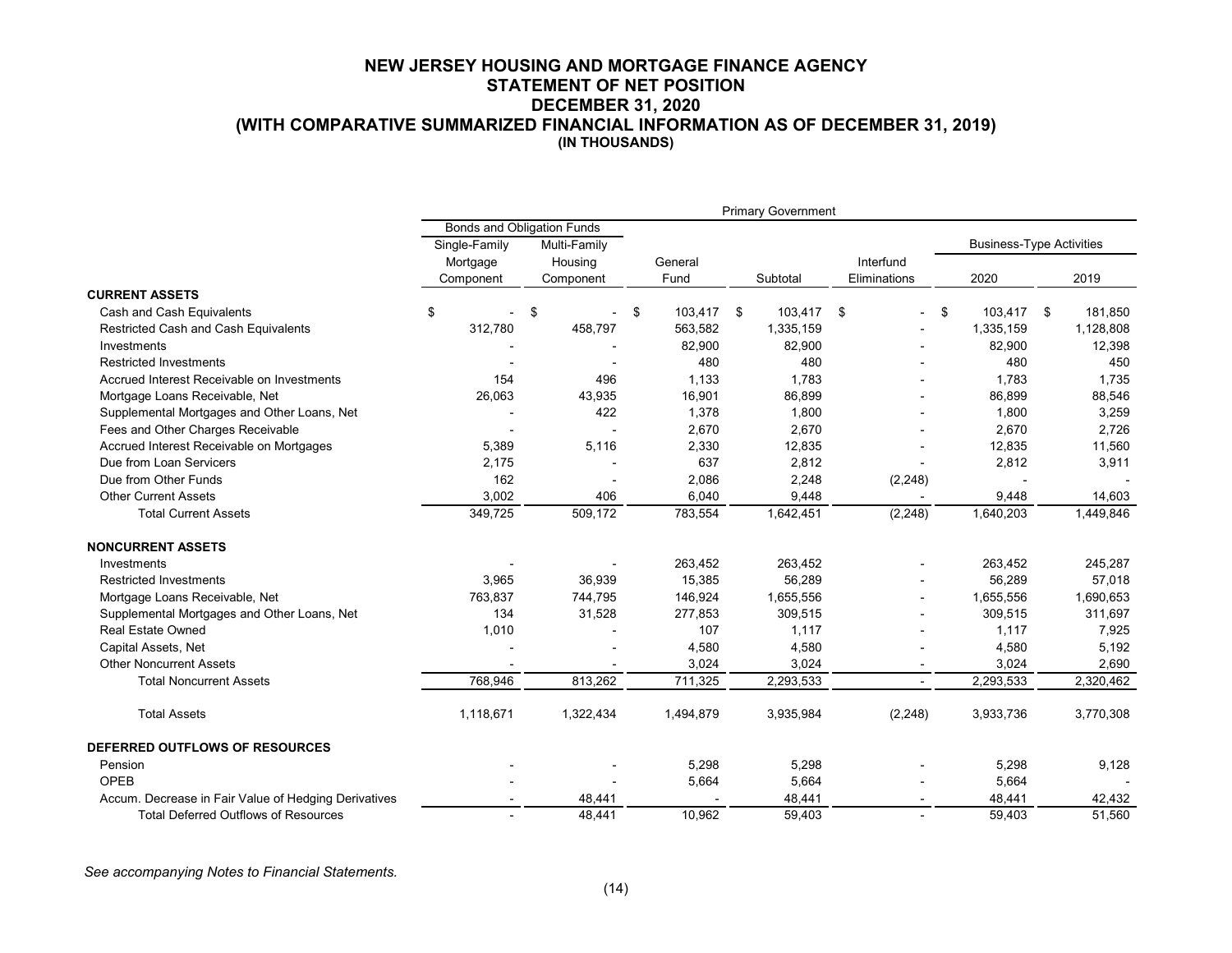# NEW JERSEY HOUSING AND MORTGAGE FINANCE AGENCY
## STATEMENT OF NET POSITION
## DECEMBER 31, 2020
## (WITH COMPARATIVE SUMMARIZED FINANCIAL INFORMATION AS OF DECEMBER 31, 2019)
### (IN THOUSANDS)

| | Primary Government | | | | | | |
|---|---|---|---|---|---|---|---|
| | Bonds and Obligation Funds | | | | | | |
| | Single-Family Mortgage Component | Multi-Family Housing Component | General Fund | Subtotal | Interfund Eliminations | Business-Type Activities 2020 | Business-Type Activities 2019 |
| **CURRENT ASSETS** | | | | | | | |
| Cash and Cash Equivalents | $ - | $ - | $ 103,417 | $ 103,417 | $ - | $ 103,417 | $ 181,850 |
| Restricted Cash and Cash Equivalents | 312,780 | 458,797 | 563,582 | 1,335,159 | - | 1,335,159 | 1,128,808 |
| Investments | - | - | 82,900 | 82,900 | - | 82,900 | 12,398 |
| Restricted Investments | - | - | 480 | 480 | - | 480 | 450 |
| Accrued Interest Receivable on Investments | 154 | 496 | 1,133 | 1,783 | - | 1,783 | 1,735 |
| Mortgage Loans Receivable, Net | 26,063 | 43,935 | 16,901 | 86,899 | - | 86,899 | 88,546 |
| Supplemental Mortgages and Other Loans, Net | - | 422 | 1,378 | 1,800 | - | 1,800 | 3,259 |
| Fees and Other Charges Receivable | - | - | 2,670 | 2,670 | - | 2,670 | 2,726 |
| Accrued Interest Receivable on Mortgages | 5,389 | 5,116 | 2,330 | 12,835 | - | 12,835 | 11,560 |
| Due from Loan Servicers | 2,175 | - | 637 | 2,812 | - | 2,812 | 3,911 |
| Due from Other Funds | 162 | - | 2,086 | 2,248 | (2,248) | - | - |
| Other Current Assets | 3,002 | 406 | 6,040 | 9,448 | - | 9,448 | 14,603 |
| Total Current Assets | 349,725 | 509,172 | 783,554 | 1,642,451 | (2,248) | 1,640,203 | 1,449,846 |
| **NONCURRENT ASSETS** | | | | | | | |
| Investments | - | - | 263,452 | 263,452 | - | 263,452 | 245,287 |
| Restricted Investments | 3,965 | 36,939 | 15,385 | 56,289 | - | 56,289 | 57,018 |
| Mortgage Loans Receivable, Net | 763,837 | 744,795 | 146,924 | 1,655,556 | - | 1,655,556 | 1,690,653 |
| Supplemental Mortgages and Other Loans, Net | 134 | 31,528 | 277,853 | 309,515 | - | 309,515 | 311,697 |
| Real Estate Owned | 1,010 | - | 107 | 1,117 | - | 1,117 | 7,925 |
| Capital Assets, Net | - | - | 4,580 | 4,580 | - | 4,580 | 5,192 |
| Other Noncurrent Assets | - | - | 3,024 | 3,024 | - | 3,024 | 2,690 |
| Total Noncurrent Assets | 768,946 | 813,262 | 711,325 | 2,293,533 | - | 2,293,533 | 2,320,462 |
| Total Assets | 1,118,671 | 1,322,434 | 1,494,879 | 3,935,984 | (2,248) | 3,933,736 | 3,770,308 |
| **DEFERRED OUTFLOWS OF RESOURCES** | | | | | | | |
| Pension | - | - | 5,298 | 5,298 | - | 5,298 | 9,128 |
| OPEB | - | - | 5,664 | 5,664 | - | 5,664 | - |
| Accum. Decrease in Fair Value of Hedging Derivatives | - | 48,441 | - | 48,441 | - | 48,441 | 42,432 |
| Total Deferred Outflows of Resources | - | 48,441 | 10,962 | 59,403 | - | 59,403 | 51,560 |

*See accompanying Notes to Financial Statements.*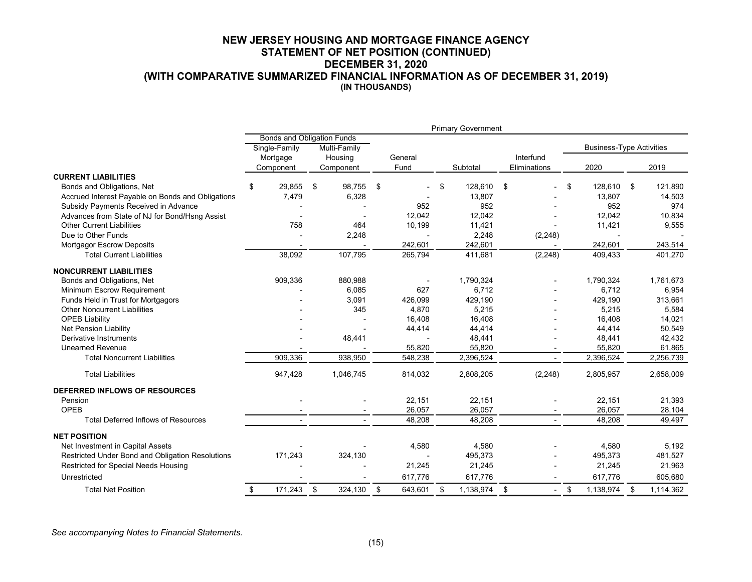# NEW JERSEY HOUSING AND MORTGAGE FINANCE AGENCY
## STATEMENT OF NET POSITION (CONTINUED)
## DECEMBER 31, 2020
## (WITH COMPARATIVE SUMMARIZED FINANCIAL INFORMATION AS OF DECEMBER 31, 2019)
### (IN THOUSANDS)

| | Primary Government | | | | | | |
|---|---|---|---|---|---|---|---|
| | Bonds and Obligation Funds | | | | | Business-Type Activities | |
| | Single-Family Mortgage Component | Multi-Family Housing Component | General Fund | Subtotal | Interfund Eliminations | 2020 | 2019 |
| **CURRENT LIABILITIES** | | | | | | | |
| Bonds and Obligations, Net | $ 29,855 | $ 98,755 | $ - | $ 128,610 | $ - | $ 128,610 | $ 121,890 |
| Accrued Interest Payable on Bonds and Obligations | 7,479 | 6,328 | - | 13,807 | - | 13,807 | 14,503 |
| Subsidy Payments Received in Advance | - | - | 952 | 952 | - | 952 | 974 |
| Advances from State of NJ for Bond/Hsng Assist | - | - | 12,042 | 12,042 | - | 12,042 | 10,834 |
| Other Current Liabilities | 758 | 464 | 10,199 | 11,421 | - | 11,421 | 9,555 |
| Due to Other Funds | - | 2,248 | - | 2,248 | (2,248) | - | - |
| Mortgagor Escrow Deposits | - | - | 242,601 | 242,601 | - | 242,601 | 243,514 |
| Total Current Liabilities | 38,092 | 107,795 | 265,794 | 411,681 | (2,248) | 409,433 | 401,270 |
| **NONCURRENT LIABILITIES** | | | | | | | |
| Bonds and Obligations, Net | 909,336 | 880,988 | - | 1,790,324 | - | 1,790,324 | 1,761,673 |
| Minimum Escrow Requirement | - | 6,085 | 627 | 6,712 | - | 6,712 | 6,954 |
| Funds Held in Trust for Mortgagors | - | 3,091 | 426,099 | 429,190 | - | 429,190 | 313,661 |
| Other Noncurrent Liabilities | - | 345 | 4,870 | 5,215 | - | 5,215 | 5,584 |
| OPEB Liability | - | - | 16,408 | 16,408 | - | 16,408 | 14,021 |
| Net Pension Liability | - | - | 44,414 | 44,414 | - | 44,414 | 50,549 |
| Derivative Instruments | - | 48,441 | - | 48,441 | - | 48,441 | 42,432 |
| Unearned Revenue | - | - | 55,820 | 55,820 | - | 55,820 | 61,865 |
| Total Noncurrent Liabilities | 909,336 | 938,950 | 548,238 | 2,396,524 | - | 2,396,524 | 2,256,739 |
| Total Liabilities | 947,428 | 1,046,745 | 814,032 | 2,808,205 | (2,248) | 2,805,957 | 2,658,009 |
| **DEFERRED INFLOWS OF RESOURCES** | | | | | | | |
| Pension | - | - | 22,151 | 22,151 | - | 22,151 | 21,393 |
| OPEB | - | - | 26,057 | 26,057 | - | 26,057 | 28,104 |
| Total Deferred Inflows of Resources | - | - | 48,208 | 48,208 | - | 48,208 | 49,497 |
| **NET POSITION** | | | | | | | |
| Net Investment in Capital Assets | - | - | 4,580 | 4,580 | - | 4,580 | 5,192 |
| Restricted Under Bond and Obligation Resolutions | 171,243 | 324,130 | - | 495,373 | - | 495,373 | 481,527 |
| Restricted for Special Needs Housing | - | - | 21,245 | 21,245 | - | 21,245 | 21,963 |
| Unrestricted | - | - | 617,776 | 617,776 | - | 617,776 | 605,680 |
| Total Net Position | $ 171,243 | $ 324,130 | $ 643,601 | $ 1,138,974 | $ - | $ 1,138,974 | $ 1,114,362 |

*See accompanying Notes to Financial Statements.*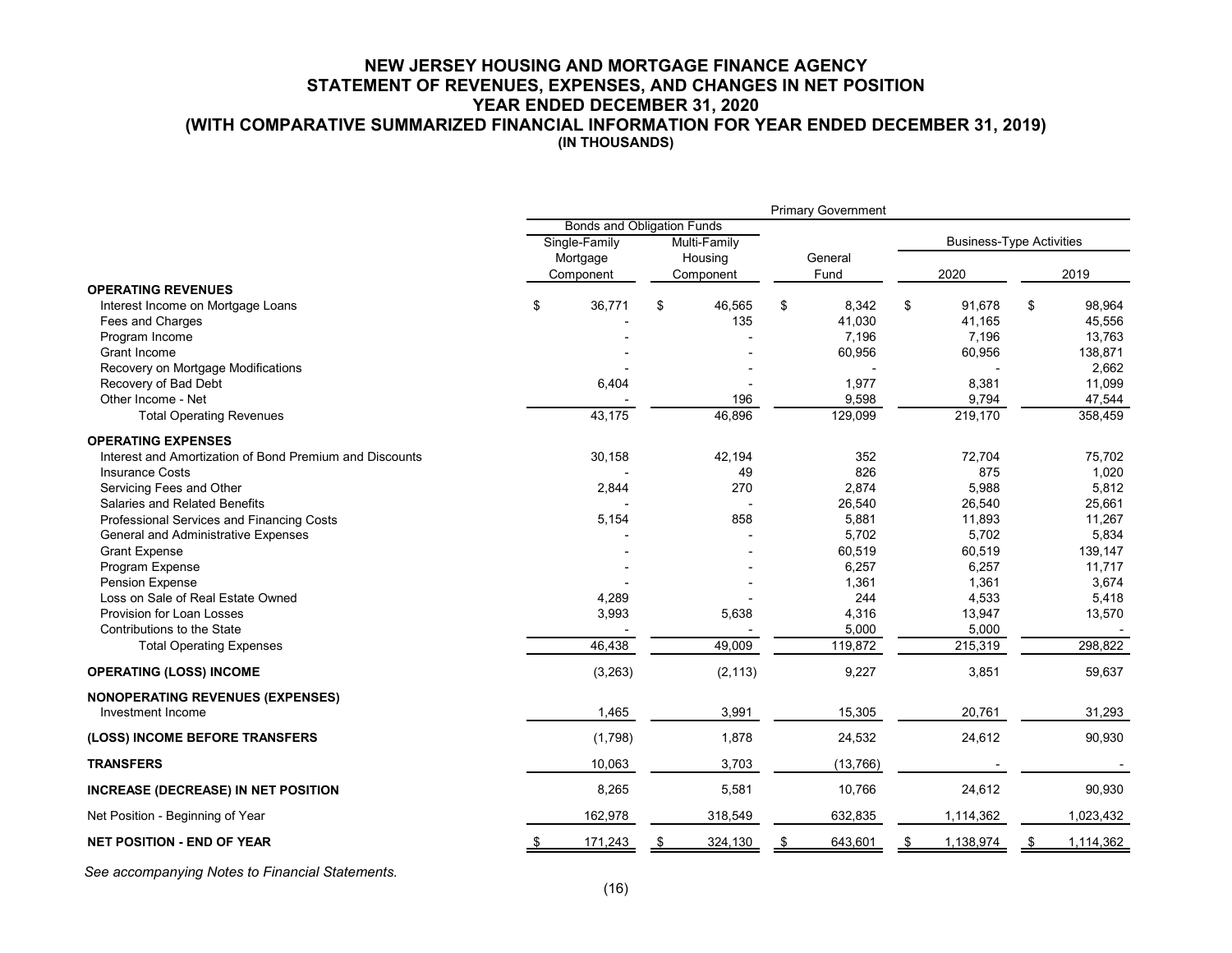# NEW JERSEY HOUSING AND MORTGAGE FINANCE AGENCY
## STATEMENT OF REVENUES, EXPENSES, AND CHANGES IN NET POSITION
## YEAR ENDED DECEMBER 31, 2020
## (WITH COMPARATIVE SUMMARIZED FINANCIAL INFORMATION FOR YEAR ENDED DECEMBER 31, 2019)
### (IN THOUSANDS)

| | Primary Government | | | | |
|---|---|---|---|---|---|
| | Bonds and Obligation Funds | | | Business-Type Activities | |
| | Single-Family Mortgage Component | Multi-Family Housing Component | General Fund | 2020 | 2019 |
| **OPERATING REVENUES** | | | | | |
| Interest Income on Mortgage Loans | $ 36,771 | $ 46,565 | $ 8,342 | $ 91,678 | $ 98,964 |
| Fees and Charges | - | 135 | 41,030 | 41,165 | 45,556 |
| Program Income | - | - | 7,196 | 7,196 | 13,763 |
| Grant Income | - | - | 60,956 | 60,956 | 138,871 |
| Recovery on Mortgage Modifications | - | - | - | - | 2,662 |
| Recovery of Bad Debt | 6,404 | - | 1,977 | 8,381 | 11,099 |
| Other Income - Net | - | 196 | 9,598 | 9,794 | 47,544 |
| Total Operating Revenues | 43,175 | 46,896 | 129,099 | 219,170 | 358,459 |
| **OPERATING EXPENSES** | | | | | |
| Interest and Amortization of Bond Premium and Discounts | 30,158 | 42,194 | 352 | 72,704 | 75,702 |
| Insurance Costs | - | 49 | 826 | 875 | 1,020 |
| Servicing Fees and Other | 2,844 | 270 | 2,874 | 5,988 | 5,812 |
| Salaries and Related Benefits | - | - | 26,540 | 26,540 | 25,661 |
| Professional Services and Financing Costs | 5,154 | 858 | 5,881 | 11,893 | 11,267 |
| General and Administrative Expenses | - | - | 5,702 | 5,702 | 5,834 |
| Grant Expense | - | - | 60,519 | 60,519 | 139,147 |
| Program Expense | - | - | 6,257 | 6,257 | 11,717 |
| Pension Expense | - | - | 1,361 | 1,361 | 3,674 |
| Loss on Sale of Real Estate Owned | 4,289 | - | 244 | 4,533 | 5,418 |
| Provision for Loan Losses | 3,993 | 5,638 | 4,316 | 13,947 | 13,570 |
| Contributions to the State | - | - | 5,000 | 5,000 | - |
| Total Operating Expenses | 46,438 | 49,009 | 119,872 | 215,319 | 298,822 |
| **OPERATING (LOSS) INCOME** | (3,263) | (2,113) | 9,227 | 3,851 | 59,637 |
| **NONOPERATING REVENUES (EXPENSES)** | | | | | |
| Investment Income | 1,465 | 3,991 | 15,305 | 20,761 | 31,293 |
| **(LOSS) INCOME BEFORE TRANSFERS** | (1,798) | 1,878 | 24,532 | 24,612 | 90,930 |
| **TRANSFERS** | 10,063 | 3,703 | (13,766) | - | - |
| **INCREASE (DECREASE) IN NET POSITION** | 8,265 | 5,581 | 10,766 | 24,612 | 90,930 |
| Net Position - Beginning of Year | 162,978 | 318,549 | 632,835 | 1,114,362 | 1,023,432 |
| **NET POSITION - END OF YEAR** | $ 171,243 | $ 324,130 | $ 643,601 | $ 1,138,974 | $ 1,114,362 |

*See accompanying Notes to Financial Statements.*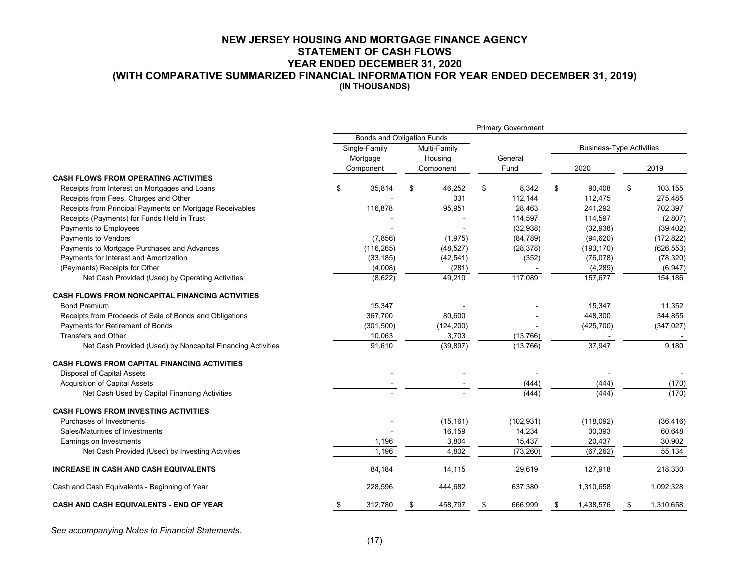# NEW JERSEY HOUSING AND MORTGAGE FINANCE AGENCY
## STATEMENT OF CASH FLOWS
## YEAR ENDED DECEMBER 31, 2020
## (WITH COMPARATIVE SUMMARIZED FINANCIAL INFORMATION FOR YEAR ENDED DECEMBER 31, 2019)
### (IN THOUSANDS)

| | Primary Government | | | | |
|---|---|---|---|---|---|
| | Bonds and Obligation Funds | | | Business-Type Activities | |
| | Single-Family Mortgage Component | Multi-Family Housing Component | General Fund | 2020 | 2019 |
| **CASH FLOWS FROM OPERATING ACTIVITIES** | | | | | |
| Receipts from Interest on Mortgages and Loans | $ 35,814 | $ 46,252 | $ 8,342 | $ 90,408 | $ 103,155 |
| Receipts from Fees, Charges and Other | - | 331 | 112,144 | 112,475 | 275,485 |
| Receipts from Principal Payments on Mortgage Receivables | 116,878 | 95,951 | 28,463 | 241,292 | 702,397 |
| Receipts (Payments) for Funds Held in Trust | - | - | 114,597 | 114,597 | (2,807) |
| Payments to Employees | - | - | (32,938) | (32,938) | (39,402) |
| Payments to Vendors | (7,856) | (1,975) | (84,789) | (94,620) | (172,822) |
| Payments to Mortgage Purchases and Advances | (116,265) | (48,527) | (28,378) | (193,170) | (626,553) |
| Payments for Interest and Amortization | (33,185) | (42,541) | (352) | (76,078) | (78,320) |
| (Payments) Receipts for Other | (4,008) | (281) | - | (4,289) | (6,947) |
| Net Cash Provided (Used) by Operating Activities | (8,622) | 49,210 | 117,089 | 157,677 | 154,186 |
| **CASH FLOWS FROM NONCAPITAL FINANCING ACTIVITIES** | | | | | |
| Bond Premium | 15,347 | - | - | 15,347 | 11,352 |
| Receipts from Proceeds of Sale of Bonds and Obligations | 367,700 | 80,600 | - | 448,300 | 344,855 |
| Payments for Retirement of Bonds | (301,500) | (124,200) | - | (425,700) | (347,027) |
| Transfers and Other | 10,063 | 3,703 | (13,766) | - | - |
| Net Cash Provided (Used) by Noncapital Financing Activities | 91,610 | (39,897) | (13,766) | 37,947 | 9,180 |
| **CASH FLOWS FROM CAPITAL FINANCING ACTIVITIES** | | | | | |
| Disposal of Capital Assets | - | - | - | - | - |
| Acquisition of Capital Assets | - | - | (444) | (444) | (170) |
| Net Cash Used by Capital Financing Activities | - | - | (444) | (444) | (170) |
| **CASH FLOWS FROM INVESTING ACTIVITIES** | | | | | |
| Purchases of Investments | - | (15,161) | (102,931) | (118,092) | (36,416) |
| Sales/Maturities of Investments | - | 16,159 | 14,234 | 30,393 | 60,648 |
| Earnings on Investments | 1,196 | 3,804 | 15,437 | 20,437 | 30,902 |
| Net Cash Provided (Used) by Investing Activities | 1,196 | 4,802 | (73,260) | (67,262) | 55,134 |
| **INCREASE IN CASH AND CASH EQUIVALENTS** | 84,184 | 14,115 | 29,619 | 127,918 | 218,330 |
| Cash and Cash Equivalents - Beginning of Year | 228,596 | 444,682 | 637,380 | 1,310,658 | 1,092,328 |
| **CASH AND CASH EQUIVALENTS - END OF YEAR** | $ 312,780 | $ 458,797 | $ 666,999 | $ 1,438,576 | $ 1,310,658 |

*See accompanying Notes to Financial Statements.*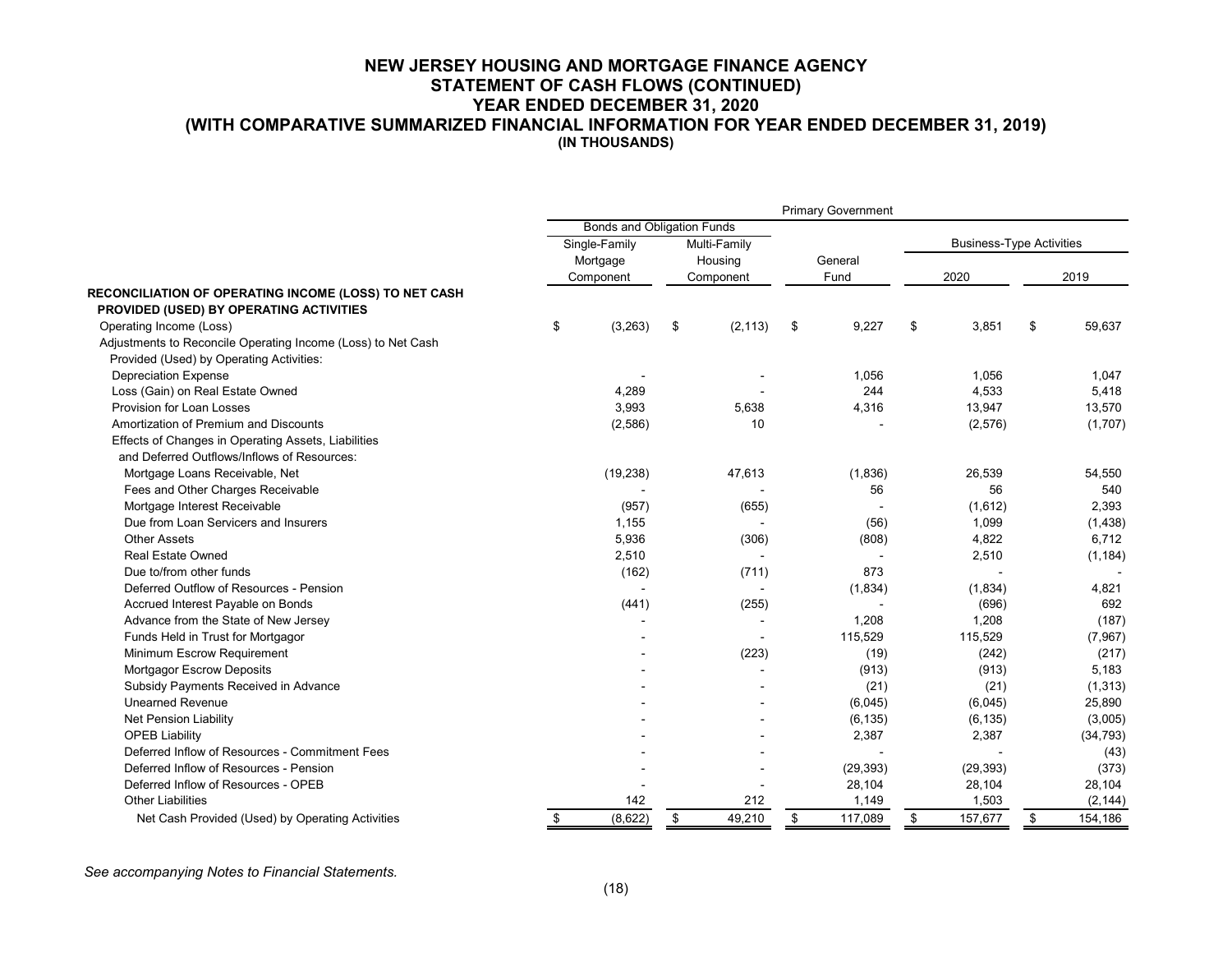# NEW JERSEY HOUSING AND MORTGAGE FINANCE AGENCY
## STATEMENT OF CASH FLOWS (CONTINUED)
## YEAR ENDED DECEMBER 31, 2020
## (WITH COMPARATIVE SUMMARIZED FINANCIAL INFORMATION FOR YEAR ENDED DECEMBER 31, 2019)
### (IN THOUSANDS)

| | Primary Government | | | | |
|---|---|---|---|---|---|
| | Bonds and Obligation Funds | | | | |
| | Single-Family Mortgage Component | Multi-Family Housing Component | General Fund | Business-Type Activities 2020 | Business-Type Activities 2019 |
| **RECONCILIATION OF OPERATING INCOME (LOSS) TO NET CASH PROVIDED (USED) BY OPERATING ACTIVITIES** | | | | | |
| Operating Income (Loss) | $ (3,263) | $ (2,113) | $ 9,227 | $ 3,851 | $ 59,637 |
| Adjustments to Reconcile Operating Income (Loss) to Net Cash Provided (Used) by Operating Activities: | | | | | |
| Depreciation Expense | - | - | 1,056 | 1,056 | 1,047 |
| Loss (Gain) on Real Estate Owned | 4,289 | - | 244 | 4,533 | 5,418 |
| Provision for Loan Losses | 3,993 | 5,638 | 4,316 | 13,947 | 13,570 |
| Amortization of Premium and Discounts | (2,586) | 10 | - | (2,576) | (1,707) |
| Effects of Changes in Operating Assets, Liabilities and Deferred Outflows/Inflows of Resources: | | | | | |
| Mortgage Loans Receivable, Net | (19,238) | 47,613 | (1,836) | 26,539 | 54,550 |
| Fees and Other Charges Receivable | - | - | 56 | 56 | 540 |
| Mortgage Interest Receivable | (957) | (655) | - | (1,612) | 2,393 |
| Due from Loan Servicers and Insurers | 1,155 | - | (56) | 1,099 | (1,438) |
| Other Assets | 5,936 | (306) | (808) | 4,822 | 6,712 |
| Real Estate Owned | 2,510 | - | - | 2,510 | (1,184) |
| Due to/from other funds | (162) | (711) | 873 | - | - |
| Deferred Outflow of Resources - Pension | - | - | (1,834) | (1,834) | 4,821 |
| Accrued Interest Payable on Bonds | (441) | (255) | - | (696) | 692 |
| Advance from the State of New Jersey | - | - | 1,208 | 1,208 | (187) |
| Funds Held in Trust for Mortgagor | - | - | 115,529 | 115,529 | (7,967) |
| Minimum Escrow Requirement | - | (223) | (19) | (242) | (217) |
| Mortgagor Escrow Deposits | - | - | (913) | (913) | 5,183 |
| Subsidy Payments Received in Advance | - | - | (21) | (21) | (1,313) |
| Unearned Revenue | - | - | (6,045) | (6,045) | 25,890 |
| Net Pension Liability | - | - | (6,135) | (6,135) | (3,005) |
| OPEB Liability | - | - | 2,387 | 2,387 | (34,793) |
| Deferred Inflow of Resources - Commitment Fees | - | - | - | - | (43) |
| Deferred Inflow of Resources - Pension | - | - | (29,393) | (29,393) | (373) |
| Deferred Inflow of Resources - OPEB | - | - | 28,104 | 28,104 | 28,104 |
| Other Liabilities | 142 | 212 | 1,149 | 1,503 | (2,144) |
| Net Cash Provided (Used) by Operating Activities | $ (8,622) | $ 49,210 | $ 117,089 | $ 157,677 | $ 154,186 |

*See accompanying Notes to Financial Statements.*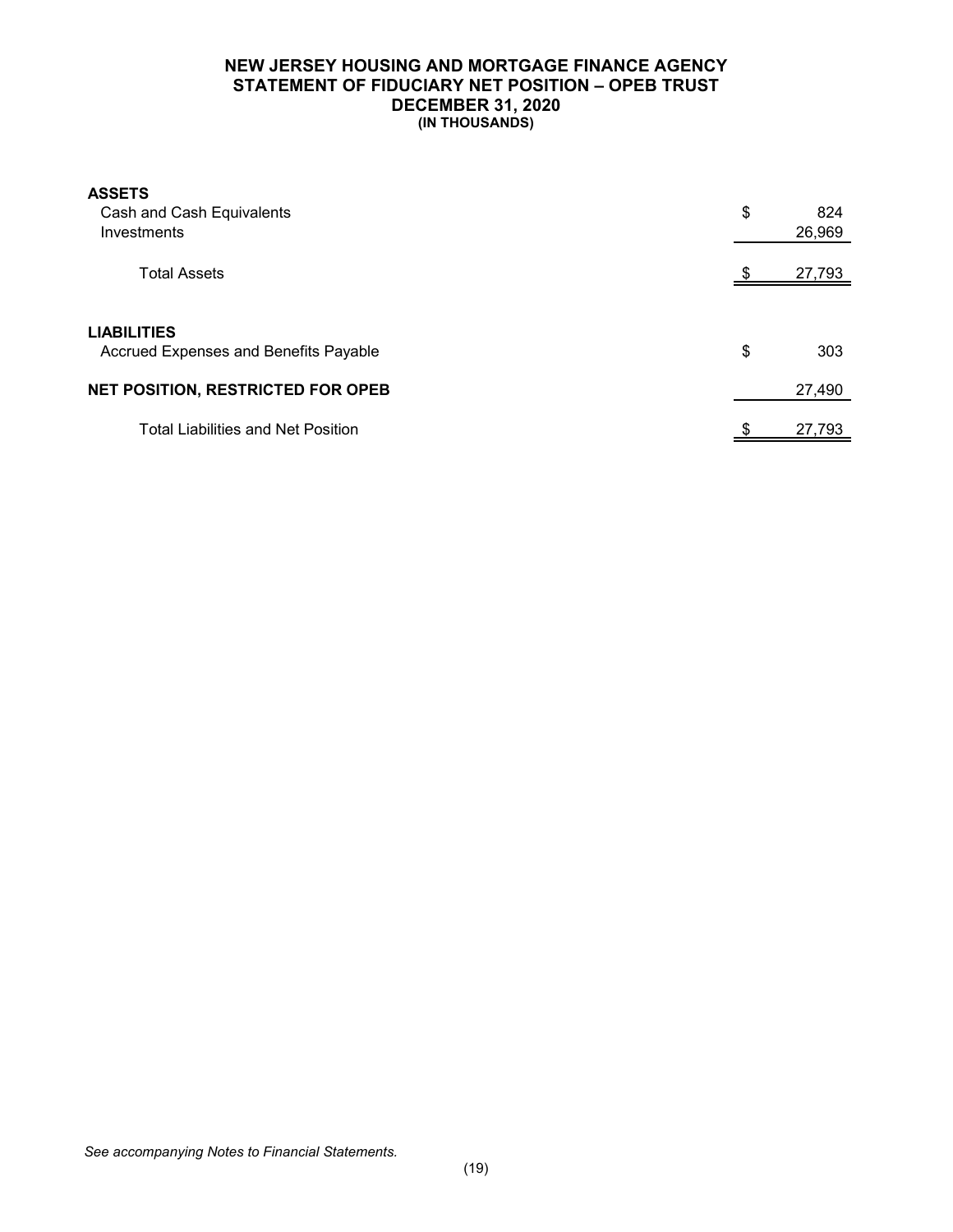# NEW JERSEY HOUSING AND MORTGAGE FINANCE AGENCY
## STATEMENT OF FIDUCIARY NET POSITION – OPEB TRUST
## DECEMBER 31, 2020
### (IN THOUSANDS)

| | | |
|---|---|---|
| **ASSETS** | | |
| Cash and Cash Equivalents | $ | 824 |
| Investments | | 26,969 |
| Total Assets | $ | 27,793 |
| | | |
| **LIABILITIES** | | |
| Accrued Expenses and Benefits Payable | $ | 303 |
| **NET POSITION, RESTRICTED FOR OPEB** | | 27,490 |
| Total Liabilities and Net Position | $ | 27,793 |

*See accompanying Notes to Financial Statements.*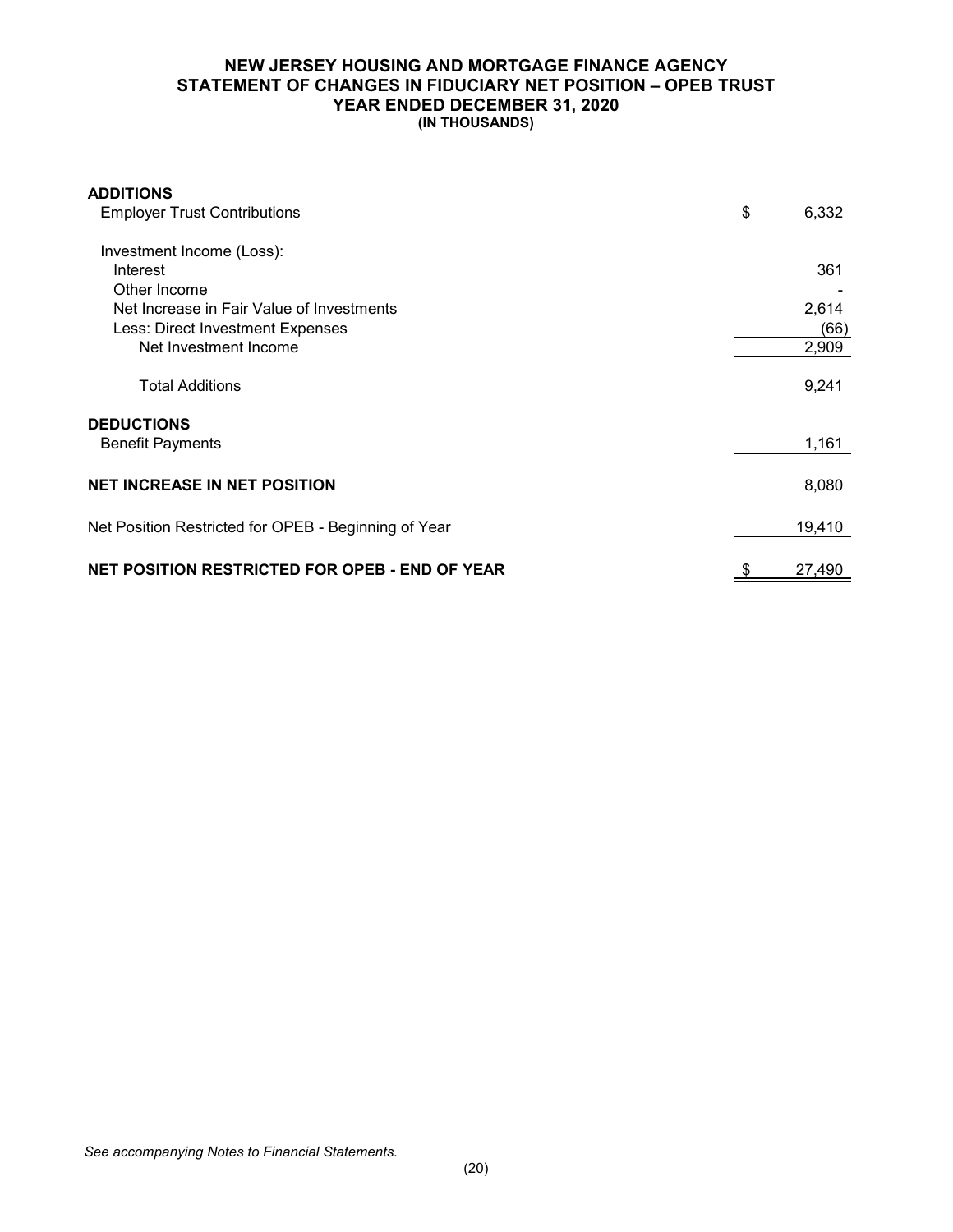# NEW JERSEY HOUSING AND MORTGAGE FINANCE AGENCY
## STATEMENT OF CHANGES IN FIDUCIARY NET POSITION – OPEB TRUST
## YEAR ENDED DECEMBER 31, 2020
**(IN THOUSANDS)**

| | |
|---|---|
| **ADDITIONS** | |
| Employer Trust Contributions | $ 6,332 |
| Investment Income (Loss): | |
| Interest | 361 |
| Other Income | - |
| Net Increase in Fair Value of Investments | 2,614 |
| Less: Direct Investment Expenses | (66) |
| Net Investment Income | 2,909 |
| Total Additions | 9,241 |
| **DEDUCTIONS** | |
| Benefit Payments | 1,161 |
| **NET INCREASE IN NET POSITION** | 8,080 |
| Net Position Restricted for OPEB - Beginning of Year | 19,410 |
| **NET POSITION RESTRICTED FOR OPEB - END OF YEAR** | $ 27,490 |

*See accompanying Notes to Financial Statements.*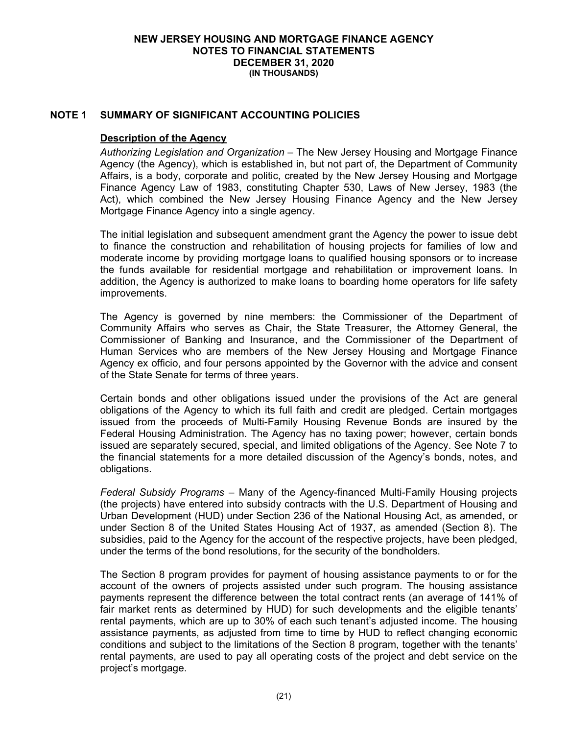# NEW JERSEY HOUSING AND MORTGAGE FINANCE AGENCY
## NOTES TO FINANCIAL STATEMENTS
## DECEMBER 31, 2020
### (IN THOUSANDS)

## NOTE 1 SUMMARY OF SIGNIFICANT ACCOUNTING POLICIES

**Description of the Agency**

*Authorizing Legislation and Organization* – The New Jersey Housing and Mortgage Finance Agency (the Agency), which is established in, but not part of, the Department of Community Affairs, is a body, corporate and politic, created by the New Jersey Housing and Mortgage Finance Agency Law of 1983, constituting Chapter 530, Laws of New Jersey, 1983 (the Act), which combined the New Jersey Housing Finance Agency and the New Jersey Mortgage Finance Agency into a single agency.

The initial legislation and subsequent amendment grant the Agency the power to issue debt to finance the construction and rehabilitation of housing projects for families of low and moderate income by providing mortgage loans to qualified housing sponsors or to increase the funds available for residential mortgage and rehabilitation or improvement loans. In addition, the Agency is authorized to make loans to boarding home operators for life safety improvements.

The Agency is governed by nine members: the Commissioner of the Department of Community Affairs who serves as Chair, the State Treasurer, the Attorney General, the Commissioner of Banking and Insurance, and the Commissioner of the Department of Human Services who are members of the New Jersey Housing and Mortgage Finance Agency ex officio, and four persons appointed by the Governor with the advice and consent of the State Senate for terms of three years.

Certain bonds and other obligations issued under the provisions of the Act are general obligations of the Agency to which its full faith and credit are pledged. Certain mortgages issued from the proceeds of Multi-Family Housing Revenue Bonds are insured by the Federal Housing Administration. The Agency has no taxing power; however, certain bonds issued are separately secured, special, and limited obligations of the Agency. See Note 7 to the financial statements for a more detailed discussion of the Agency's bonds, notes, and obligations.

*Federal Subsidy Programs* – Many of the Agency-financed Multi-Family Housing projects (the projects) have entered into subsidy contracts with the U.S. Department of Housing and Urban Development (HUD) under Section 236 of the National Housing Act, as amended, or under Section 8 of the United States Housing Act of 1937, as amended (Section 8). The subsidies, paid to the Agency for the account of the respective projects, have been pledged, under the terms of the bond resolutions, for the security of the bondholders.

The Section 8 program provides for payment of housing assistance payments to or for the account of the owners of projects assisted under such program. The housing assistance payments represent the difference between the total contract rents (an average of 141% of fair market rents as determined by HUD) for such developments and the eligible tenants' rental payments, which are up to 30% of each such tenant's adjusted income. The housing assistance payments, as adjusted from time to time by HUD to reflect changing economic conditions and subject to the limitations of the Section 8 program, together with the tenants' rental payments, are used to pay all operating costs of the project and debt service on the project's mortgage.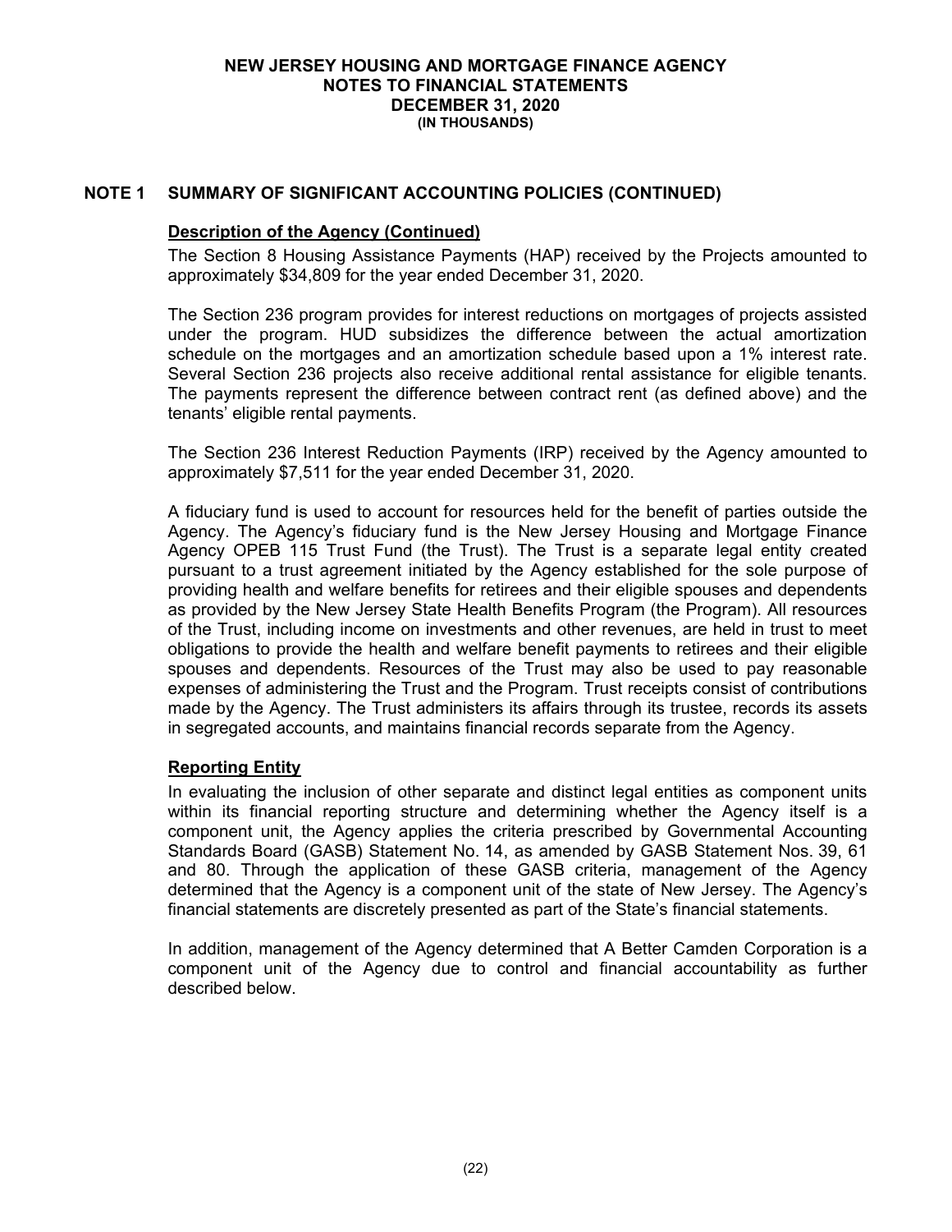## NOTE 1 SUMMARY OF SIGNIFICANT ACCOUNTING POLICIES (CONTINUED)

**Description of the Agency (Continued)**

The Section 8 Housing Assistance Payments (HAP) received by the Projects amounted to approximately $34,809 for the year ended December 31, 2020.

The Section 236 program provides for interest reductions on mortgages of projects assisted under the program. HUD subsidizes the difference between the actual amortization schedule on the mortgages and an amortization schedule based upon a 1% interest rate. Several Section 236 projects also receive additional rental assistance for eligible tenants. The payments represent the difference between contract rent (as defined above) and the tenants' eligible rental payments.

The Section 236 Interest Reduction Payments (IRP) received by the Agency amounted to approximately $7,511 for the year ended December 31, 2020.

A fiduciary fund is used to account for resources held for the benefit of parties outside the Agency. The Agency's fiduciary fund is the New Jersey Housing and Mortgage Finance Agency OPEB 115 Trust Fund (the Trust). The Trust is a separate legal entity created pursuant to a trust agreement initiated by the Agency established for the sole purpose of providing health and welfare benefits for retirees and their eligible spouses and dependents as provided by the New Jersey State Health Benefits Program (the Program). All resources of the Trust, including income on investments and other revenues, are held in trust to meet obligations to provide the health and welfare benefit payments to retirees and their eligible spouses and dependents. Resources of the Trust may also be used to pay reasonable expenses of administering the Trust and the Program. Trust receipts consist of contributions made by the Agency. The Trust administers its affairs through its trustee, records its assets in segregated accounts, and maintains financial records separate from the Agency.

**Reporting Entity**

In evaluating the inclusion of other separate and distinct legal entities as component units within its financial reporting structure and determining whether the Agency itself is a component unit, the Agency applies the criteria prescribed by Governmental Accounting Standards Board (GASB) Statement No. 14, as amended by GASB Statement Nos. 39, 61 and 80. Through the application of these GASB criteria, management of the Agency determined that the Agency is a component unit of the state of New Jersey. The Agency's financial statements are discretely presented as part of the State's financial statements.

In addition, management of the Agency determined that A Better Camden Corporation is a component unit of the Agency due to control and financial accountability as further described below.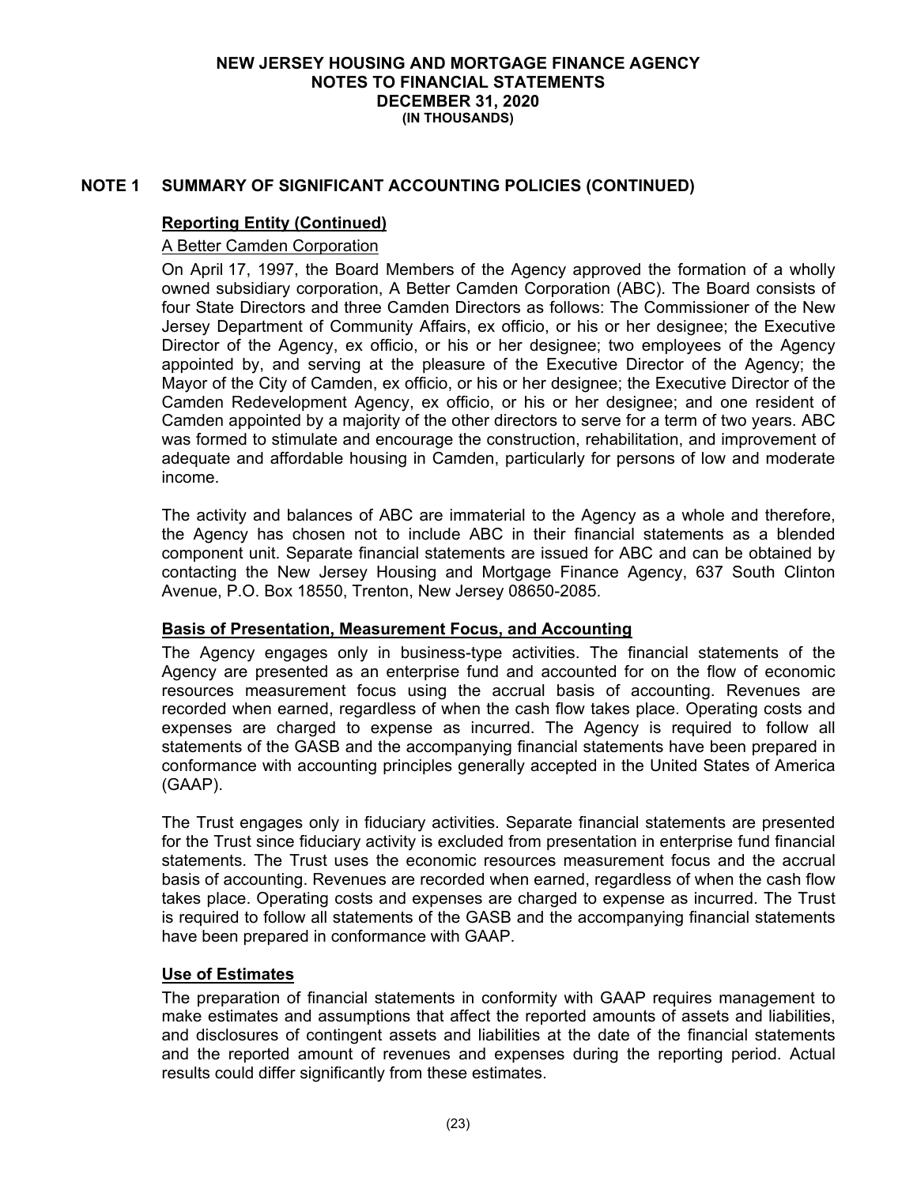## NOTE 1 SUMMARY OF SIGNIFICANT ACCOUNTING POLICIES (CONTINUED)

### Reporting Entity (Continued)

A Better Camden Corporation

On April 17, 1997, the Board Members of the Agency approved the formation of a wholly owned subsidiary corporation, A Better Camden Corporation (ABC). The Board consists of four State Directors and three Camden Directors as follows: The Commissioner of the New Jersey Department of Community Affairs, ex officio, or his or her designee; the Executive Director of the Agency, ex officio, or his or her designee; two employees of the Agency appointed by, and serving at the pleasure of the Executive Director of the Agency; the Mayor of the City of Camden, ex officio, or his or her designee; the Executive Director of the Camden Redevelopment Agency, ex officio, or his or her designee; and one resident of Camden appointed by a majority of the other directors to serve for a term of two years. ABC was formed to stimulate and encourage the construction, rehabilitation, and improvement of adequate and affordable housing in Camden, particularly for persons of low and moderate income.

The activity and balances of ABC are immaterial to the Agency as a whole and therefore, the Agency has chosen not to include ABC in their financial statements as a blended component unit. Separate financial statements are issued for ABC and can be obtained by contacting the New Jersey Housing and Mortgage Finance Agency, 637 South Clinton Avenue, P.O. Box 18550, Trenton, New Jersey 08650-2085.

### Basis of Presentation, Measurement Focus, and Accounting

The Agency engages only in business-type activities. The financial statements of the Agency are presented as an enterprise fund and accounted for on the flow of economic resources measurement focus using the accrual basis of accounting. Revenues are recorded when earned, regardless of when the cash flow takes place. Operating costs and expenses are charged to expense as incurred. The Agency is required to follow all statements of the GASB and the accompanying financial statements have been prepared in conformance with accounting principles generally accepted in the United States of America (GAAP).

The Trust engages only in fiduciary activities. Separate financial statements are presented for the Trust since fiduciary activity is excluded from presentation in enterprise fund financial statements. The Trust uses the economic resources measurement focus and the accrual basis of accounting. Revenues are recorded when earned, regardless of when the cash flow takes place. Operating costs and expenses are charged to expense as incurred. The Trust is required to follow all statements of the GASB and the accompanying financial statements have been prepared in conformance with GAAP.

### Use of Estimates

The preparation of financial statements in conformity with GAAP requires management to make estimates and assumptions that affect the reported amounts of assets and liabilities, and disclosures of contingent assets and liabilities at the date of the financial statements and the reported amount of revenues and expenses during the reporting period. Actual results could differ significantly from these estimates.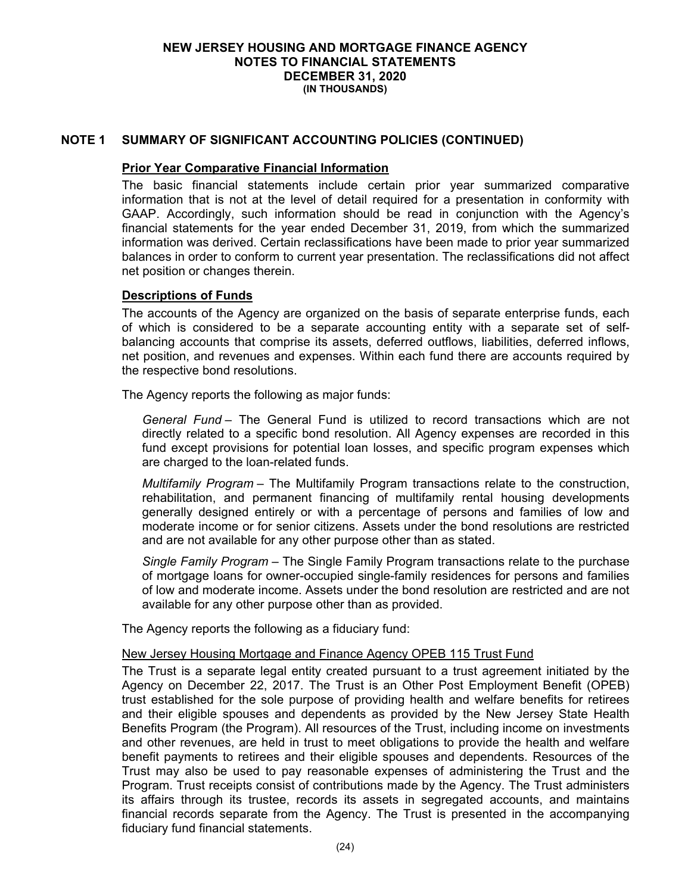## NOTE 1 SUMMARY OF SIGNIFICANT ACCOUNTING POLICIES (CONTINUED)

**Prior Year Comparative Financial Information**

The basic financial statements include certain prior year summarized comparative information that is not at the level of detail required for a presentation in conformity with GAAP. Accordingly, such information should be read in conjunction with the Agency's financial statements for the year ended December 31, 2019, from which the summarized information was derived. Certain reclassifications have been made to prior year summarized balances in order to conform to current year presentation. The reclassifications did not affect net position or changes therein.

**Descriptions of Funds**

The accounts of the Agency are organized on the basis of separate enterprise funds, each of which is considered to be a separate accounting entity with a separate set of self-balancing accounts that comprise its assets, deferred outflows, liabilities, deferred inflows, net position, and revenues and expenses. Within each fund there are accounts required by the respective bond resolutions.

The Agency reports the following as major funds:

*General Fund* – The General Fund is utilized to record transactions which are not directly related to a specific bond resolution. All Agency expenses are recorded in this fund except provisions for potential loan losses, and specific program expenses which are charged to the loan-related funds.

*Multifamily Program* – The Multifamily Program transactions relate to the construction, rehabilitation, and permanent financing of multifamily rental housing developments generally designed entirely or with a percentage of persons and families of low and moderate income or for senior citizens. Assets under the bond resolutions are restricted and are not available for any other purpose other than as stated.

*Single Family Program* – The Single Family Program transactions relate to the purchase of mortgage loans for owner-occupied single-family residences for persons and families of low and moderate income. Assets under the bond resolution are restricted and are not available for any other purpose other than as provided.

The Agency reports the following as a fiduciary fund:

New Jersey Housing Mortgage and Finance Agency OPEB 115 Trust Fund

The Trust is a separate legal entity created pursuant to a trust agreement initiated by the Agency on December 22, 2017. The Trust is an Other Post Employment Benefit (OPEB) trust established for the sole purpose of providing health and welfare benefits for retirees and their eligible spouses and dependents as provided by the New Jersey State Health Benefits Program (the Program). All resources of the Trust, including income on investments and other revenues, are held in trust to meet obligations to provide the health and welfare benefit payments to retirees and their eligible spouses and dependents. Resources of the Trust may also be used to pay reasonable expenses of administering the Trust and the Program. Trust receipts consist of contributions made by the Agency. The Trust administers its affairs through its trustee, records its assets in segregated accounts, and maintains financial records separate from the Agency. The Trust is presented in the accompanying fiduciary fund financial statements.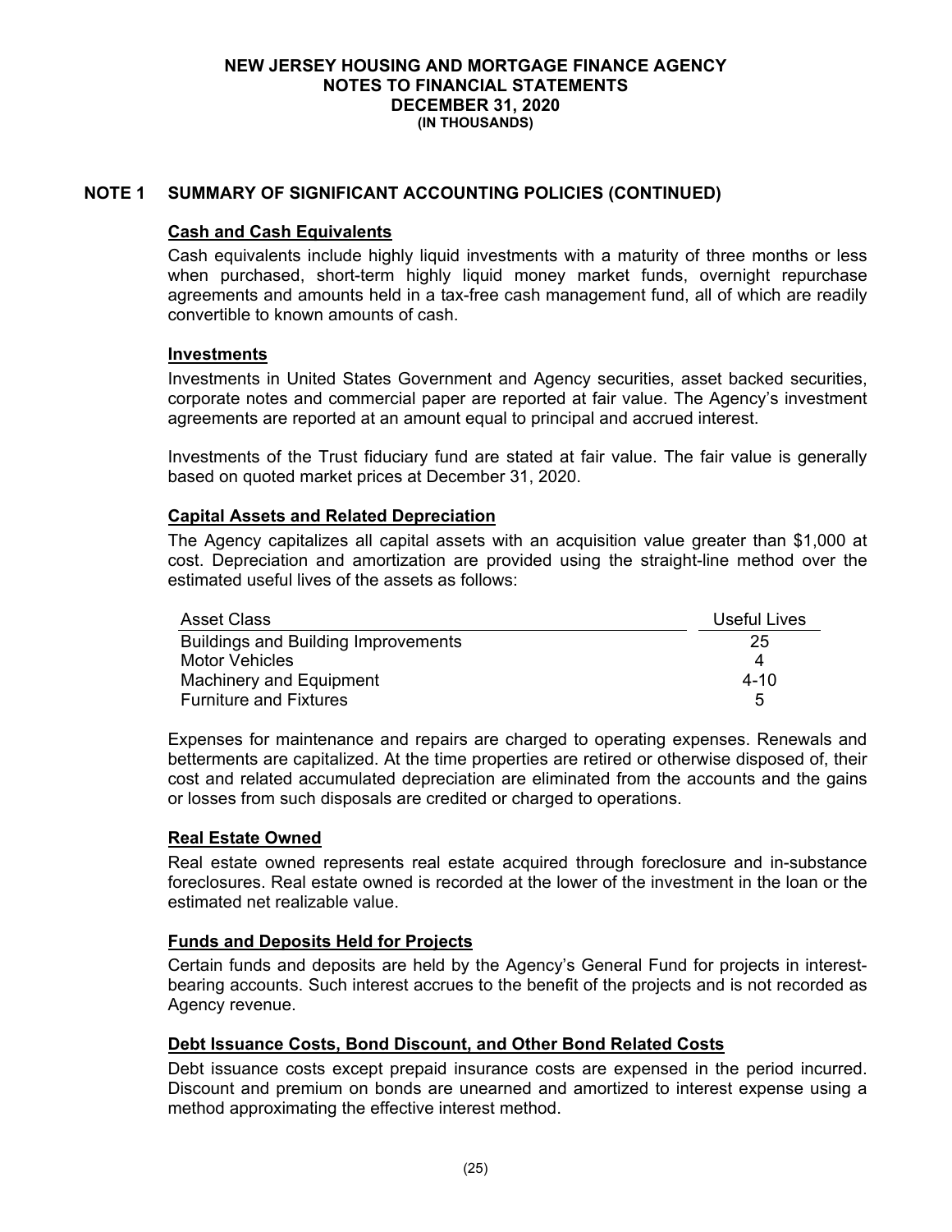# NEW JERSEY HOUSING AND MORTGAGE FINANCE AGENCY
## NOTES TO FINANCIAL STATEMENTS
## DECEMBER 31, 2020
**(IN THOUSANDS)**

## NOTE 1 SUMMARY OF SIGNIFICANT ACCOUNTING POLICIES (CONTINUED)

### Cash and Cash Equivalents

Cash equivalents include highly liquid investments with a maturity of three months or less when purchased, short-term highly liquid money market funds, overnight repurchase agreements and amounts held in a tax-free cash management fund, all of which are readily convertible to known amounts of cash.

### Investments

Investments in United States Government and Agency securities, asset backed securities, corporate notes and commercial paper are reported at fair value. The Agency's investment agreements are reported at an amount equal to principal and accrued interest.

Investments of the Trust fiduciary fund are stated at fair value. The fair value is generally based on quoted market prices at December 31, 2020.

### Capital Assets and Related Depreciation

The Agency capitalizes all capital assets with an acquisition value greater than $1,000 at cost. Depreciation and amortization are provided using the straight-line method over the estimated useful lives of the assets as follows:

| Asset Class | Useful Lives |
|---|---|
| Buildings and Building Improvements | 25 |
| Motor Vehicles | 4 |
| Machinery and Equipment | 4-10 |
| Furniture and Fixtures | 5 |

Expenses for maintenance and repairs are charged to operating expenses. Renewals and betterments are capitalized. At the time properties are retired or otherwise disposed of, their cost and related accumulated depreciation are eliminated from the accounts and the gains or losses from such disposals are credited or charged to operations.

### Real Estate Owned

Real estate owned represents real estate acquired through foreclosure and in-substance foreclosures. Real estate owned is recorded at the lower of the investment in the loan or the estimated net realizable value.

### Funds and Deposits Held for Projects

Certain funds and deposits are held by the Agency's General Fund for projects in interest-bearing accounts. Such interest accrues to the benefit of the projects and is not recorded as Agency revenue.

### Debt Issuance Costs, Bond Discount, and Other Bond Related Costs

Debt issuance costs except prepaid insurance costs are expensed in the period incurred. Discount and premium on bonds are unearned and amortized to interest expense using a method approximating the effective interest method.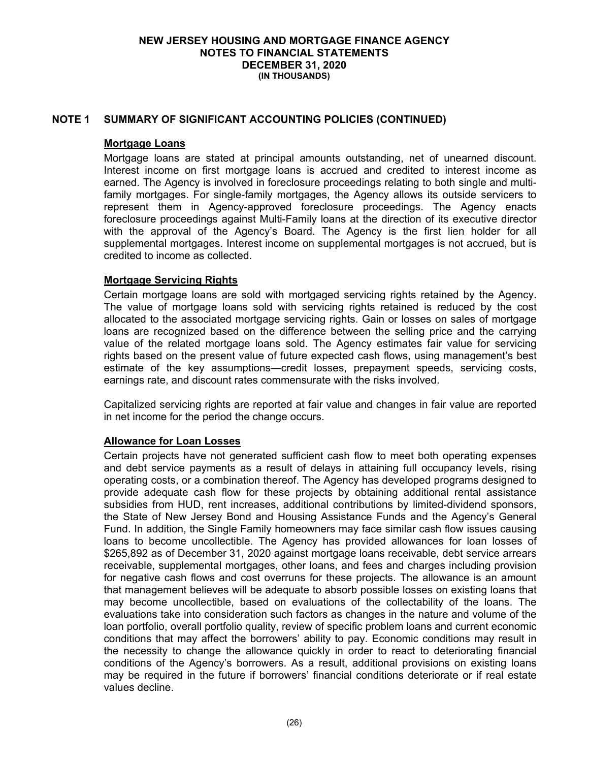**NEW JERSEY HOUSING AND MORTGAGE FINANCE AGENCY**
**NOTES TO FINANCIAL STATEMENTS**
**DECEMBER 31, 2020**
**(IN THOUSANDS)**

## NOTE 1 SUMMARY OF SIGNIFICANT ACCOUNTING POLICIES (CONTINUED)

### Mortgage Loans

Mortgage loans are stated at principal amounts outstanding, net of unearned discount. Interest income on first mortgage loans is accrued and credited to interest income as earned. The Agency is involved in foreclosure proceedings relating to both single and multi-family mortgages. For single-family mortgages, the Agency allows its outside servicers to represent them in Agency-approved foreclosure proceedings. The Agency enacts foreclosure proceedings against Multi-Family loans at the direction of its executive director with the approval of the Agency's Board. The Agency is the first lien holder for all supplemental mortgages. Interest income on supplemental mortgages is not accrued, but is credited to income as collected.

### Mortgage Servicing Rights

Certain mortgage loans are sold with mortgaged servicing rights retained by the Agency. The value of mortgage loans sold with servicing rights retained is reduced by the cost allocated to the associated mortgage servicing rights. Gain or losses on sales of mortgage loans are recognized based on the difference between the selling price and the carrying value of the related mortgage loans sold. The Agency estimates fair value for servicing rights based on the present value of future expected cash flows, using management's best estimate of the key assumptions—credit losses, prepayment speeds, servicing costs, earnings rate, and discount rates commensurate with the risks involved.

Capitalized servicing rights are reported at fair value and changes in fair value are reported in net income for the period the change occurs.

### Allowance for Loan Losses

Certain projects have not generated sufficient cash flow to meet both operating expenses and debt service payments as a result of delays in attaining full occupancy levels, rising operating costs, or a combination thereof. The Agency has developed programs designed to provide adequate cash flow for these projects by obtaining additional rental assistance subsidies from HUD, rent increases, additional contributions by limited-dividend sponsors, the State of New Jersey Bond and Housing Assistance Funds and the Agency's General Fund. In addition, the Single Family homeowners may face similar cash flow issues causing loans to become uncollectible. The Agency has provided allowances for loan losses of $265,892 as of December 31, 2020 against mortgage loans receivable, debt service arrears receivable, supplemental mortgages, other loans, and fees and charges including provision for negative cash flows and cost overruns for these projects. The allowance is an amount that management believes will be adequate to absorb possible losses on existing loans that may become uncollectible, based on evaluations of the collectability of the loans. The evaluations take into consideration such factors as changes in the nature and volume of the loan portfolio, overall portfolio quality, review of specific problem loans and current economic conditions that may affect the borrowers' ability to pay. Economic conditions may result in the necessity to change the allowance quickly in order to react to deteriorating financial conditions of the Agency's borrowers. As a result, additional provisions on existing loans may be required in the future if borrowers' financial conditions deteriorate or if real estate values decline.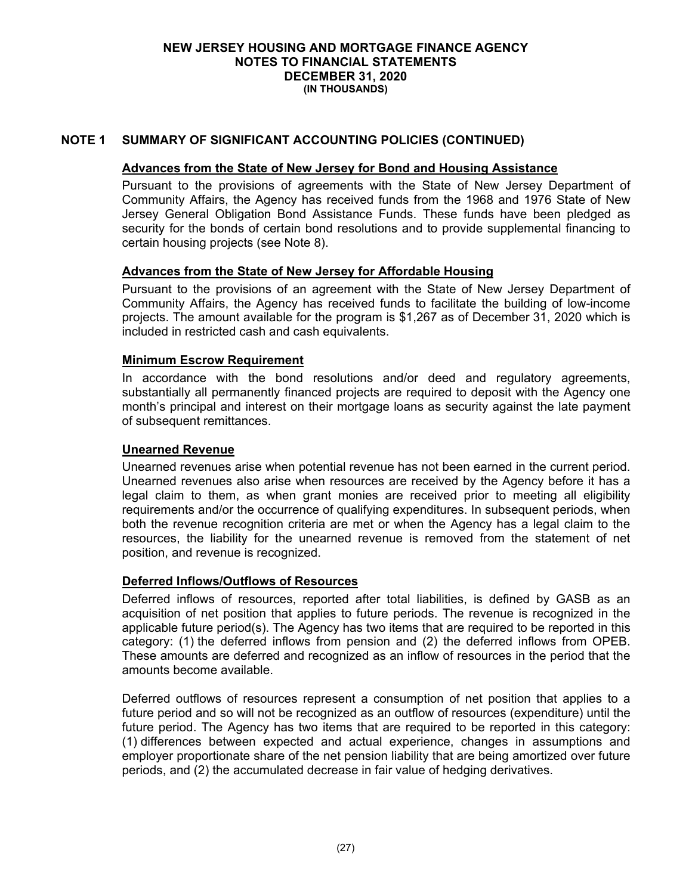## NOTE 1 SUMMARY OF SIGNIFICANT ACCOUNTING POLICIES (CONTINUED)

**Advances from the State of New Jersey for Bond and Housing Assistance**

Pursuant to the provisions of agreements with the State of New Jersey Department of Community Affairs, the Agency has received funds from the 1968 and 1976 State of New Jersey General Obligation Bond Assistance Funds. These funds have been pledged as security for the bonds of certain bond resolutions and to provide supplemental financing to certain housing projects (see Note 8).

**Advances from the State of New Jersey for Affordable Housing**

Pursuant to the provisions of an agreement with the State of New Jersey Department of Community Affairs, the Agency has received funds to facilitate the building of low-income projects. The amount available for the program is $1,267 as of December 31, 2020 which is included in restricted cash and cash equivalents.

**Minimum Escrow Requirement**

In accordance with the bond resolutions and/or deed and regulatory agreements, substantially all permanently financed projects are required to deposit with the Agency one month's principal and interest on their mortgage loans as security against the late payment of subsequent remittances.

**Unearned Revenue**

Unearned revenues arise when potential revenue has not been earned in the current period. Unearned revenues also arise when resources are received by the Agency before it has a legal claim to them, as when grant monies are received prior to meeting all eligibility requirements and/or the occurrence of qualifying expenditures. In subsequent periods, when both the revenue recognition criteria are met or when the Agency has a legal claim to the resources, the liability for the unearned revenue is removed from the statement of net position, and revenue is recognized.

**Deferred Inflows/Outflows of Resources**

Deferred inflows of resources, reported after total liabilities, is defined by GASB as an acquisition of net position that applies to future periods. The revenue is recognized in the applicable future period(s). The Agency has two items that are required to be reported in this category: (1) the deferred inflows from pension and (2) the deferred inflows from OPEB. These amounts are deferred and recognized as an inflow of resources in the period that the amounts become available.

Deferred outflows of resources represent a consumption of net position that applies to a future period and so will not be recognized as an outflow of resources (expenditure) until the future period. The Agency has two items that are required to be reported in this category: (1) differences between expected and actual experience, changes in assumptions and employer proportionate share of the net pension liability that are being amortized over future periods, and (2) the accumulated decrease in fair value of hedging derivatives.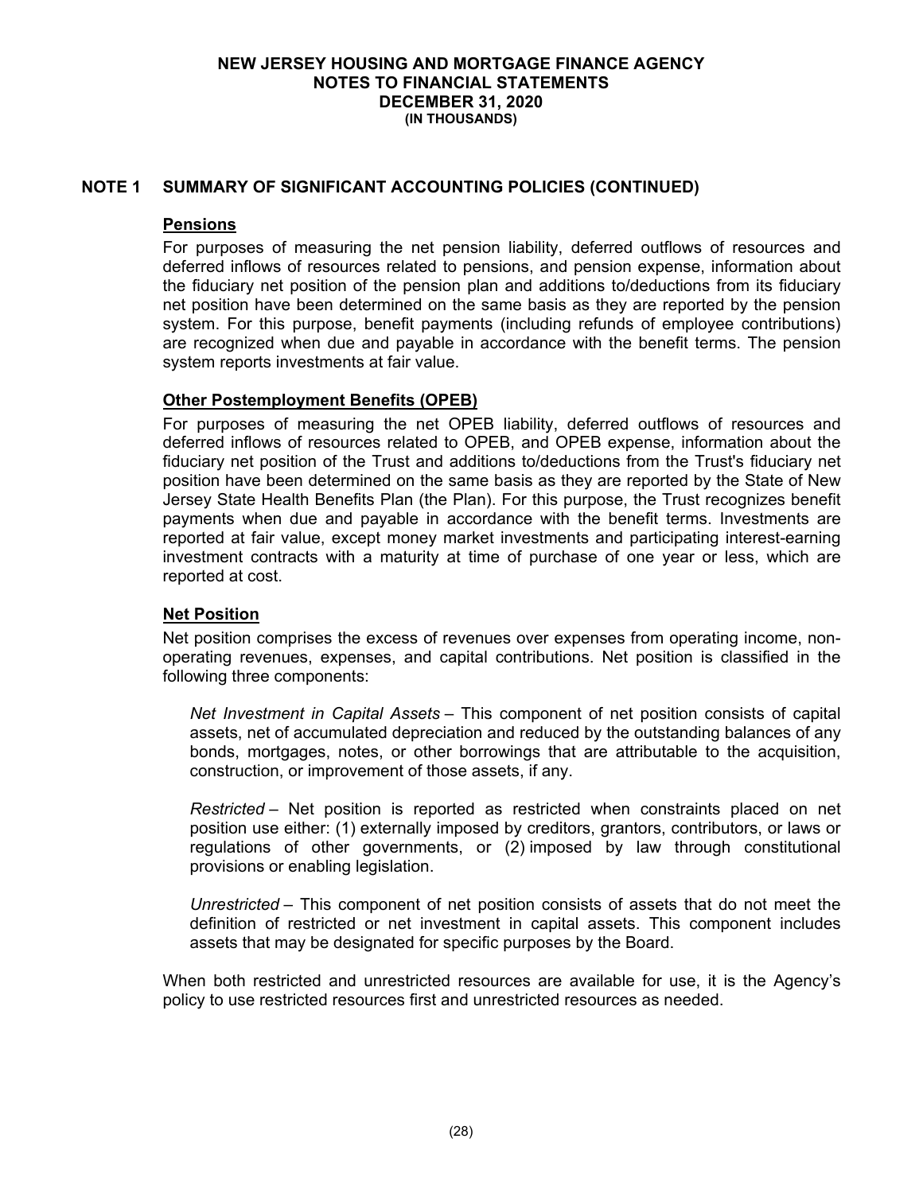# NEW JERSEY HOUSING AND MORTGAGE FINANCE AGENCY
## NOTES TO FINANCIAL STATEMENTS
## DECEMBER 31, 2020
### (IN THOUSANDS)

## NOTE 1 SUMMARY OF SIGNIFICANT ACCOUNTING POLICIES (CONTINUED)

### Pensions

For purposes of measuring the net pension liability, deferred outflows of resources and deferred inflows of resources related to pensions, and pension expense, information about the fiduciary net position of the pension plan and additions to/deductions from its fiduciary net position have been determined on the same basis as they are reported by the pension system. For this purpose, benefit payments (including refunds of employee contributions) are recognized when due and payable in accordance with the benefit terms. The pension system reports investments at fair value.

### Other Postemployment Benefits (OPEB)

For purposes of measuring the net OPEB liability, deferred outflows of resources and deferred inflows of resources related to OPEB, and OPEB expense, information about the fiduciary net position of the Trust and additions to/deductions from the Trust's fiduciary net position have been determined on the same basis as they are reported by the State of New Jersey State Health Benefits Plan (the Plan). For this purpose, the Trust recognizes benefit payments when due and payable in accordance with the benefit terms. Investments are reported at fair value, except money market investments and participating interest-earning investment contracts with a maturity at time of purchase of one year or less, which are reported at cost.

### Net Position

Net position comprises the excess of revenues over expenses from operating income, non-operating revenues, expenses, and capital contributions. Net position is classified in the following three components:

*Net Investment in Capital Assets* – This component of net position consists of capital assets, net of accumulated depreciation and reduced by the outstanding balances of any bonds, mortgages, notes, or other borrowings that are attributable to the acquisition, construction, or improvement of those assets, if any.

*Restricted* – Net position is reported as restricted when constraints placed on net position use either: (1) externally imposed by creditors, grantors, contributors, or laws or regulations of other governments, or (2) imposed by law through constitutional provisions or enabling legislation.

*Unrestricted* – This component of net position consists of assets that do not meet the definition of restricted or net investment in capital assets. This component includes assets that may be designated for specific purposes by the Board.

When both restricted and unrestricted resources are available for use, it is the Agency's policy to use restricted resources first and unrestricted resources as needed.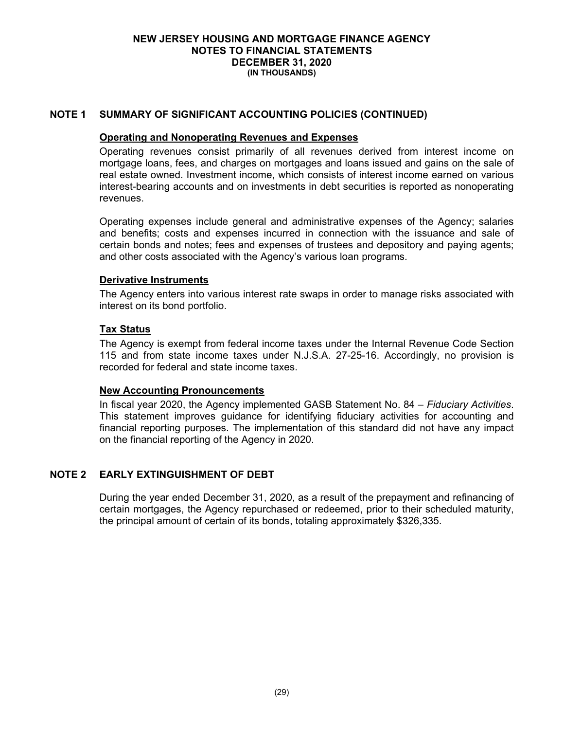# NEW JERSEY HOUSING AND MORTGAGE FINANCE AGENCY
## NOTES TO FINANCIAL STATEMENTS
## DECEMBER 31, 2020
### (IN THOUSANDS)

## NOTE 1 SUMMARY OF SIGNIFICANT ACCOUNTING POLICIES (CONTINUED)

**Operating and Nonoperating Revenues and Expenses**

Operating revenues consist primarily of all revenues derived from interest income on mortgage loans, fees, and charges on mortgages and loans issued and gains on the sale of real estate owned. Investment income, which consists of interest income earned on various interest-bearing accounts and on investments in debt securities is reported as nonoperating revenues.

Operating expenses include general and administrative expenses of the Agency; salaries and benefits; costs and expenses incurred in connection with the issuance and sale of certain bonds and notes; fees and expenses of trustees and depository and paying agents; and other costs associated with the Agency's various loan programs.

**Derivative Instruments**

The Agency enters into various interest rate swaps in order to manage risks associated with interest on its bond portfolio.

**Tax Status**

The Agency is exempt from federal income taxes under the Internal Revenue Code Section 115 and from state income taxes under N.J.S.A. 27-25-16. Accordingly, no provision is recorded for federal and state income taxes.

**New Accounting Pronouncements**

In fiscal year 2020, the Agency implemented GASB Statement No. 84 – *Fiduciary Activities*. This statement improves guidance for identifying fiduciary activities for accounting and financial reporting purposes. The implementation of this standard did not have any impact on the financial reporting of the Agency in 2020.

## NOTE 2 EARLY EXTINGUISHMENT OF DEBT

During the year ended December 31, 2020, as a result of the prepayment and refinancing of certain mortgages, the Agency repurchased or redeemed, prior to their scheduled maturity, the principal amount of certain of its bonds, totaling approximately $326,335.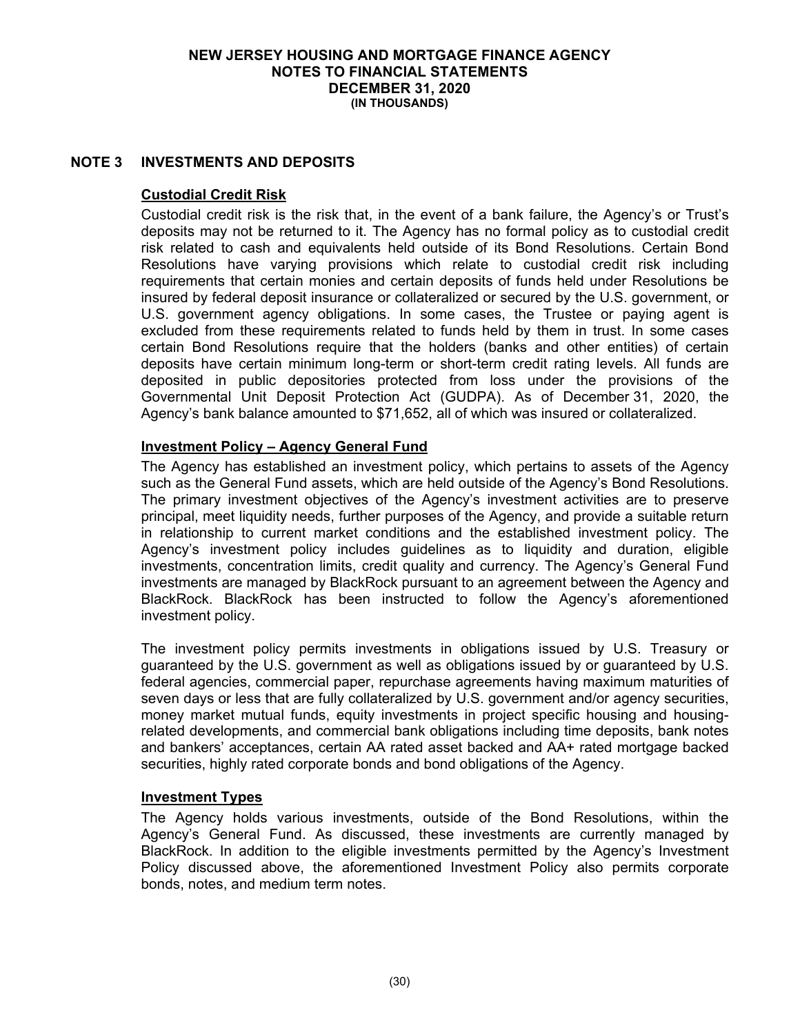## NOTE 3 INVESTMENTS AND DEPOSITS

### Custodial Credit Risk

Custodial credit risk is the risk that, in the event of a bank failure, the Agency's or Trust's deposits may not be returned to it. The Agency has no formal policy as to custodial credit risk related to cash and equivalents held outside of its Bond Resolutions. Certain Bond Resolutions have varying provisions which relate to custodial credit risk including requirements that certain monies and certain deposits of funds held under Resolutions be insured by federal deposit insurance or collateralized or secured by the U.S. government, or U.S. government agency obligations. In some cases, the Trustee or paying agent is excluded from these requirements related to funds held by them in trust. In some cases certain Bond Resolutions require that the holders (banks and other entities) of certain deposits have certain minimum long-term or short-term credit rating levels. All funds are deposited in public depositories protected from loss under the provisions of the Governmental Unit Deposit Protection Act (GUDPA). As of December 31, 2020, the Agency's bank balance amounted to $71,652, all of which was insured or collateralized.

### Investment Policy – Agency General Fund

The Agency has established an investment policy, which pertains to assets of the Agency such as the General Fund assets, which are held outside of the Agency's Bond Resolutions. The primary investment objectives of the Agency's investment activities are to preserve principal, meet liquidity needs, further purposes of the Agency, and provide a suitable return in relationship to current market conditions and the established investment policy. The Agency's investment policy includes guidelines as to liquidity and duration, eligible investments, concentration limits, credit quality and currency. The Agency's General Fund investments are managed by BlackRock pursuant to an agreement between the Agency and BlackRock. BlackRock has been instructed to follow the Agency's aforementioned investment policy.

The investment policy permits investments in obligations issued by U.S. Treasury or guaranteed by the U.S. government as well as obligations issued by or guaranteed by U.S. federal agencies, commercial paper, repurchase agreements having maximum maturities of seven days or less that are fully collateralized by U.S. government and/or agency securities, money market mutual funds, equity investments in project specific housing and housing-related developments, and commercial bank obligations including time deposits, bank notes and bankers' acceptances, certain AA rated asset backed and AA+ rated mortgage backed securities, highly rated corporate bonds and bond obligations of the Agency.

### Investment Types

The Agency holds various investments, outside of the Bond Resolutions, within the Agency's General Fund. As discussed, these investments are currently managed by BlackRock. In addition to the eligible investments permitted by the Agency's Investment Policy discussed above, the aforementioned Investment Policy also permits corporate bonds, notes, and medium term notes.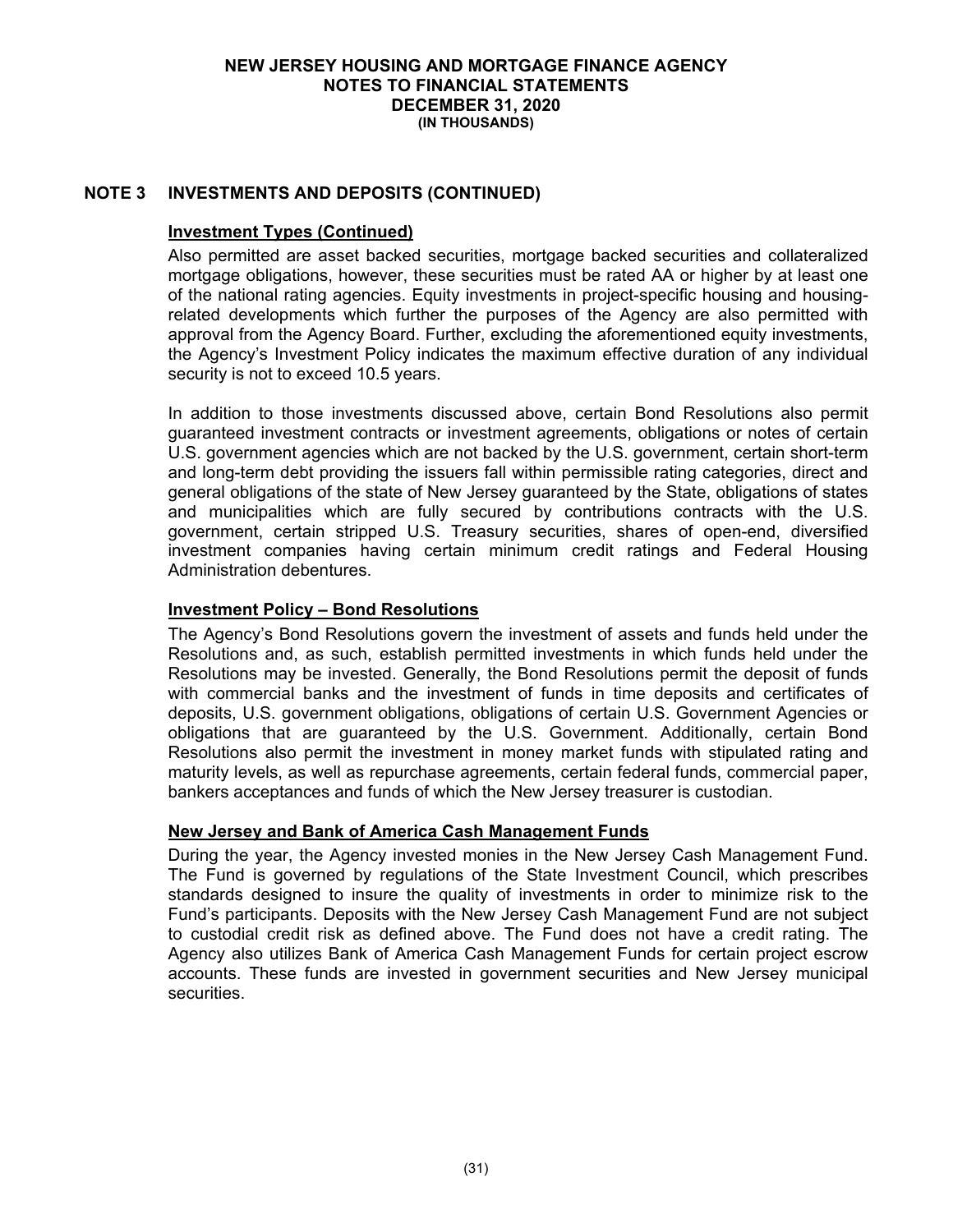## NOTE 3 INVESTMENTS AND DEPOSITS (CONTINUED)

### Investment Types (Continued)

Also permitted are asset backed securities, mortgage backed securities and collateralized mortgage obligations, however, these securities must be rated AA or higher by at least one of the national rating agencies. Equity investments in project-specific housing and housing-related developments which further the purposes of the Agency are also permitted with approval from the Agency Board. Further, excluding the aforementioned equity investments, the Agency's Investment Policy indicates the maximum effective duration of any individual security is not to exceed 10.5 years.

In addition to those investments discussed above, certain Bond Resolutions also permit guaranteed investment contracts or investment agreements, obligations or notes of certain U.S. government agencies which are not backed by the U.S. government, certain short-term and long-term debt providing the issuers fall within permissible rating categories, direct and general obligations of the state of New Jersey guaranteed by the State, obligations of states and municipalities which are fully secured by contributions contracts with the U.S. government, certain stripped U.S. Treasury securities, shares of open-end, diversified investment companies having certain minimum credit ratings and Federal Housing Administration debentures.

### Investment Policy – Bond Resolutions

The Agency's Bond Resolutions govern the investment of assets and funds held under the Resolutions and, as such, establish permitted investments in which funds held under the Resolutions may be invested. Generally, the Bond Resolutions permit the deposit of funds with commercial banks and the investment of funds in time deposits and certificates of deposits, U.S. government obligations, obligations of certain U.S. Government Agencies or obligations that are guaranteed by the U.S. Government. Additionally, certain Bond Resolutions also permit the investment in money market funds with stipulated rating and maturity levels, as well as repurchase agreements, certain federal funds, commercial paper, bankers acceptances and funds of which the New Jersey treasurer is custodian.

### New Jersey and Bank of America Cash Management Funds

During the year, the Agency invested monies in the New Jersey Cash Management Fund. The Fund is governed by regulations of the State Investment Council, which prescribes standards designed to insure the quality of investments in order to minimize risk to the Fund's participants. Deposits with the New Jersey Cash Management Fund are not subject to custodial credit risk as defined above. The Fund does not have a credit rating. The Agency also utilizes Bank of America Cash Management Funds for certain project escrow accounts. These funds are invested in government securities and New Jersey municipal securities.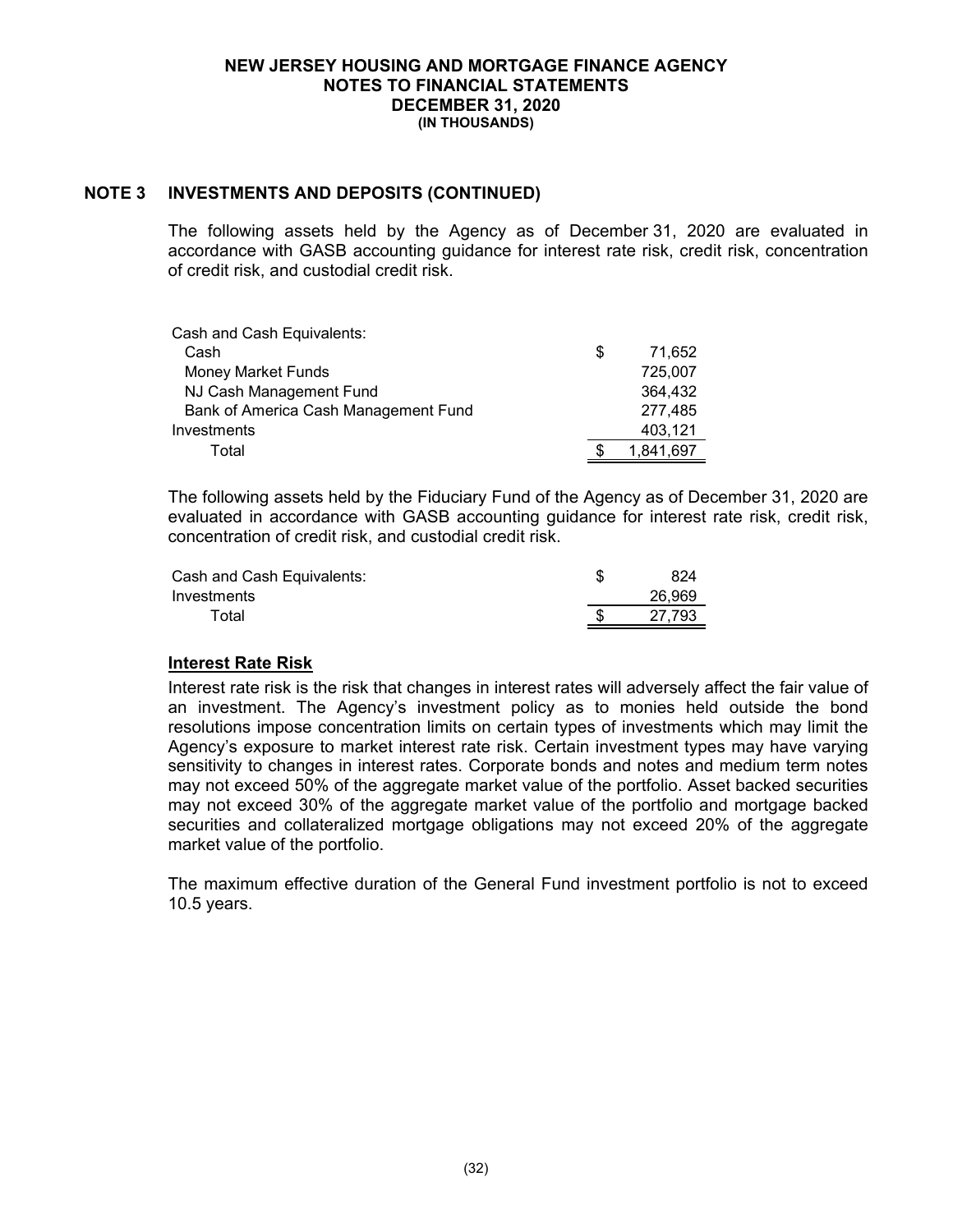## NOTE 3 INVESTMENTS AND DEPOSITS (CONTINUED)

The following assets held by the Agency as of December 31, 2020 are evaluated in accordance with GASB accounting guidance for interest rate risk, credit risk, concentration of credit risk, and custodial credit risk.

| | |
|---|---|
| Cash and Cash Equivalents: | |
| Cash | $ 71,652 |
| Money Market Funds | 725,007 |
| NJ Cash Management Fund | 364,432 |
| Bank of America Cash Management Fund | 277,485 |
| Investments | 403,121 |
| Total | $ 1,841,697 |

The following assets held by the Fiduciary Fund of the Agency as of December 31, 2020 are evaluated in accordance with GASB accounting guidance for interest rate risk, credit risk, concentration of credit risk, and custodial credit risk.

| | |
|---|---|
| Cash and Cash Equivalents: | $ 824 |
| Investments | 26,969 |
| Total | $ 27,793 |

### Interest Rate Risk

Interest rate risk is the risk that changes in interest rates will adversely affect the fair value of an investment. The Agency's investment policy as to monies held outside the bond resolutions impose concentration limits on certain types of investments which may limit the Agency's exposure to market interest rate risk. Certain investment types may have varying sensitivity to changes in interest rates. Corporate bonds and notes and medium term notes may not exceed 50% of the aggregate market value of the portfolio. Asset backed securities may not exceed 30% of the aggregate market value of the portfolio and mortgage backed securities and collateralized mortgage obligations may not exceed 20% of the aggregate market value of the portfolio.

The maximum effective duration of the General Fund investment portfolio is not to exceed 10.5 years.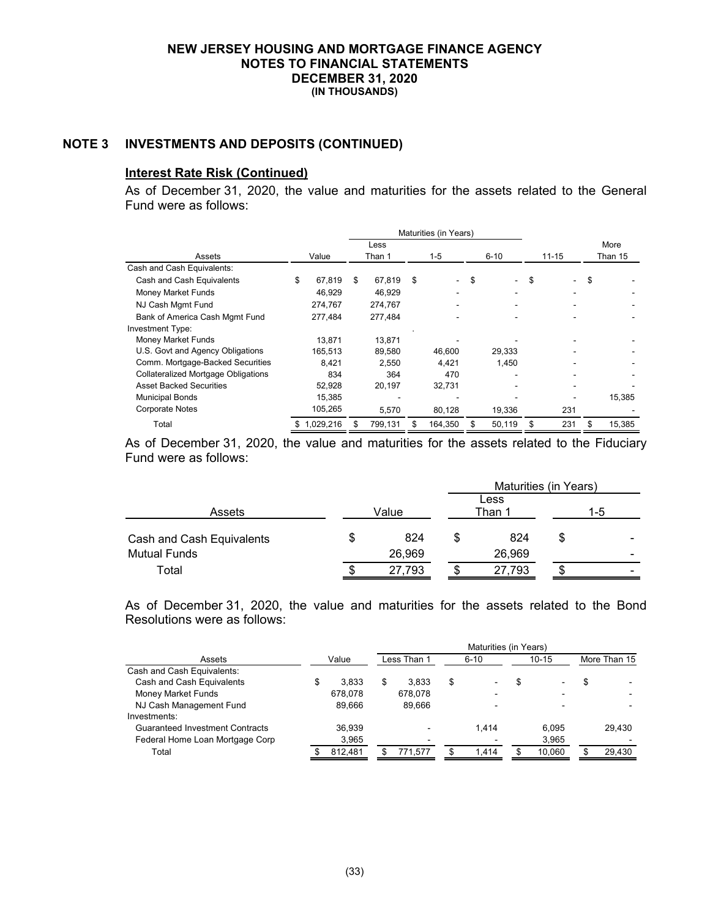# NEW JERSEY HOUSING AND MORTGAGE FINANCE AGENCY
## NOTES TO FINANCIAL STATEMENTS
## DECEMBER 31, 2020
### (IN THOUSANDS)

## NOTE 3 INVESTMENTS AND DEPOSITS (CONTINUED)

**Interest Rate Risk (Continued)**

As of December 31, 2020, the value and maturities for the assets related to the General Fund were as follows:

| Assets | Value | Maturities (in Years) Less Than 1 | 1-5 | 6-10 | 11-15 | More Than 15 |
|---|---|---|---|---|---|---|
| Cash and Cash Equivalents: | | | | | | |
| Cash and Cash Equivalents | $ 67,819 | $ 67,819 | $ - | $ - | $ - | $ - |
| Money Market Funds | 46,929 | 46,929 | - | - | - | - |
| NJ Cash Mgmt Fund | 274,767 | 274,767 | - | - | - | - |
| Bank of America Cash Mgmt Fund | 277,484 | 277,484 | - | - | - | - |
| Investment Type: | | | | | | |
| Money Market Funds | 13,871 | 13,871 | - | - | - | - |
| U.S. Govt and Agency Obligations | 165,513 | 89,580 | 46,600 | 29,333 | - | - |
| Comm. Mortgage-Backed Securities | 8,421 | 2,550 | 4,421 | 1,450 | - | - |
| Collateralized Mortgage Obligations | 834 | 364 | 470 | - | - | - |
| Asset Backed Securities | 52,928 | 20,197 | 32,731 | - | - | - |
| Municipal Bonds | 15,385 | - | - | - | - | 15,385 |
| Corporate Notes | 105,265 | 5,570 | 80,128 | 19,336 | 231 | - |
| Total | $ 1,029,216 | $ 799,131 | $ 164,350 | $ 50,119 | $ 231 | $ 15,385 |

As of December 31, 2020, the value and maturities for the assets related to the Fiduciary Fund were as follows:

| Assets | Value | Maturities (in Years) Less Than 1 | 1-5 |
|---|---|---|---|
| Cash and Cash Equivalents | $ 824 | $ 824 | $ - |
| Mutual Funds | 26,969 | 26,969 | - |
| Total | $ 27,793 | $ 27,793 | $ - |

As of December 31, 2020, the value and maturities for the assets related to the Bond Resolutions were as follows:

| Assets | Value | Maturities (in Years) Less Than 1 | 6-10 | 10-15 | More Than 15 |
|---|---|---|---|---|---|
| Cash and Cash Equivalents: | | | | | |
| Cash and Cash Equivalents | $ 3,833 | $ 3,833 | $ - | $ - | $ - |
| Money Market Funds | 678,078 | 678,078 | - | - | - |
| NJ Cash Management Fund | 89,666 | 89,666 | - | - | - |
| Investments: | | | | | |
| Guaranteed Investment Contracts | 36,939 | - | 1,414 | 6,095 | 29,430 |
| Federal Home Loan Mortgage Corp | 3,965 | - | - | 3,965 | - |
| Total | $ 812,481 | $ 771,577 | $ 1,414 | $ 10,060 | $ 29,430 |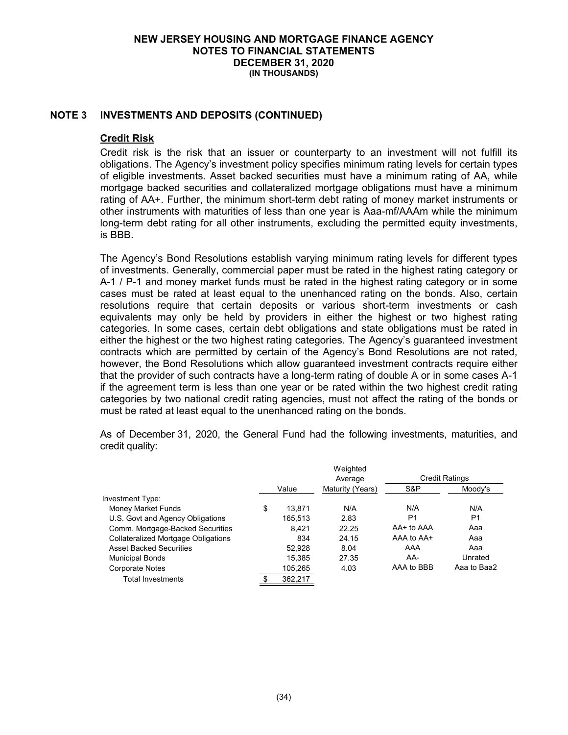# NEW JERSEY HOUSING AND MORTGAGE FINANCE AGENCY
## NOTES TO FINANCIAL STATEMENTS
## DECEMBER 31, 2020
### (IN THOUSANDS)

## NOTE 3 INVESTMENTS AND DEPOSITS (CONTINUED)

### Credit Risk

Credit risk is the risk that an issuer or counterparty to an investment will not fulfill its obligations. The Agency's investment policy specifies minimum rating levels for certain types of eligible investments. Asset backed securities must have a minimum rating of AA, while mortgage backed securities and collateralized mortgage obligations must have a minimum rating of AA+. Further, the minimum short-term debt rating of money market instruments or other instruments with maturities of less than one year is Aaa-mf/AAAm while the minimum long-term debt rating for all other instruments, excluding the permitted equity investments, is BBB.

The Agency's Bond Resolutions establish varying minimum rating levels for different types of investments. Generally, commercial paper must be rated in the highest rating category or A-1 / P-1 and money market funds must be rated in the highest rating category or in some cases must be rated at least equal to the unenhanced rating on the bonds. Also, certain resolutions require that certain deposits or various short-term investments or cash equivalents may only be held by providers in either the highest or two highest rating categories. In some cases, certain debt obligations and state obligations must be rated in either the highest or the two highest rating categories. The Agency's guaranteed investment contracts which are permitted by certain of the Agency's Bond Resolutions are not rated, however, the Bond Resolutions which allow guaranteed investment contracts require either that the provider of such contracts have a long-term rating of double A or in some cases A-1 if the agreement term is less than one year or be rated within the two highest credit rating categories by two national credit rating agencies, must not affect the rating of the bonds or must be rated at least equal to the unenhanced rating on the bonds.

As of December 31, 2020, the General Fund had the following investments, maturities, and credit quality:

| | Value | Weighted Average Maturity (Years) | Credit Ratings S&P | Moody's |
|---|---|---|---|---|
| Investment Type: | | | | |
| Money Market Funds | $ 13,871 | N/A | N/A | N/A |
| U.S. Govt and Agency Obligations | 165,513 | 2.83 | P1 | P1 |
| Comm. Mortgage-Backed Securities | 8,421 | 22.25 | AA+ to AAA | Aaa |
| Collateralized Mortgage Obligations | 834 | 24.15 | AAA to AA+ | Aaa |
| Asset Backed Securities | 52,928 | 8.04 | AAA | Aaa |
| Municipal Bonds | 15,385 | 27.35 | AA- | Unrated |
| Corporate Notes | 105,265 | 4.03 | AAA to BBB | Aaa to Baa2 |
| Total Investments | $ 362,217 | | | |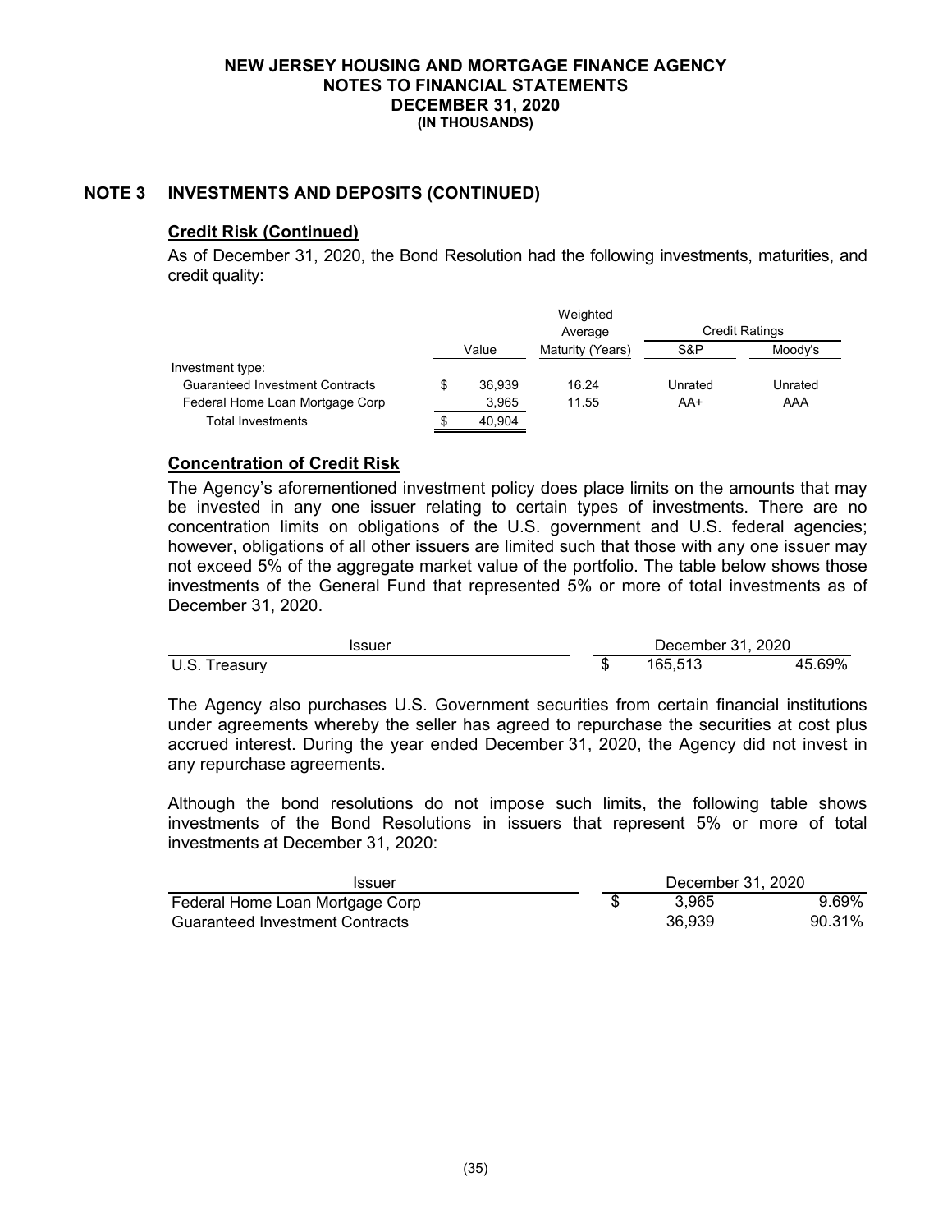NEW JERSEY HOUSING AND MORTGAGE FINANCE AGENCY
NOTES TO FINANCIAL STATEMENTS
DECEMBER 31, 2020
(IN THOUSANDS)

## NOTE 3 INVESTMENTS AND DEPOSITS (CONTINUED)

### Credit Risk (Continued)

As of December 31, 2020, the Bond Resolution had the following investments, maturities, and credit quality:

| | Value | Weighted Average Maturity (Years) | Credit Ratings | |
|---|---|---|---|---|
| | | | S&P | Moody's |
| Investment type: | | | | |
| Guaranteed Investment Contracts | $ 36,939 | 16.24 | Unrated | Unrated |
| Federal Home Loan Mortgage Corp | 3,965 | 11.55 | AA+ | AAA |
| Total Investments | $ 40,904 | | | |

### Concentration of Credit Risk

The Agency's aforementioned investment policy does place limits on the amounts that may be invested in any one issuer relating to certain types of investments. There are no concentration limits on obligations of the U.S. government and U.S. federal agencies; however, obligations of all other issuers are limited such that those with any one issuer may not exceed 5% of the aggregate market value of the portfolio. The table below shows those investments of the General Fund that represented 5% or more of total investments as of December 31, 2020.

| Issuer | December 31, 2020 | |
|---|---|---|
| U.S. Treasury | $ 165,513 | 45.69% |

The Agency also purchases U.S. Government securities from certain financial institutions under agreements whereby the seller has agreed to repurchase the securities at cost plus accrued interest. During the year ended December 31, 2020, the Agency did not invest in any repurchase agreements.

Although the bond resolutions do not impose such limits, the following table shows investments of the Bond Resolutions in issuers that represent 5% or more of total investments at December 31, 2020:

| Issuer | December 31, 2020 | |
|---|---|---|
| Federal Home Loan Mortgage Corp | $ 3,965 | 9.69% |
| Guaranteed Investment Contracts | 36,939 | 90.31% |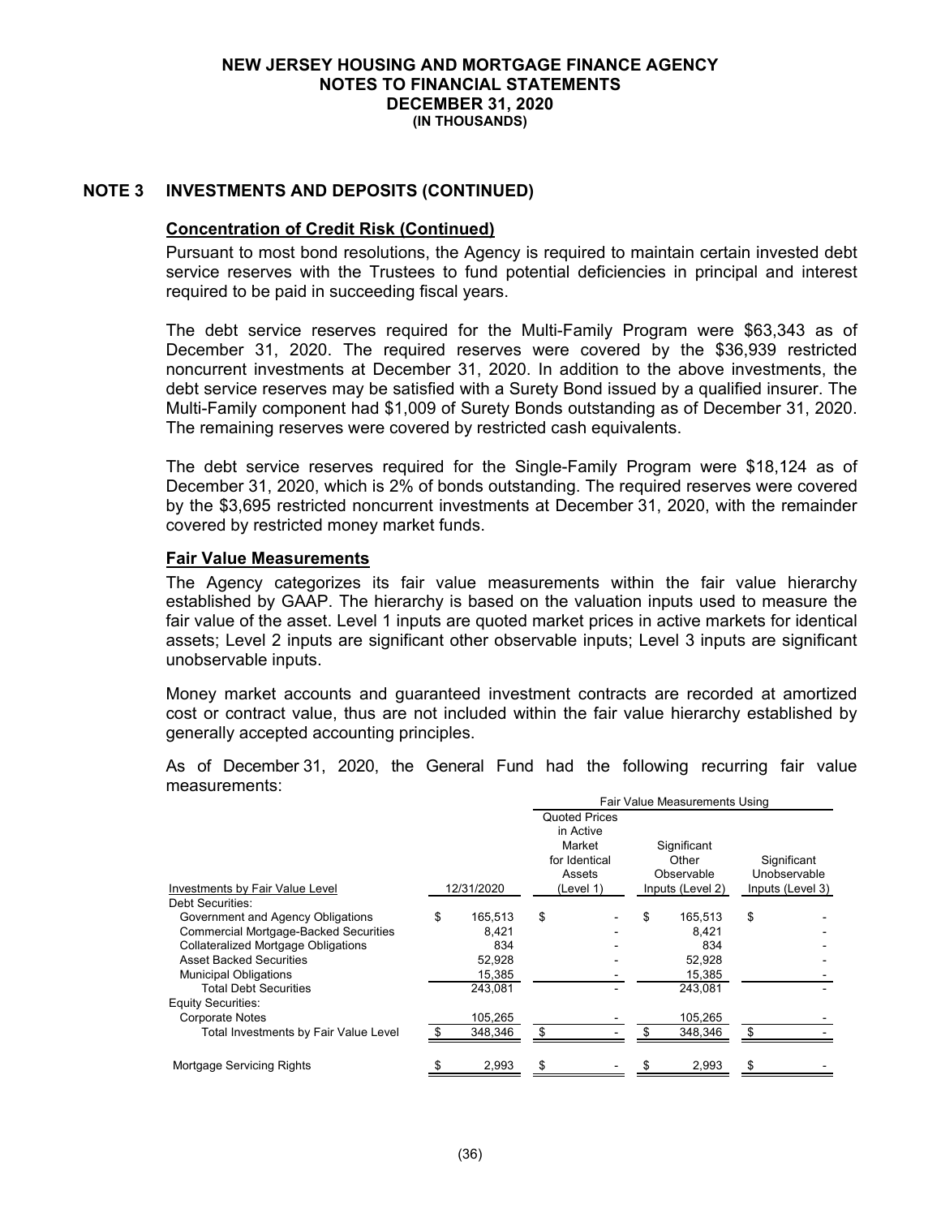**NEW JERSEY HOUSING AND MORTGAGE FINANCE AGENCY**
**NOTES TO FINANCIAL STATEMENTS**
**DECEMBER 31, 2020**
**(IN THOUSANDS)**

## NOTE 3 INVESTMENTS AND DEPOSITS (CONTINUED)

### Concentration of Credit Risk (Continued)

Pursuant to most bond resolutions, the Agency is required to maintain certain invested debt service reserves with the Trustees to fund potential deficiencies in principal and interest required to be paid in succeeding fiscal years.

The debt service reserves required for the Multi-Family Program were $63,343 as of December 31, 2020. The required reserves were covered by the $36,939 restricted noncurrent investments at December 31, 2020. In addition to the above investments, the debt service reserves may be satisfied with a Surety Bond issued by a qualified insurer. The Multi-Family component had $1,009 of Surety Bonds outstanding as of December 31, 2020. The remaining reserves were covered by restricted cash equivalents.

The debt service reserves required for the Single-Family Program were $18,124 as of December 31, 2020, which is 2% of bonds outstanding. The required reserves were covered by the $3,695 restricted noncurrent investments at December 31, 2020, with the remainder covered by restricted money market funds.

### Fair Value Measurements

The Agency categorizes its fair value measurements within the fair value hierarchy established by GAAP. The hierarchy is based on the valuation inputs used to measure the fair value of the asset. Level 1 inputs are quoted market prices in active markets for identical assets; Level 2 inputs are significant other observable inputs; Level 3 inputs are significant unobservable inputs.

Money market accounts and guaranteed investment contracts are recorded at amortized cost or contract value, thus are not included within the fair value hierarchy established by generally accepted accounting principles.

As of December 31, 2020, the General Fund had the following recurring fair value measurements:

| | | Fair Value Measurements Using | | |
|---|---|---|---|---|
| Investments by Fair Value Level | 12/31/2020 | Quoted Prices in Active Market for Identical Assets (Level 1) | Significant Other Observable Inputs (Level 2) | Significant Unobservable Inputs (Level 3) |
| Debt Securities: | | | | |
| Government and Agency Obligations | $ 165,513 | $ - | $ 165,513 | $ - |
| Commercial Mortgage-Backed Securities | 8,421 | - | 8,421 | - |
| Collateralized Mortgage Obligations | 834 | - | 834 | - |
| Asset Backed Securities | 52,928 | - | 52,928 | - |
| Municipal Obligations | 15,385 | - | 15,385 | - |
| Total Debt Securities | 243,081 | - | 243,081 | - |
| Equity Securities: | | | | |
| Corporate Notes | 105,265 | - | 105,265 | - |
| Total Investments by Fair Value Level | $ 348,346 | $ - | $ 348,346 | $ - |
| Mortgage Servicing Rights | $ 2,993 | $ - | $ 2,993 | $ - |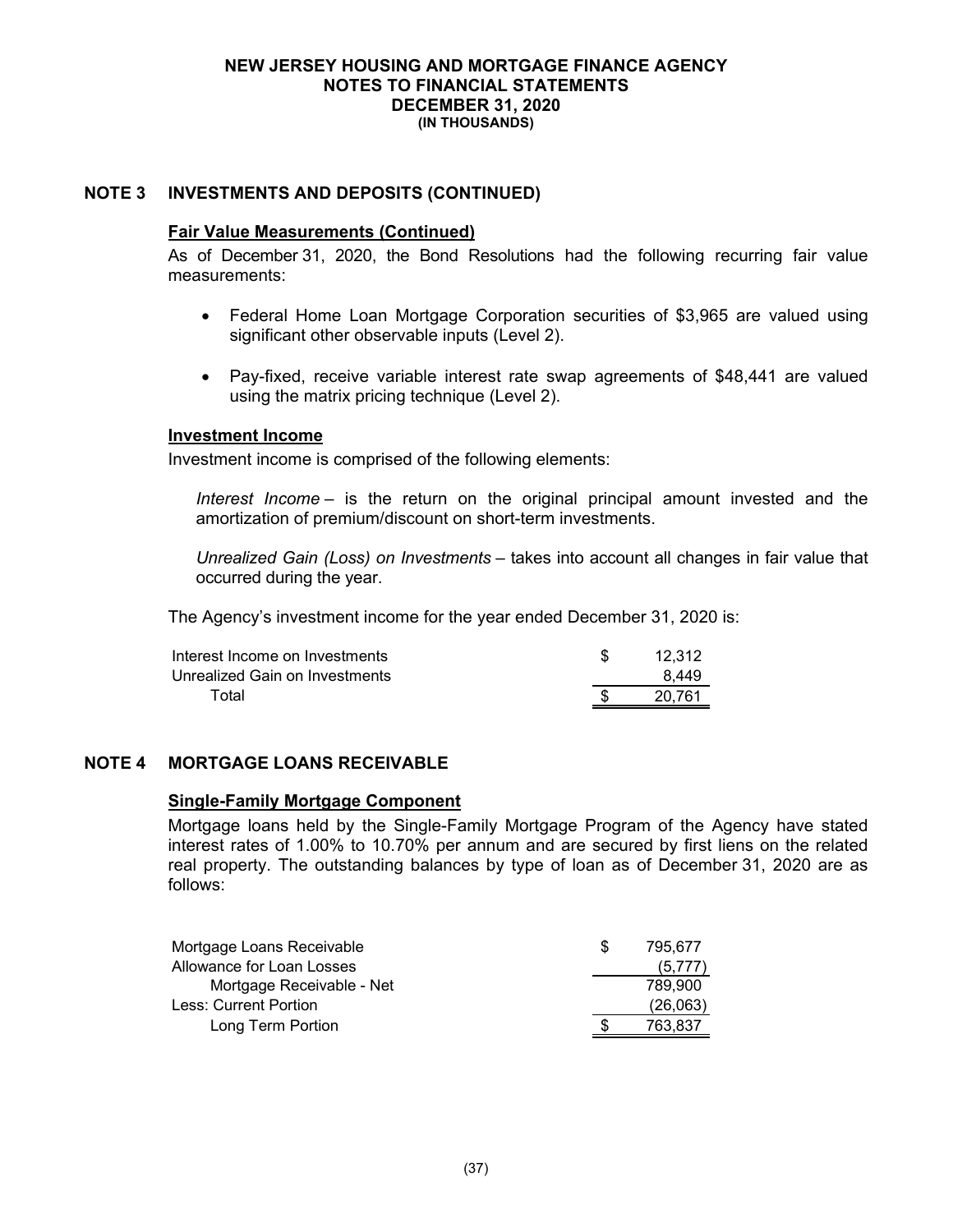# NEW JERSEY HOUSING AND MORTGAGE FINANCE AGENCY
## NOTES TO FINANCIAL STATEMENTS
## DECEMBER 31, 2020
### (IN THOUSANDS)

## NOTE 3 INVESTMENTS AND DEPOSITS (CONTINUED)

**Fair Value Measurements (Continued)**

As of December 31, 2020, the Bond Resolutions had the following recurring fair value measurements:

- Federal Home Loan Mortgage Corporation securities of $3,965 are valued using significant other observable inputs (Level 2).
- Pay-fixed, receive variable interest rate swap agreements of $48,441 are valued using the matrix pricing technique (Level 2).

**Investment Income**

Investment income is comprised of the following elements:

*Interest Income* – is the return on the original principal amount invested and the amortization of premium/discount on short-term investments.

*Unrealized Gain (Loss) on Investments* – takes into account all changes in fair value that occurred during the year.

The Agency's investment income for the year ended December 31, 2020 is:

| | |
|---|---|
| Interest Income on Investments | $ 12,312 |
| Unrealized Gain on Investments | 8,449 |
| Total | $ 20,761 |

## NOTE 4 MORTGAGE LOANS RECEIVABLE

**Single-Family Mortgage Component**

Mortgage loans held by the Single-Family Mortgage Program of the Agency have stated interest rates of 1.00% to 10.70% per annum and are secured by first liens on the related real property. The outstanding balances by type of loan as of December 31, 2020 are as follows:

| | |
|---|---|
| Mortgage Loans Receivable | $ 795,677 |
| Allowance for Loan Losses | (5,777) |
| Mortgage Receivable - Net | 789,900 |
| Less: Current Portion | (26,063) |
| Long Term Portion | $ 763,837 |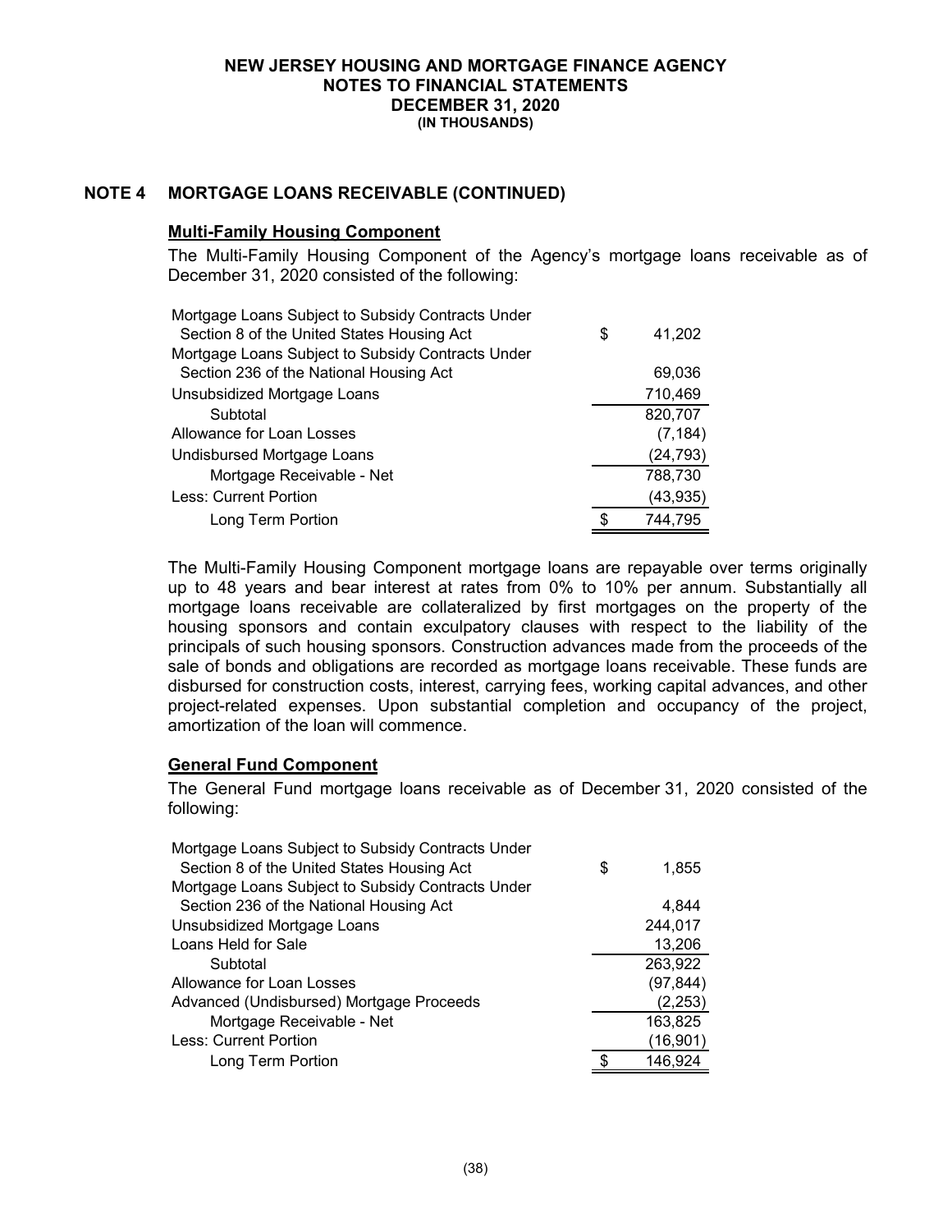# NEW JERSEY HOUSING AND MORTGAGE FINANCE AGENCY
## NOTES TO FINANCIAL STATEMENTS
## DECEMBER 31, 2020
**(IN THOUSANDS)**

## NOTE 4 MORTGAGE LOANS RECEIVABLE (CONTINUED)

### Multi-Family Housing Component

The Multi-Family Housing Component of the Agency's mortgage loans receivable as of December 31, 2020 consisted of the following:

| | |
|---|---|
| Mortgage Loans Subject to Subsidy Contracts Under Section 8 of the United States Housing Act | $ 41,202 |
| Mortgage Loans Subject to Subsidy Contracts Under Section 236 of the National Housing Act | 69,036 |
| Unsubsidized Mortgage Loans | 710,469 |
| Subtotal | 820,707 |
| Allowance for Loan Losses | (7,184) |
| Undisbursed Mortgage Loans | (24,793) |
| Mortgage Receivable - Net | 788,730 |
| Less: Current Portion | (43,935) |
| Long Term Portion | $ 744,795 |

The Multi-Family Housing Component mortgage loans are repayable over terms originally up to 48 years and bear interest at rates from 0% to 10% per annum. Substantially all mortgage loans receivable are collateralized by first mortgages on the property of the housing sponsors and contain exculpatory clauses with respect to the liability of the principals of such housing sponsors. Construction advances made from the proceeds of the sale of bonds and obligations are recorded as mortgage loans receivable. These funds are disbursed for construction costs, interest, carrying fees, working capital advances, and other project-related expenses. Upon substantial completion and occupancy of the project, amortization of the loan will commence.

### General Fund Component

The General Fund mortgage loans receivable as of December 31, 2020 consisted of the following:

| | |
|---|---|
| Mortgage Loans Subject to Subsidy Contracts Under Section 8 of the United States Housing Act | $ 1,855 |
| Mortgage Loans Subject to Subsidy Contracts Under Section 236 of the National Housing Act | 4,844 |
| Unsubsidized Mortgage Loans | 244,017 |
| Loans Held for Sale | 13,206 |
| Subtotal | 263,922 |
| Allowance for Loan Losses | (97,844) |
| Advanced (Undisbursed) Mortgage Proceeds | (2,253) |
| Mortgage Receivable - Net | 163,825 |
| Less: Current Portion | (16,901) |
| Long Term Portion | $ 146,924 |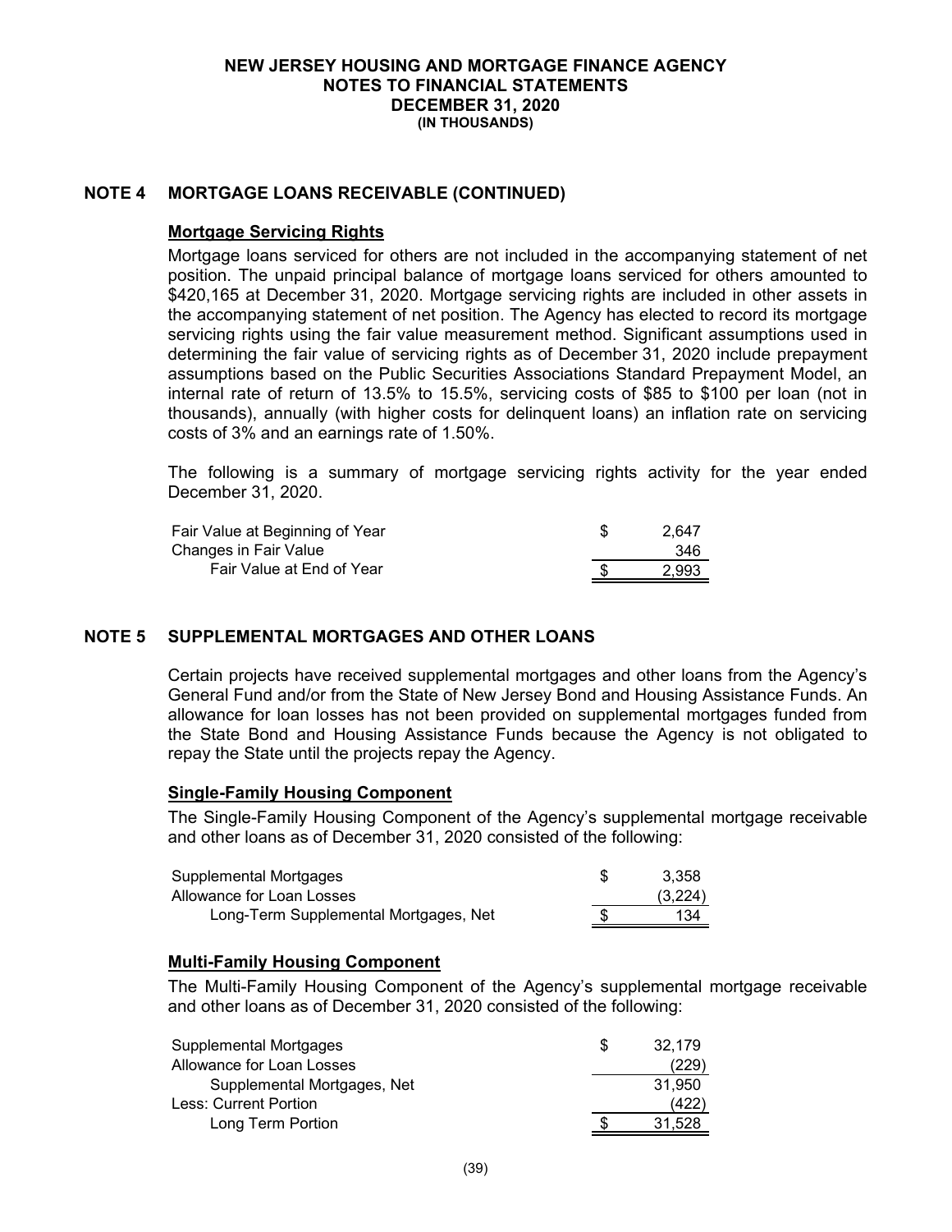**NEW JERSEY HOUSING AND MORTGAGE FINANCE AGENCY**
**NOTES TO FINANCIAL STATEMENTS**
**DECEMBER 31, 2020**
**(IN THOUSANDS)**

## NOTE 4 MORTGAGE LOANS RECEIVABLE (CONTINUED)

### Mortgage Servicing Rights

Mortgage loans serviced for others are not included in the accompanying statement of net position. The unpaid principal balance of mortgage loans serviced for others amounted to $420,165 at December 31, 2020. Mortgage servicing rights are included in other assets in the accompanying statement of net position. The Agency has elected to record its mortgage servicing rights using the fair value measurement method. Significant assumptions used in determining the fair value of servicing rights as of December 31, 2020 include prepayment assumptions based on the Public Securities Associations Standard Prepayment Model, an internal rate of return of 13.5% to 15.5%, servicing costs of $85 to $100 per loan (not in thousands), annually (with higher costs for delinquent loans) an inflation rate on servicing costs of 3% and an earnings rate of 1.50%.

The following is a summary of mortgage servicing rights activity for the year ended December 31, 2020.

| | |
|---|---|
| Fair Value at Beginning of Year | $ 2,647 |
| Changes in Fair Value | 346 |
| Fair Value at End of Year | $ 2,993 |

## NOTE 5 SUPPLEMENTAL MORTGAGES AND OTHER LOANS

Certain projects have received supplemental mortgages and other loans from the Agency's General Fund and/or from the State of New Jersey Bond and Housing Assistance Funds. An allowance for loan losses has not been provided on supplemental mortgages funded from the State Bond and Housing Assistance Funds because the Agency is not obligated to repay the State until the projects repay the Agency.

### Single-Family Housing Component

The Single-Family Housing Component of the Agency's supplemental mortgage receivable and other loans as of December 31, 2020 consisted of the following:

| | |
|---|---|
| Supplemental Mortgages | $ 3,358 |
| Allowance for Loan Losses | (3,224) |
| Long-Term Supplemental Mortgages, Net | $ 134 |

### Multi-Family Housing Component

The Multi-Family Housing Component of the Agency's supplemental mortgage receivable and other loans as of December 31, 2020 consisted of the following:

| | |
|---|---|
| Supplemental Mortgages | $ 32,179 |
| Allowance for Loan Losses | (229) |
| Supplemental Mortgages, Net | 31,950 |
| Less: Current Portion | (422) |
| Long Term Portion | $ 31,528 |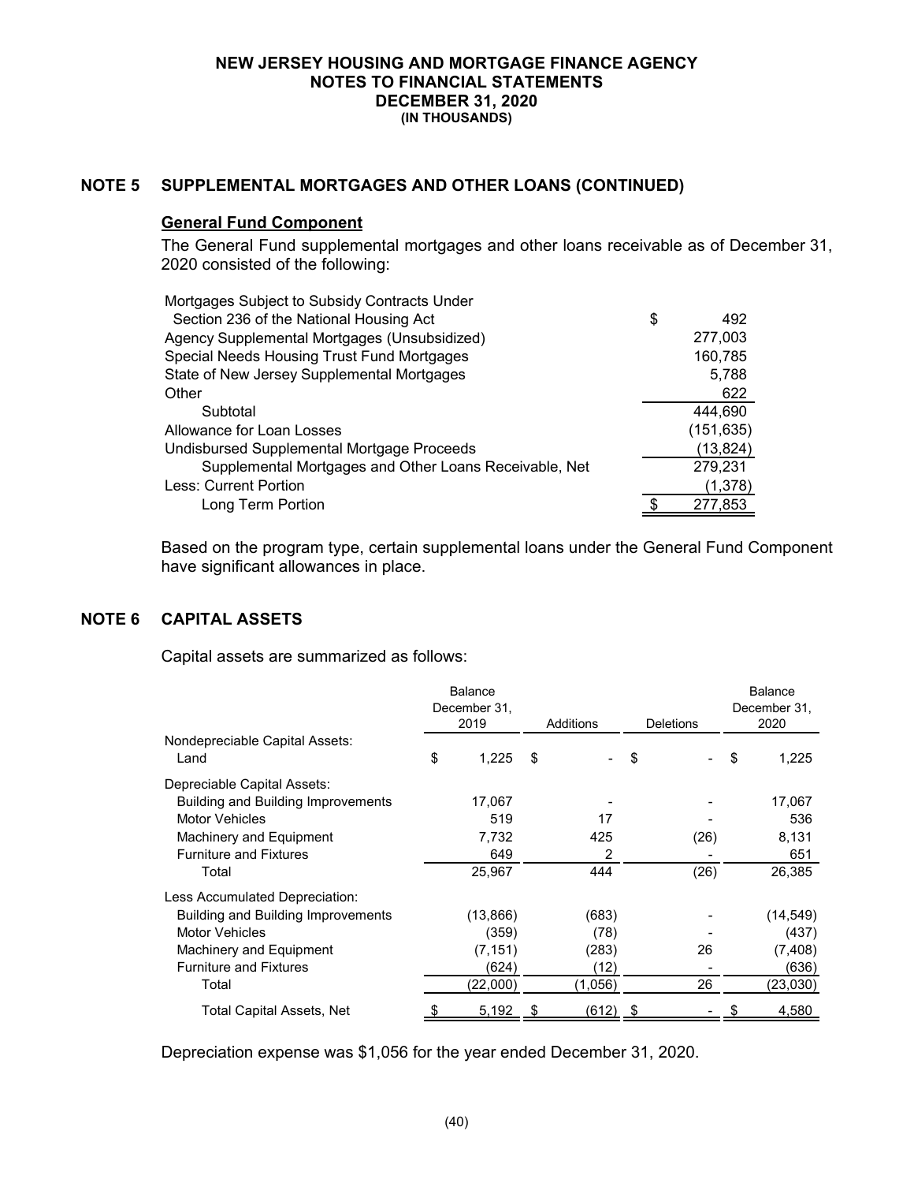NEW JERSEY HOUSING AND MORTGAGE FINANCE AGENCY
NOTES TO FINANCIAL STATEMENTS
DECEMBER 31, 2020
(IN THOUSANDS)

## NOTE 5 SUPPLEMENTAL MORTGAGES AND OTHER LOANS (CONTINUED)

### General Fund Component

The General Fund supplemental mortgages and other loans receivable as of December 31, 2020 consisted of the following:

| | |
|---|---|
| Mortgages Subject to Subsidy Contracts Under Section 236 of the National Housing Act | $ 492 |
| Agency Supplemental Mortgages (Unsubsidized) | 277,003 |
| Special Needs Housing Trust Fund Mortgages | 160,785 |
| State of New Jersey Supplemental Mortgages | 5,788 |
| Other | 622 |
| Subtotal | 444,690 |
| Allowance for Loan Losses | (151,635) |
| Undisbursed Supplemental Mortgage Proceeds | (13,824) |
| Supplemental Mortgages and Other Loans Receivable, Net | 279,231 |
| Less: Current Portion | (1,378) |
| Long Term Portion | $ 277,853 |

Based on the program type, certain supplemental loans under the General Fund Component have significant allowances in place.

## NOTE 6 CAPITAL ASSETS

Capital assets are summarized as follows:

| | Balance December 31, 2019 | Additions | Deletions | Balance December 31, 2020 |
|---|---|---|---|---|
| Nondepreciable Capital Assets: | | | | |
| Land | $ 1,225 | $ - | $ - | $ 1,225 |
| Depreciable Capital Assets: | | | | |
| Building and Building Improvements | 17,067 | - | - | 17,067 |
| Motor Vehicles | 519 | 17 | - | 536 |
| Machinery and Equipment | 7,732 | 425 | (26) | 8,131 |
| Furniture and Fixtures | 649 | 2 | - | 651 |
| Total | 25,967 | 444 | (26) | 26,385 |
| Less Accumulated Depreciation: | | | | |
| Building and Building Improvements | (13,866) | (683) | - | (14,549) |
| Motor Vehicles | (359) | (78) | - | (437) |
| Machinery and Equipment | (7,151) | (283) | 26 | (7,408) |
| Furniture and Fixtures | (624) | (12) | - | (636) |
| Total | (22,000) | (1,056) | 26 | (23,030) |
| Total Capital Assets, Net | $ 5,192 | $ (612) | $ - | $ 4,580 |

Depreciation expense was $1,056 for the year ended December 31, 2020.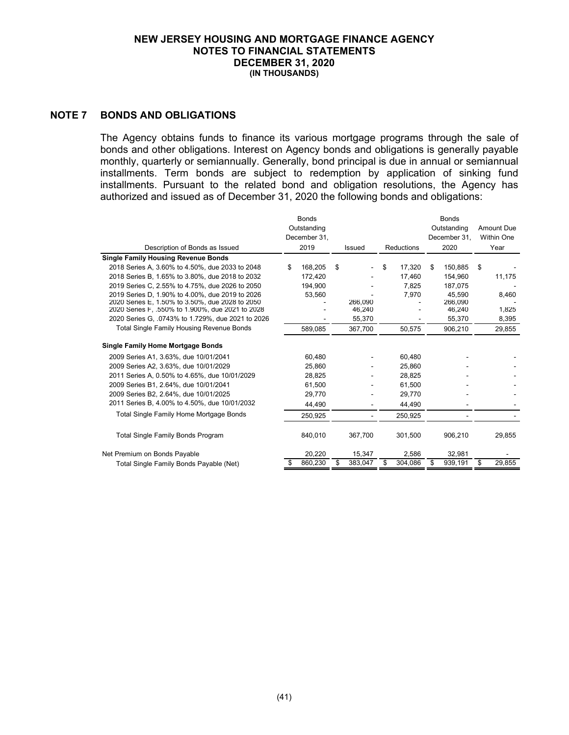## NOTE 7 BONDS AND OBLIGATIONS

The Agency obtains funds to finance its various mortgage programs through the sale of bonds and other obligations. Interest on Agency bonds and obligations is generally payable monthly, quarterly or semiannually. Generally, bond principal is due in annual or semiannual installments. Term bonds are subject to redemption by application of sinking fund installments. Pursuant to the related bond and obligation resolutions, the Agency has authorized and issued as of December 31, 2020 the following bonds and obligations:

| Description of Bonds as Issued | Bonds Outstanding December 31, 2019 | Issued | Reductions | Bonds Outstanding December 31, 2020 | Amount Due Within One Year |
|---|---|---|---|---|---|
| **Single Family Housing Revenue Bonds** | | | | | |
| 2018 Series A, 3.60% to 4.50%, due 2033 to 2048 | $ 168,205 | $ - | $ 17,320 | $ 150,885 | $ - |
| 2018 Series B, 1.65% to 3.80%, due 2018 to 2032 | 172,420 | - | 17,460 | 154,960 | 11,175 |
| 2019 Series C, 2.55% to 4.75%, due 2026 to 2050 | 194,900 | - | 7,825 | 187,075 | - |
| 2019 Series D, 1.90% to 4.00%, due 2019 to 2026 | 53,560 | - | 7,970 | 45,590 | 8,460 |
| 2020 Series E, 1.50% to 3.50%, due 2028 to 2050 | - | 266,090 | - | 266,090 | - |
| 2020 Series F, .550% to 1.900%, due 2021 to 2028 | - | 46,240 | - | 46,240 | 1,825 |
| 2020 Series G, .0743% to 1.729%, due 2021 to 2026 | - | 55,370 | - | 55,370 | 8,395 |
| Total Single Family Housing Revenue Bonds | 589,085 | 367,700 | 50,575 | 906,210 | 29,855 |
| **Single Family Home Mortgage Bonds** | | | | | |
| 2009 Series A1, 3.63%, due 10/01/2041 | 60,480 | - | 60,480 | - | - |
| 2009 Series A2, 3.63%, due 10/01/2029 | 25,860 | - | 25,860 | - | - |
| 2011 Series A, 0.50% to 4.65%, due 10/01/2029 | 28,825 | - | 28,825 | - | - |
| 2009 Series B1, 2.64%, due 10/01/2041 | 61,500 | - | 61,500 | - | - |
| 2009 Series B2, 2.64%, due 10/01/2025 | 29,770 | - | 29,770 | - | - |
| 2011 Series B, 4.00% to 4.50%, due 10/01/2032 | 44,490 | - | 44,490 | - | - |
| Total Single Family Home Mortgage Bonds | 250,925 | - | 250,925 | - | - |
| Total Single Family Bonds Program | 840,010 | 367,700 | 301,500 | 906,210 | 29,855 |
| Net Premium on Bonds Payable | 20,220 | 15,347 | 2,586 | 32,981 | - |
| Total Single Family Bonds Payable (Net) | $ 860,230 | $ 383,047 | $ 304,086 | $ 939,191 | $ 29,855 |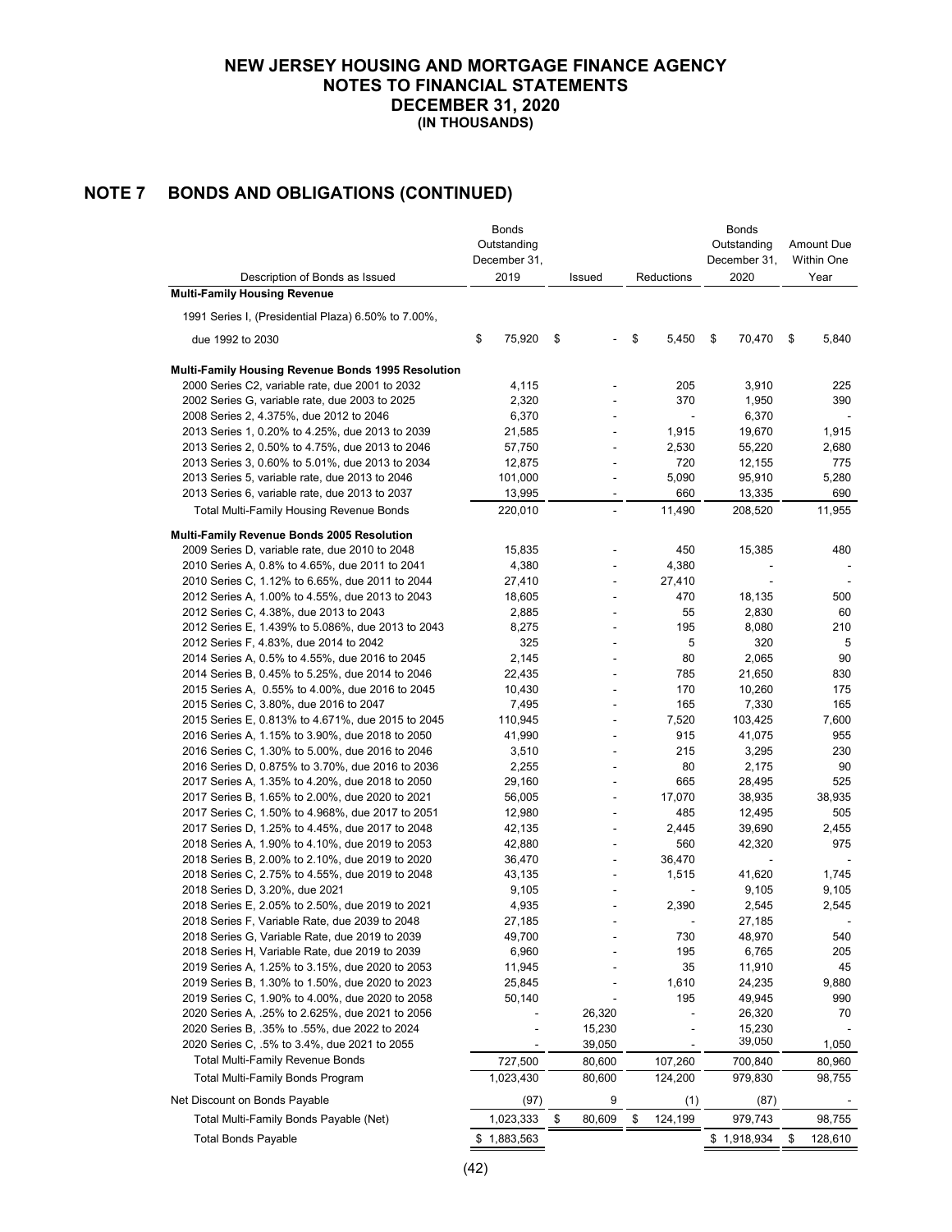# NEW JERSEY HOUSING AND MORTGAGE FINANCE AGENCY
# NOTES TO FINANCIAL STATEMENTS
# DECEMBER 31, 2020
### (IN THOUSANDS)

## NOTE 7 BONDS AND OBLIGATIONS (CONTINUED)

| Description of Bonds as Issued | Bonds Outstanding December 31, 2019 | Issued | Reductions | Bonds Outstanding December 31, 2020 | Amount Due Within One Year |
|---|---|---|---|---|---|
| **Multi-Family Housing Revenue** | | | | | |
| 1991 Series I, (Presidential Plaza) 6.50% to 7.00%, due 1992 to 2030 | $ 75,920 | $ - | $ 5,450 | $ 70,470 | $ 5,840 |
| **Multi-Family Housing Revenue Bonds 1995 Resolution** | | | | | |
| 2000 Series C2, variable rate, due 2001 to 2032 | 4,115 | - | 205 | 3,910 | 225 |
| 2002 Series G, variable rate, due 2003 to 2025 | 2,320 | - | 370 | 1,950 | 390 |
| 2008 Series 2, 4.375%, due 2012 to 2046 | 6,370 | - | - | 6,370 | - |
| 2013 Series 1, 0.20% to 4.25%, due 2013 to 2039 | 21,585 | - | 1,915 | 19,670 | 1,915 |
| 2013 Series 2, 0.50% to 4.75%, due 2013 to 2046 | 57,750 | - | 2,530 | 55,220 | 2,680 |
| 2013 Series 3, 0.60% to 5.01%, due 2013 to 2034 | 12,875 | - | 720 | 12,155 | 775 |
| 2013 Series 5, variable rate, due 2013 to 2046 | 101,000 | - | 5,090 | 95,910 | 5,280 |
| 2013 Series 6, variable rate, due 2013 to 2037 | 13,995 | - | 660 | 13,335 | 690 |
| Total Multi-Family Housing Revenue Bonds | 220,010 | - | 11,490 | 208,520 | 11,955 |
| **Multi-Family Revenue Bonds 2005 Resolution** | | | | | |
| 2009 Series D, variable rate, due 2010 to 2048 | 15,835 | - | 450 | 15,385 | 480 |
| 2010 Series A, 0.8% to 4.65%, due 2011 to 2041 | 4,380 | - | 4,380 | - | - |
| 2010 Series C, 1.12% to 6.65%, due 2011 to 2044 | 27,410 | - | 27,410 | - | - |
| 2012 Series A, 1.00% to 4.55%, due 2013 to 2043 | 18,605 | - | 470 | 18,135 | 500 |
| 2012 Series C, 4.38%, due 2013 to 2043 | 2,885 | - | 55 | 2,830 | 60 |
| 2012 Series E, 1.439% to 5.086%, due 2013 to 2043 | 8,275 | - | 195 | 8,080 | 210 |
| 2012 Series F, 4.83%, due 2014 to 2042 | 325 | - | 5 | 320 | 5 |
| 2014 Series A, 0.5% to 4.55%, due 2016 to 2045 | 2,145 | - | 80 | 2,065 | 90 |
| 2014 Series B, 0.45% to 5.25%, due 2014 to 2046 | 22,435 | - | 785 | 21,650 | 830 |
| 2015 Series A, 0.55% to 4.00%, due 2016 to 2045 | 10,430 | - | 170 | 10,260 | 175 |
| 2015 Series C, 3.80%, due 2016 to 2047 | 7,495 | - | 165 | 7,330 | 165 |
| 2015 Series E, 0.813% to 4.671%, due 2015 to 2045 | 110,945 | - | 7,520 | 103,425 | 7,600 |
| 2016 Series A, 1.15% to 3.90%, due 2018 to 2050 | 41,990 | - | 915 | 41,075 | 955 |
| 2016 Series C, 1.30% to 5.00%, due 2016 to 2046 | 3,510 | - | 215 | 3,295 | 230 |
| 2016 Series D, 0.875% to 3.70%, due 2016 to 2036 | 2,255 | - | 80 | 2,175 | 90 |
| 2017 Series A, 1.35% to 4.20%, due 2018 to 2050 | 29,160 | - | 665 | 28,495 | 525 |
| 2017 Series B, 1.65% to 2.00%, due 2020 to 2021 | 56,005 | - | 17,070 | 38,935 | 38,935 |
| 2017 Series C, 1.50% to 4.968%, due 2017 to 2051 | 12,980 | - | 485 | 12,495 | 505 |
| 2017 Series D, 1.25% to 4.45%, due 2017 to 2048 | 42,135 | - | 2,445 | 39,690 | 2,455 |
| 2018 Series A, 1.90% to 4.10%, due 2019 to 2053 | 42,880 | - | 560 | 42,320 | 975 |
| 2018 Series B, 2.00% to 2.10%, due 2019 to 2020 | 36,470 | - | 36,470 | - | - |
| 2018 Series C, 2.75% to 4.55%, due 2019 to 2048 | 43,135 | - | 1,515 | 41,620 | 1,745 |
| 2018 Series D, 3.20%, due 2021 | 9,105 | - | - | 9,105 | 9,105 |
| 2018 Series E, 2.05% to 2.50%, due 2019 to 2021 | 4,935 | - | 2,390 | 2,545 | 2,545 |
| 2018 Series F, Variable Rate, due 2039 to 2048 | 27,185 | - | - | 27,185 | - |
| 2018 Series G, Variable Rate, due 2019 to 2039 | 49,700 | - | 730 | 48,970 | 540 |
| 2018 Series H, Variable Rate, due 2019 to 2039 | 6,960 | - | 195 | 6,765 | 205 |
| 2019 Series A, 1.25% to 3.15%, due 2020 to 2053 | 11,945 | - | 35 | 11,910 | 45 |
| 2019 Series B, 1.30% to 1.50%, due 2020 to 2023 | 25,845 | - | 1,610 | 24,235 | 9,880 |
| 2019 Series C, 1.90% to 4.00%, due 2020 to 2058 | 50,140 | - | 195 | 49,945 | 990 |
| 2020 Series A, .25% to 2.625%, due 2021 to 2056 | - | 26,320 | - | 26,320 | 70 |
| 2020 Series B, .35% to .55%, due 2022 to 2024 | - | 15,230 | - | 15,230 | - |
| 2020 Series C, .5% to 3.4%, due 2021 to 2055 | - | 39,050 | - | 39,050 | 1,050 |
| Total Multi-Family Revenue Bonds | 727,500 | 80,600 | 107,260 | 700,840 | 80,960 |
| Total Multi-Family Bonds Program | 1,023,430 | 80,600 | 124,200 | 979,830 | 98,755 |
| Net Discount on Bonds Payable | (97) | 9 | (1) | (87) | - |
| Total Multi-Family Bonds Payable (Net) | 1,023,333 | $ 80,609 | $ 124,199 | 979,743 | 98,755 |
| Total Bonds Payable | $ 1,883,563 | | | $ 1,918,934 | $ 128,610 |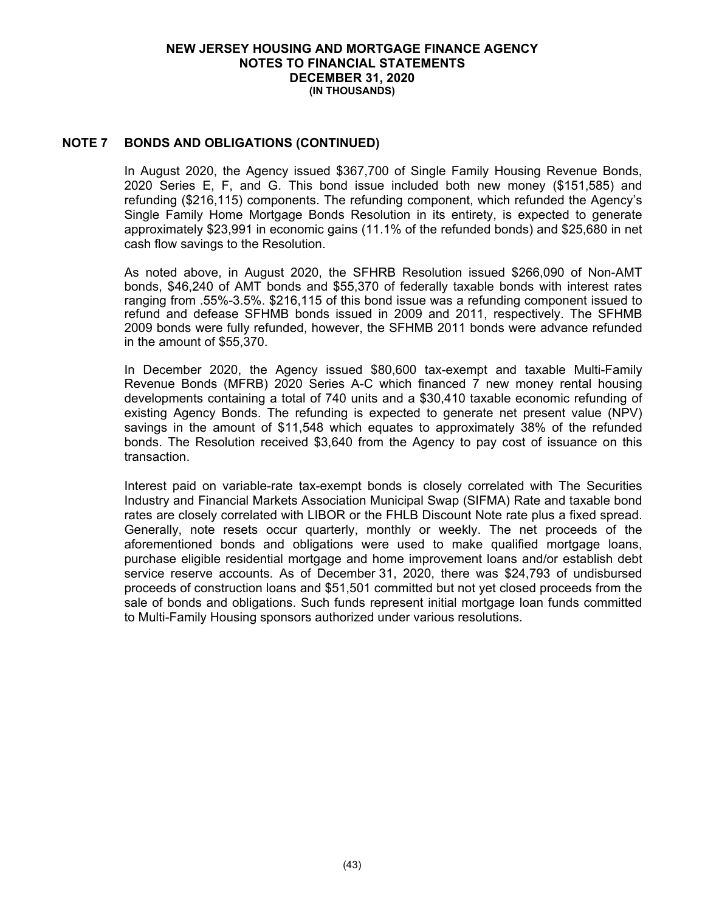## NOTE 7 BONDS AND OBLIGATIONS (CONTINUED)

In August 2020, the Agency issued $367,700 of Single Family Housing Revenue Bonds, 2020 Series E, F, and G. This bond issue included both new money ($151,585) and refunding ($216,115) components. The refunding component, which refunded the Agency's Single Family Home Mortgage Bonds Resolution in its entirety, is expected to generate approximately $23,991 in economic gains (11.1% of the refunded bonds) and $25,680 in net cash flow savings to the Resolution.

As noted above, in August 2020, the SFHRB Resolution issued $266,090 of Non-AMT bonds, $46,240 of AMT bonds and $55,370 of federally taxable bonds with interest rates ranging from .55%-3.5%. $216,115 of this bond issue was a refunding component issued to refund and defease SFHMB bonds issued in 2009 and 2011, respectively. The SFHMB 2009 bonds were fully refunded, however, the SFHMB 2011 bonds were advance refunded in the amount of $55,370.

In December 2020, the Agency issued $80,600 tax-exempt and taxable Multi-Family Revenue Bonds (MFRB) 2020 Series A-C which financed 7 new money rental housing developments containing a total of 740 units and a $30,410 taxable economic refunding of existing Agency Bonds. The refunding is expected to generate net present value (NPV) savings in the amount of $11,548 which equates to approximately 38% of the refunded bonds. The Resolution received $3,640 from the Agency to pay cost of issuance on this transaction.

Interest paid on variable-rate tax-exempt bonds is closely correlated with The Securities Industry and Financial Markets Association Municipal Swap (SIFMA) Rate and taxable bond rates are closely correlated with LIBOR or the FHLB Discount Note rate plus a fixed spread. Generally, note resets occur quarterly, monthly or weekly. The net proceeds of the aforementioned bonds and obligations were used to make qualified mortgage loans, purchase eligible residential mortgage and home improvement loans and/or establish debt service reserve accounts. As of December 31, 2020, there was $24,793 of undisbursed proceeds of construction loans and $51,501 committed but not yet closed proceeds from the sale of bonds and obligations. Such funds represent initial mortgage loan funds committed to Multi-Family Housing sponsors authorized under various resolutions.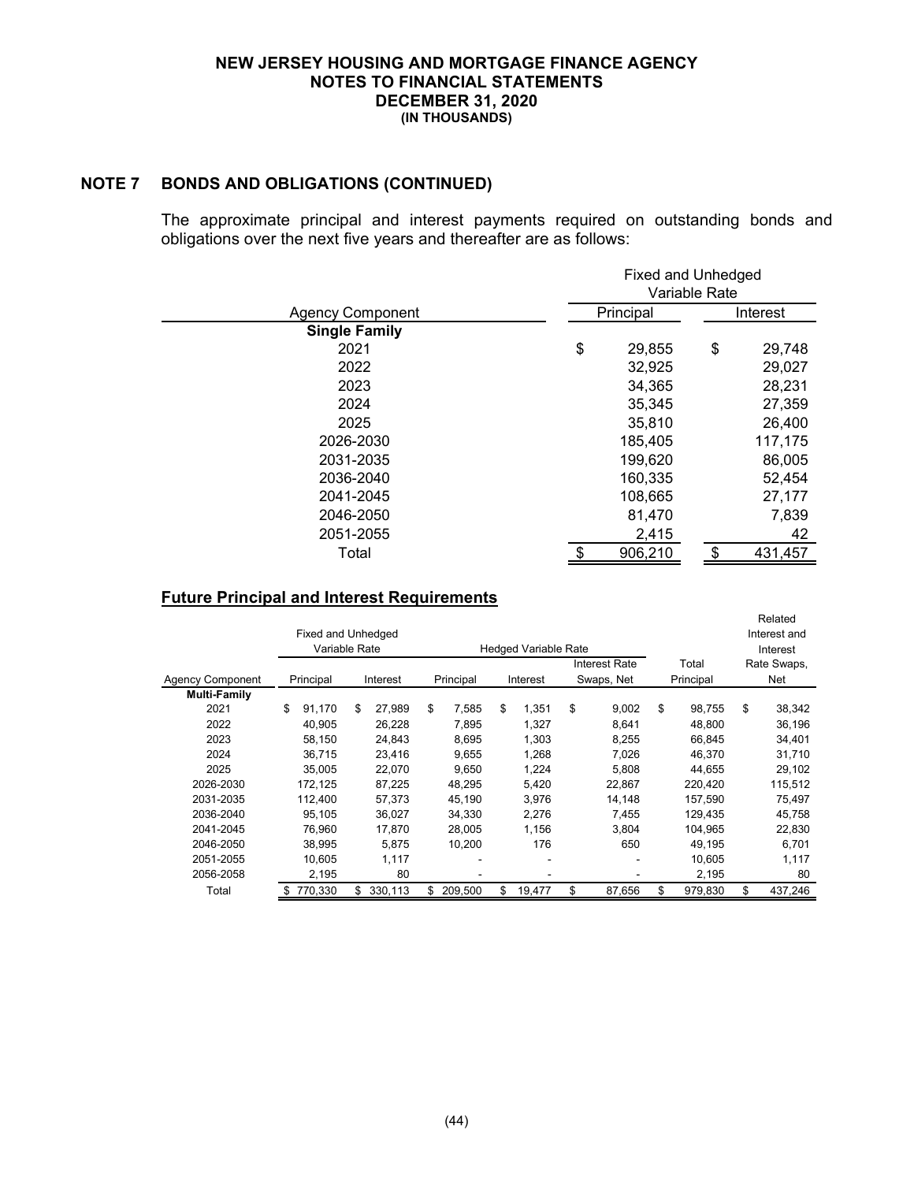## NOTE 7 BONDS AND OBLIGATIONS (CONTINUED)

The approximate principal and interest payments required on outstanding bonds and obligations over the next five years and thereafter are as follows:

| | Fixed and Unhedged Variable Rate | |
|---|---|---|
| Agency Component | Principal | Interest |
| **Single Family** | | |
| 2021 | $ 29,855 | $ 29,748 |
| 2022 | 32,925 | 29,027 |
| 2023 | 34,365 | 28,231 |
| 2024 | 35,345 | 27,359 |
| 2025 | 35,810 | 26,400 |
| 2026-2030 | 185,405 | 117,175 |
| 2031-2035 | 199,620 | 86,005 |
| 2036-2040 | 160,335 | 52,454 |
| 2041-2045 | 108,665 | 27,177 |
| 2046-2050 | 81,470 | 7,839 |
| 2051-2055 | 2,415 | 42 |
| Total | $ 906,210 | $ 431,457 |

### Future Principal and Interest Requirements

| | Fixed and Unhedged Variable Rate | | Hedged Variable Rate | | | | Related Interest and Interest |
|---|---|---|---|---|---|---|---|
| Agency Component | Principal | Interest | Principal | Interest | Interest Rate Swaps, Net | Total Principal | Rate Swaps, Net |
| **Multi-Family** | | | | | | | |
| 2021 | $ 91,170 | $ 27,989 | $ 7,585 | $ 1,351 | $ 9,002 | $ 98,755 | $ 38,342 |
| 2022 | 40,905 | 26,228 | 7,895 | 1,327 | 8,641 | 48,800 | 36,196 |
| 2023 | 58,150 | 24,843 | 8,695 | 1,303 | 8,255 | 66,845 | 34,401 |
| 2024 | 36,715 | 23,416 | 9,655 | 1,268 | 7,026 | 46,370 | 31,710 |
| 2025 | 35,005 | 22,070 | 9,650 | 1,224 | 5,808 | 44,655 | 29,102 |
| 2026-2030 | 172,125 | 87,225 | 48,295 | 5,420 | 22,867 | 220,420 | 115,512 |
| 2031-2035 | 112,400 | 57,373 | 45,190 | 3,976 | 14,148 | 157,590 | 75,497 |
| 2036-2040 | 95,105 | 36,027 | 34,330 | 2,276 | 7,455 | 129,435 | 45,758 |
| 2041-2045 | 76,960 | 17,870 | 28,005 | 1,156 | 3,804 | 104,965 | 22,830 |
| 2046-2050 | 38,995 | 5,875 | 10,200 | 176 | 650 | 49,195 | 6,701 |
| 2051-2055 | 10,605 | 1,117 | - | - | - | 10,605 | 1,117 |
| 2056-2058 | 2,195 | 80 | - | - | - | 2,195 | 80 |
| Total | $ 770,330 | $ 330,113 | $ 209,500 | $ 19,477 | $ 87,656 | $ 979,830 | $ 437,246 |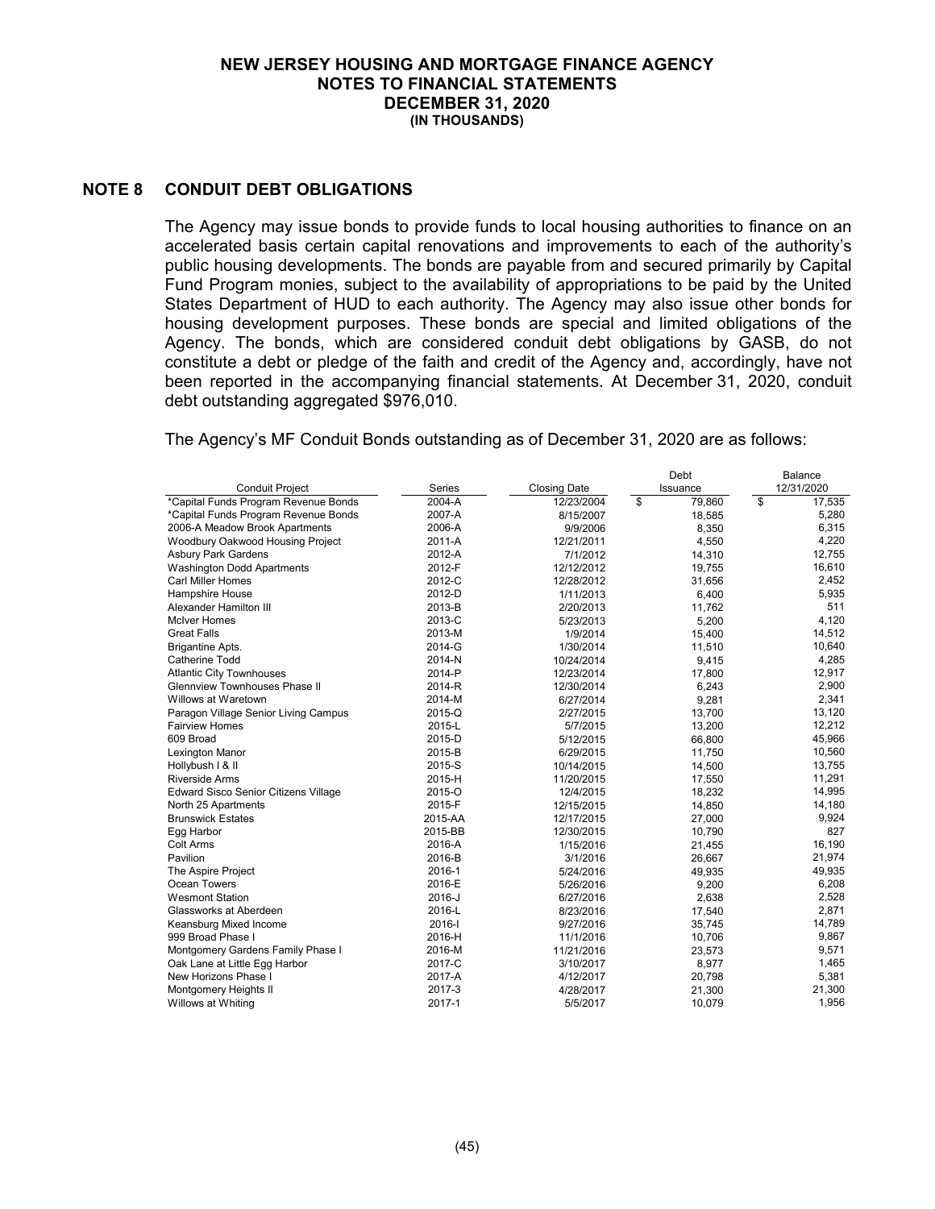**NEW JERSEY HOUSING AND MORTGAGE FINANCE AGENCY**
**NOTES TO FINANCIAL STATEMENTS**
**DECEMBER 31, 2020**
**(IN THOUSANDS)**

## NOTE 8 CONDUIT DEBT OBLIGATIONS

The Agency may issue bonds to provide funds to local housing authorities to finance on an accelerated basis certain capital renovations and improvements to each of the authority's public housing developments. The bonds are payable from and secured primarily by Capital Fund Program monies, subject to the availability of appropriations to be paid by the United States Department of HUD to each authority. The Agency may also issue other bonds for housing development purposes. These bonds are special and limited obligations of the Agency. The bonds, which are considered conduit debt obligations by GASB, do not constitute a debt or pledge of the faith and credit of the Agency and, accordingly, have not been reported in the accompanying financial statements. At December 31, 2020, conduit debt outstanding aggregated $976,010.

The Agency's MF Conduit Bonds outstanding as of December 31, 2020 are as follows:

| Conduit Project | Series | Closing Date | Debt Issuance | Balance 12/31/2020 |
|---|---|---|---|---|
| *Capital Funds Program Revenue Bonds | 2004-A | 12/23/2004 | $ 79,860 | $ 17,535 |
| *Capital Funds Program Revenue Bonds | 2007-A | 8/15/2007 | 18,585 | 5,280 |
| 2006-A Meadow Brook Apartments | 2006-A | 9/9/2006 | 8,350 | 6,315 |
| Woodbury Oakwood Housing Project | 2011-A | 12/21/2011 | 4,550 | 4,220 |
| Asbury Park Gardens | 2012-A | 7/1/2012 | 14,310 | 12,755 |
| Washington Dodd Apartments | 2012-F | 12/12/2012 | 19,755 | 16,610 |
| Carl Miller Homes | 2012-C | 12/28/2012 | 31,656 | 2,452 |
| Hampshire House | 2012-D | 1/11/2013 | 6,400 | 5,935 |
| Alexander Hamilton III | 2013-B | 2/20/2013 | 11,762 | 511 |
| McIver Homes | 2013-C | 5/23/2013 | 5,200 | 4,120 |
| Great Falls | 2013-M | 1/9/2014 | 15,400 | 14,512 |
| Brigantine Apts. | 2014-G | 1/30/2014 | 11,510 | 10,640 |
| Catherine Todd | 2014-N | 10/24/2014 | 9,415 | 4,285 |
| Atlantic City Townhouses | 2014-P | 12/23/2014 | 17,800 | 12,917 |
| Glennview Townhouses Phase II | 2014-R | 12/30/2014 | 6,243 | 2,900 |
| Willows at Waretown | 2014-M | 6/27/2014 | 9,281 | 2,341 |
| Paragon Village Senior Living Campus | 2015-Q | 2/27/2015 | 13,700 | 13,120 |
| Fairview Homes | 2015-L | 5/7/2015 | 13,200 | 12,212 |
| 609 Broad | 2015-D | 5/12/2015 | 66,800 | 45,966 |
| Lexington Manor | 2015-B | 6/29/2015 | 11,750 | 10,560 |
| Hollybush I & II | 2015-S | 10/14/2015 | 14,500 | 13,755 |
| Riverside Arms | 2015-H | 11/20/2015 | 17,550 | 11,291 |
| Edward Sisco Senior Citizens Village | 2015-O | 12/4/2015 | 18,232 | 14,995 |
| North 25 Apartments | 2015-F | 12/15/2015 | 14,850 | 14,180 |
| Brunswick Estates | 2015-AA | 12/17/2015 | 27,000 | 9,924 |
| Egg Harbor | 2015-BB | 12/30/2015 | 10,790 | 827 |
| Colt Arms | 2016-A | 1/15/2016 | 21,455 | 16,190 |
| Pavilion | 2016-B | 3/1/2016 | 26,667 | 21,974 |
| The Aspire Project | 2016-1 | 5/24/2016 | 49,935 | 49,935 |
| Ocean Towers | 2016-E | 5/26/2016 | 9,200 | 6,208 |
| Wesmont Station | 2016-J | 6/27/2016 | 2,638 | 2,528 |
| Glassworks at Aberdeen | 2016-L | 8/23/2016 | 17,540 | 2,871 |
| Keansburg Mixed Income | 2016-I | 9/27/2016 | 35,745 | 14,789 |
| 999 Broad Phase I | 2016-H | 11/1/2016 | 10,706 | 9,867 |
| Montgomery Gardens Family Phase I | 2016-M | 11/21/2016 | 23,573 | 9,571 |
| Oak Lane at Little Egg Harbor | 2017-C | 3/10/2017 | 8,977 | 1,465 |
| New Horizons Phase I | 2017-A | 4/12/2017 | 20,798 | 5,381 |
| Montgomery Heights II | 2017-3 | 4/28/2017 | 21,300 | 21,300 |
| Willows at Whiting | 2017-1 | 5/5/2017 | 10,079 | 1,956 |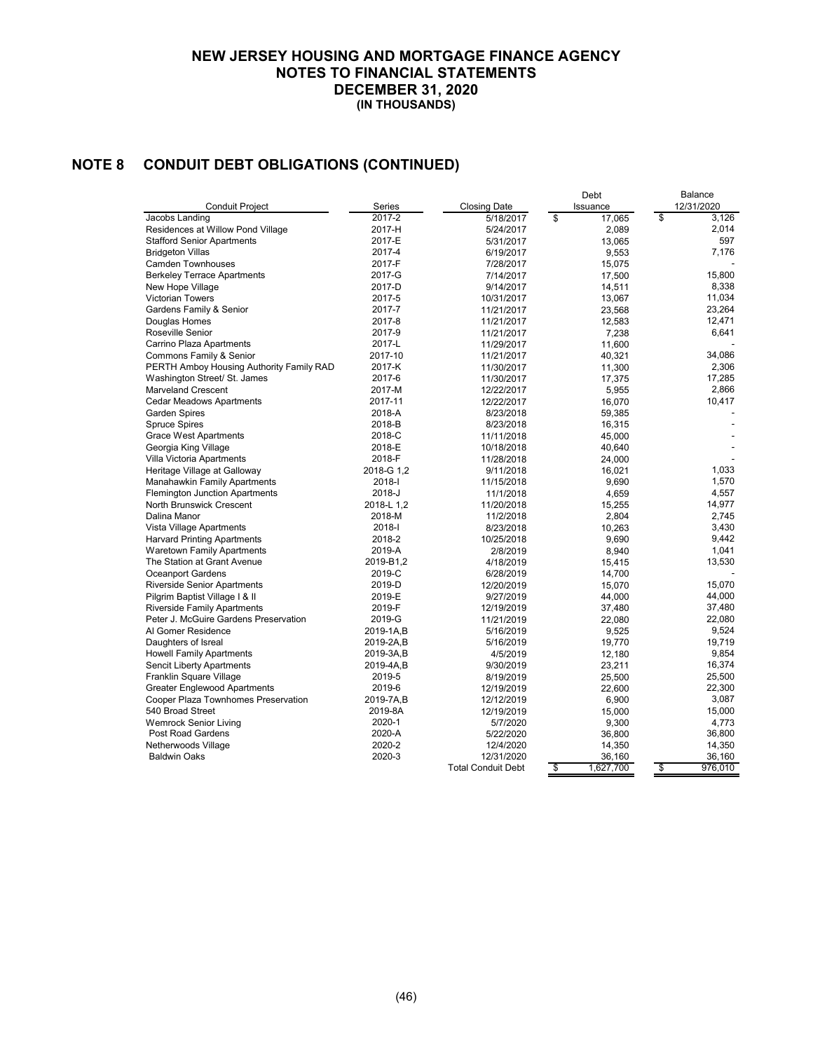# NEW JERSEY HOUSING AND MORTGAGE FINANCE AGENCY
# NOTES TO FINANCIAL STATEMENTS
# DECEMBER 31, 2020
## (IN THOUSANDS)

## NOTE 8 CONDUIT DEBT OBLIGATIONS (CONTINUED)

| Conduit Project | Series | Closing Date | Debt Issuance | Balance 12/31/2020 |
|---|---|---|---|---|
| Jacobs Landing | 2017-2 | 5/18/2017 | $ 17,065 | $ 3,126 |
| Residences at Willow Pond Village | 2017-H | 5/24/2017 | 2,089 | 2,014 |
| Stafford Senior Apartments | 2017-E | 5/31/2017 | 13,065 | 597 |
| Bridgeton Villas | 2017-4 | 6/19/2017 | 9,553 | 7,176 |
| Camden Townhouses | 2017-F | 7/28/2017 | 15,075 | - |
| Berkeley Terrace Apartments | 2017-G | 7/14/2017 | 17,500 | 15,800 |
| New Hope Village | 2017-D | 9/14/2017 | 14,511 | 8,338 |
| Victorian Towers | 2017-5 | 10/31/2017 | 13,067 | 11,034 |
| Gardens Family & Senior | 2017-7 | 11/21/2017 | 23,568 | 23,264 |
| Douglas Homes | 2017-8 | 11/21/2017 | 12,583 | 12,471 |
| Roseville Senior | 2017-9 | 11/21/2017 | 7,238 | 6,641 |
| Carrino Plaza Apartments | 2017-L | 11/29/2017 | 11,600 | - |
| Commons Family & Senior | 2017-10 | 11/21/2017 | 40,321 | 34,086 |
| PERTH Amboy Housing Authority Family RAD | 2017-K | 11/30/2017 | 11,300 | 2,306 |
| Washington Street/ St. James | 2017-6 | 11/30/2017 | 17,375 | 17,285 |
| Marveland Crescent | 2017-M | 12/22/2017 | 5,955 | 2,866 |
| Cedar Meadows Apartments | 2017-11 | 12/22/2017 | 16,070 | 10,417 |
| Garden Spires | 2018-A | 8/23/2018 | 59,385 | - |
| Spruce Spires | 2018-B | 8/23/2018 | 16,315 | - |
| Grace West Apartments | 2018-C | 11/11/2018 | 45,000 | - |
| Georgia King Village | 2018-E | 10/18/2018 | 40,640 | - |
| Villa Victoria Apartments | 2018-F | 11/28/2018 | 24,000 | - |
| Heritage Village at Galloway | 2018-G 1,2 | 9/11/2018 | 16,021 | 1,033 |
| Manahawkin Family Apartments | 2018-I | 11/15/2018 | 9,690 | 1,570 |
| Flemington Junction Apartments | 2018-J | 11/1/2018 | 4,659 | 4,557 |
| North Brunswick Crescent | 2018-L 1,2 | 11/20/2018 | 15,255 | 14,977 |
| Dalina Manor | 2018-M | 11/2/2018 | 2,804 | 2,745 |
| Vista Village Apartments | 2018-I | 8/23/2018 | 10,263 | 3,430 |
| Harvard Printing Apartments | 2018-2 | 10/25/2018 | 9,690 | 9,442 |
| Waretown Family Apartments | 2019-A | 2/8/2019 | 8,940 | 1,041 |
| The Station at Grant Avenue | 2019-B1,2 | 4/18/2019 | 15,415 | 13,530 |
| Oceanport Gardens | 2019-C | 6/28/2019 | 14,700 | - |
| Riverside Senior Apartments | 2019-D | 12/20/2019 | 15,070 | 15,070 |
| Pilgrim Baptist Village I & II | 2019-E | 9/27/2019 | 44,000 | 44,000 |
| Riverside Family Apartments | 2019-F | 12/19/2019 | 37,480 | 37,480 |
| Peter J. McGuire Gardens Preservation | 2019-G | 11/21/2019 | 22,080 | 22,080 |
| Al Gomer Residence | 2019-1A,B | 5/16/2019 | 9,525 | 9,524 |
| Daughters of Isreal | 2019-2A,B | 5/16/2019 | 19,770 | 19,719 |
| Howell Family Apartments | 2019-3A,B | 4/5/2019 | 12,180 | 9,854 |
| Sencit Liberty Apartments | 2019-4A,B | 9/30/2019 | 23,211 | 16,374 |
| Franklin Square Village | 2019-5 | 8/19/2019 | 25,500 | 25,500 |
| Greater Englewood Apartments | 2019-6 | 12/19/2019 | 22,600 | 22,300 |
| Cooper Plaza Townhomes Preservation | 2019-7A,B | 12/12/2019 | 6,900 | 3,087 |
| 540 Broad Street | 2019-8A | 12/19/2019 | 15,000 | 15,000 |
| Wemrock Senior Living | 2020-1 | 5/7/2020 | 9,300 | 4,773 |
| Post Road Gardens | 2020-A | 5/22/2020 | 36,800 | 36,800 |
| Netherwoods Village | 2020-2 | 12/4/2020 | 14,350 | 14,350 |
| Baldwin Oaks | 2020-3 | 12/31/2020 | 36,160 | 36,160 |
| | | Total Conduit Debt | $ 1,627,700 | $ 976,010 |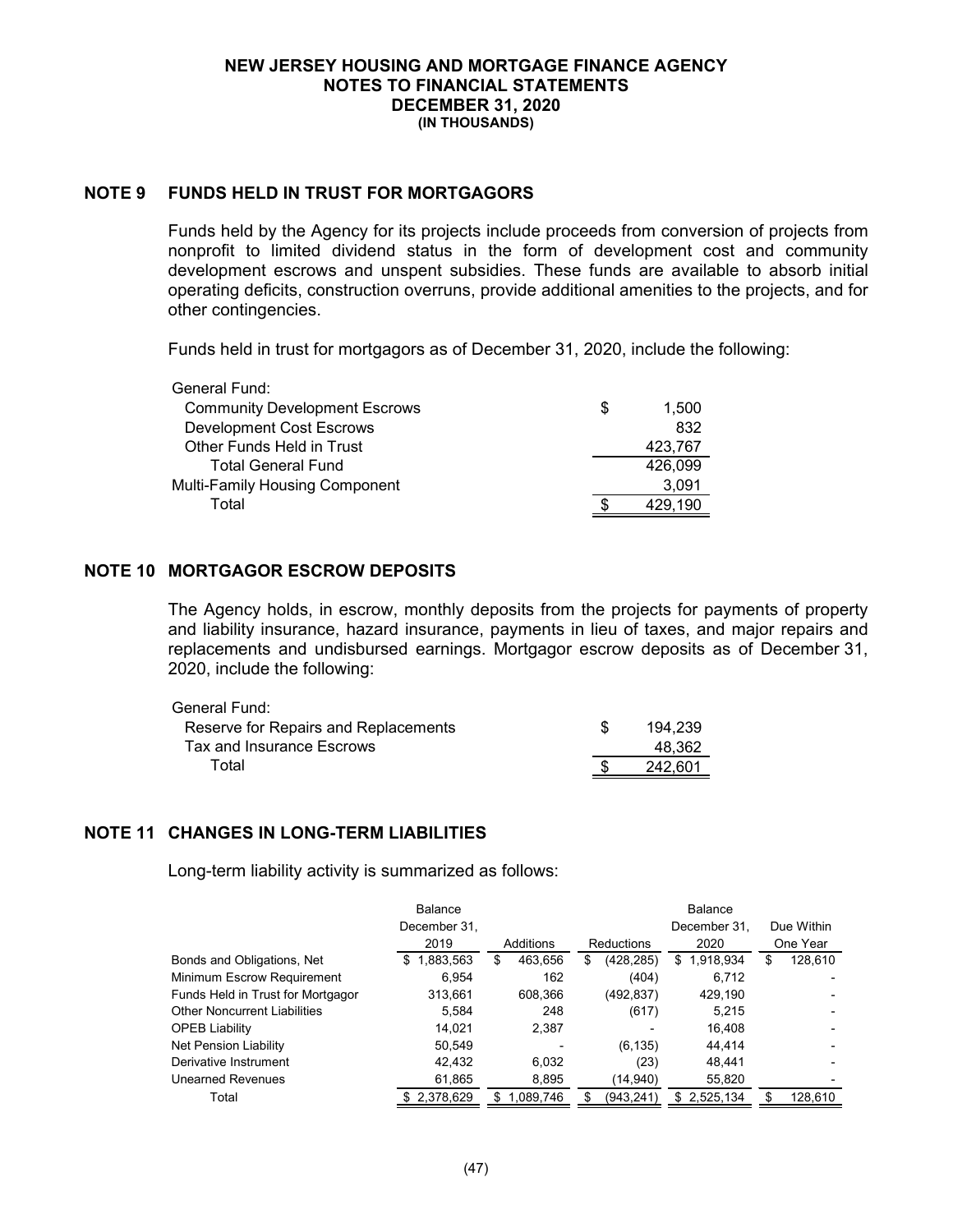NEW JERSEY HOUSING AND MORTGAGE FINANCE AGENCY
NOTES TO FINANCIAL STATEMENTS
DECEMBER 31, 2020
(IN THOUSANDS)

## NOTE 9 FUNDS HELD IN TRUST FOR MORTGAGORS

Funds held by the Agency for its projects include proceeds from conversion of projects from nonprofit to limited dividend status in the form of development cost and community development escrows and unspent subsidies. These funds are available to absorb initial operating deficits, construction overruns, provide additional amenities to the projects, and for other contingencies.

Funds held in trust for mortgagors as of December 31, 2020, include the following:

| | |
|---|---|
| General Fund: | |
| Community Development Escrows | $ 1,500 |
| Development Cost Escrows | 832 |
| Other Funds Held in Trust | 423,767 |
| Total General Fund | 426,099 |
| Multi-Family Housing Component | 3,091 |
| Total | $ 429,190 |

## NOTE 10 MORTGAGOR ESCROW DEPOSITS

The Agency holds, in escrow, monthly deposits from the projects for payments of property and liability insurance, hazard insurance, payments in lieu of taxes, and major repairs and replacements and undisbursed earnings. Mortgagor escrow deposits as of December 31, 2020, include the following:

| | |
|---|---|
| General Fund: | |
| Reserve for Repairs and Replacements | $ 194,239 |
| Tax and Insurance Escrows | 48,362 |
| Total | $ 242,601 |

## NOTE 11 CHANGES IN LONG-TERM LIABILITIES

Long-term liability activity is summarized as follows:

| | Balance December 31, 2019 | Additions | Reductions | Balance December 31, 2020 | Due Within One Year |
|---|---|---|---|---|---|
| Bonds and Obligations, Net | $ 1,883,563 | $ 463,656 | $ (428,285) | $ 1,918,934 | $ 128,610 |
| Minimum Escrow Requirement | 6,954 | 162 | (404) | 6,712 | - |
| Funds Held in Trust for Mortgagor | 313,661 | 608,366 | (492,837) | 429,190 | - |
| Other Noncurrent Liabilities | 5,584 | 248 | (617) | 5,215 | - |
| OPEB Liability | 14,021 | 2,387 | - | 16,408 | - |
| Net Pension Liability | 50,549 | - | (6,135) | 44,414 | - |
| Derivative Instrument | 42,432 | 6,032 | (23) | 48,441 | - |
| Unearned Revenues | 61,865 | 8,895 | (14,940) | 55,820 | - |
| Total | $ 2,378,629 | $ 1,089,746 | $ (943,241) | $ 2,525,134 | $ 128,610 |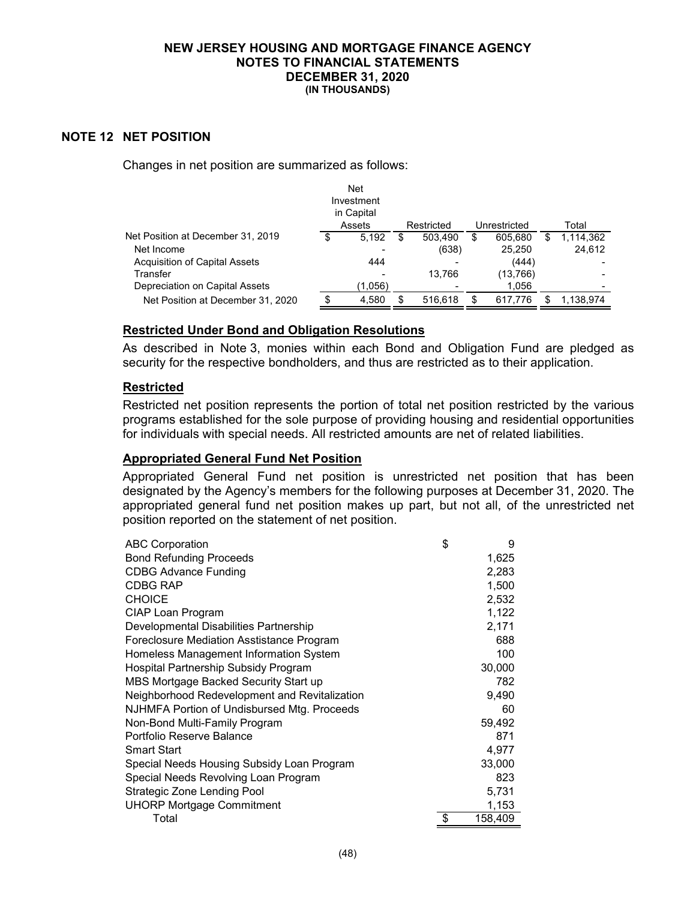# NEW JERSEY HOUSING AND MORTGAGE FINANCE AGENCY
## NOTES TO FINANCIAL STATEMENTS
## DECEMBER 31, 2020
### (IN THOUSANDS)

## NOTE 12 NET POSITION

Changes in net position are summarized as follows:

| | Net Investment in Capital Assets | Restricted | Unrestricted | Total |
|---|---|---|---|---|
| Net Position at December 31, 2019 | $ 5,192 | $ 503,490 | $ 605,680 | $ 1,114,362 |
| Net Income | - | (638) | 25,250 | 24,612 |
| Acquisition of Capital Assets | 444 | - | (444) | - |
| Transfer | - | 13,766 | (13,766) | - |
| Depreciation on Capital Assets | (1,056) | - | 1,056 | - |
| Net Position at December 31, 2020 | $ 4,580 | $ 516,618 | $ 617,776 | $ 1,138,974 |

### Restricted Under Bond and Obligation Resolutions

As described in Note 3, monies within each Bond and Obligation Fund are pledged as security for the respective bondholders, and thus are restricted as to their application.

### Restricted

Restricted net position represents the portion of total net position restricted by the various programs established for the sole purpose of providing housing and residential opportunities for individuals with special needs. All restricted amounts are net of related liabilities.

### Appropriated General Fund Net Position

Appropriated General Fund net position is unrestricted net position that has been designated by the Agency's members for the following purposes at December 31, 2020. The appropriated general fund net position makes up part, but not all, of the unrestricted net position reported on the statement of net position.

| | |
|---|---|
| ABC Corporation | $ 9 |
| Bond Refunding Proceeds | 1,625 |
| CDBG Advance Funding | 2,283 |
| CDBG RAP | 1,500 |
| CHOICE | 2,532 |
| CIAP Loan Program | 1,122 |
| Developmental Disabilities Partnership | 2,171 |
| Foreclosure Mediation Asstistance Program | 688 |
| Homeless Management Information System | 100 |
| Hospital Partnership Subsidy Program | 30,000 |
| MBS Mortgage Backed Security Start up | 782 |
| Neighborhood Redevelopment and Revitalization | 9,490 |
| NJHMFA Portion of Undisbursed Mtg. Proceeds | 60 |
| Non-Bond Multi-Family Program | 59,492 |
| Portfolio Reserve Balance | 871 |
| Smart Start | 4,977 |
| Special Needs Housing Subsidy Loan Program | 33,000 |
| Special Needs Revolving Loan Program | 823 |
| Strategic Zone Lending Pool | 5,731 |
| UHORP Mortgage Commitment | 1,153 |
| Total | $ 158,409 |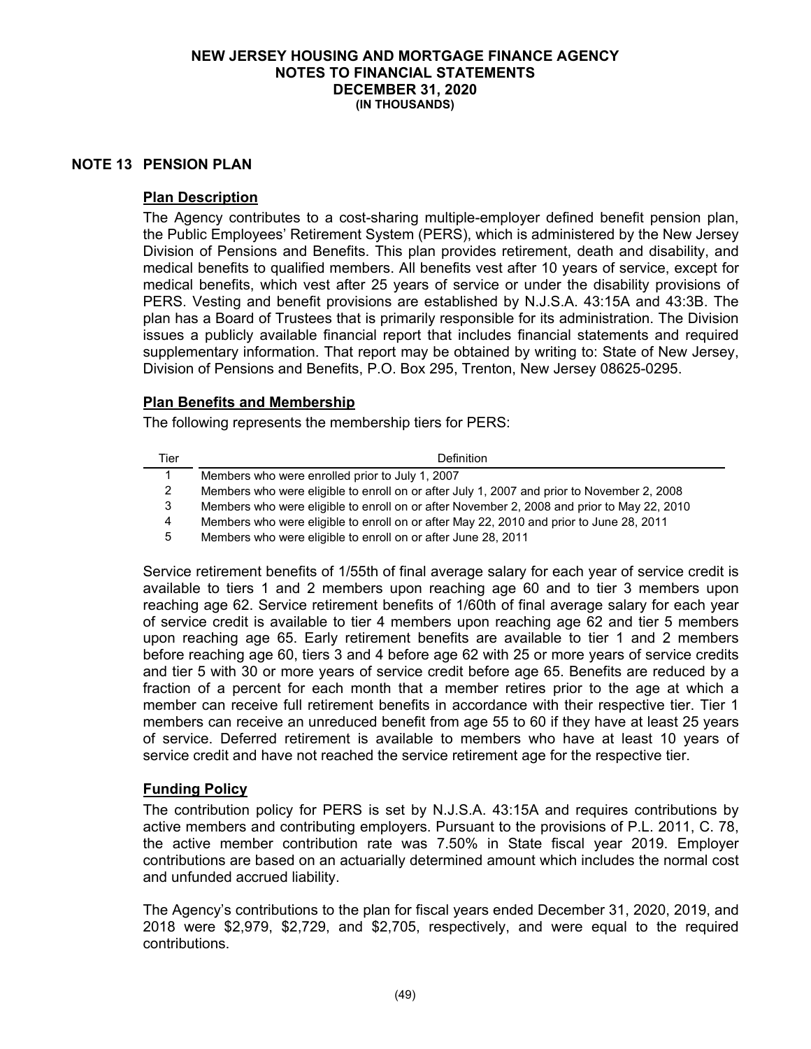**NEW JERSEY HOUSING AND MORTGAGE FINANCE AGENCY**
**NOTES TO FINANCIAL STATEMENTS**
**DECEMBER 31, 2020**
**(IN THOUSANDS)**

## NOTE 13 PENSION PLAN

### Plan Description

The Agency contributes to a cost-sharing multiple-employer defined benefit pension plan, the Public Employees' Retirement System (PERS), which is administered by the New Jersey Division of Pensions and Benefits. This plan provides retirement, death and disability, and medical benefits to qualified members. All benefits vest after 10 years of service, except for medical benefits, which vest after 25 years of service or under the disability provisions of PERS. Vesting and benefit provisions are established by N.J.S.A. 43:15A and 43:3B. The plan has a Board of Trustees that is primarily responsible for its administration. The Division issues a publicly available financial report that includes financial statements and required supplementary information. That report may be obtained by writing to: State of New Jersey, Division of Pensions and Benefits, P.O. Box 295, Trenton, New Jersey 08625-0295.

### Plan Benefits and Membership

The following represents the membership tiers for PERS:

| Tier | Definition |
|---|---|
| 1 | Members who were enrolled prior to July 1, 2007 |
| 2 | Members who were eligible to enroll on or after July 1, 2007 and prior to November 2, 2008 |
| 3 | Members who were eligible to enroll on or after November 2, 2008 and prior to May 22, 2010 |
| 4 | Members who were eligible to enroll on or after May 22, 2010 and prior to June 28, 2011 |
| 5 | Members who were eligible to enroll on or after June 28, 2011 |

Service retirement benefits of 1/55th of final average salary for each year of service credit is available to tiers 1 and 2 members upon reaching age 60 and to tier 3 members upon reaching age 62. Service retirement benefits of 1/60th of final average salary for each year of service credit is available to tier 4 members upon reaching age 62 and tier 5 members upon reaching age 65. Early retirement benefits are available to tier 1 and 2 members before reaching age 60, tiers 3 and 4 before age 62 with 25 or more years of service credits and tier 5 with 30 or more years of service credit before age 65. Benefits are reduced by a fraction of a percent for each month that a member retires prior to the age at which a member can receive full retirement benefits in accordance with their respective tier. Tier 1 members can receive an unreduced benefit from age 55 to 60 if they have at least 25 years of service. Deferred retirement is available to members who have at least 10 years of service credit and have not reached the service retirement age for the respective tier.

### Funding Policy

The contribution policy for PERS is set by N.J.S.A. 43:15A and requires contributions by active members and contributing employers. Pursuant to the provisions of P.L. 2011, C. 78, the active member contribution rate was 7.50% in State fiscal year 2019. Employer contributions are based on an actuarially determined amount which includes the normal cost and unfunded accrued liability.

The Agency's contributions to the plan for fiscal years ended December 31, 2020, 2019, and 2018 were $2,979, $2,729, and $2,705, respectively, and were equal to the required contributions.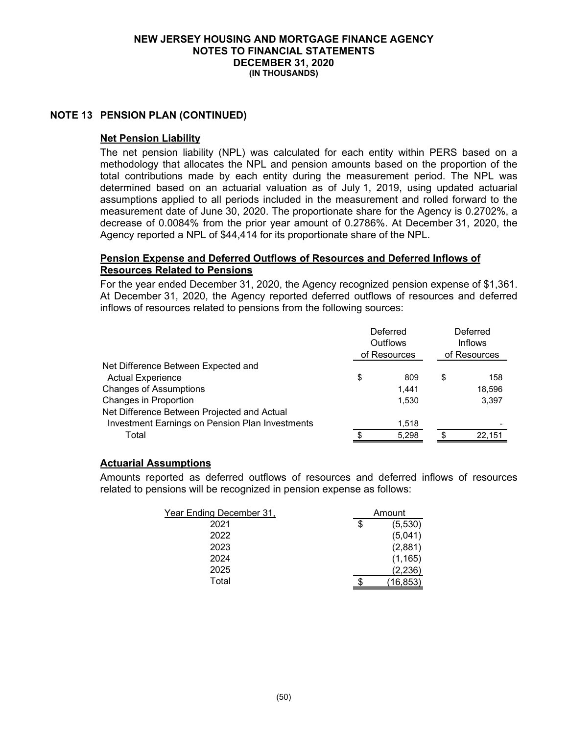# NEW JERSEY HOUSING AND MORTGAGE FINANCE AGENCY
## NOTES TO FINANCIAL STATEMENTS
## DECEMBER 31, 2020
### (IN THOUSANDS)

## NOTE 13 PENSION PLAN (CONTINUED)

**Net Pension Liability**

The net pension liability (NPL) was calculated for each entity within PERS based on a methodology that allocates the NPL and pension amounts based on the proportion of the total contributions made by each entity during the measurement period. The NPL was determined based on an actuarial valuation as of July 1, 2019, using updated actuarial assumptions applied to all periods included in the measurement and rolled forward to the measurement date of June 30, 2020. The proportionate share for the Agency is 0.2702%, a decrease of 0.0084% from the prior year amount of 0.2786%. At December 31, 2020, the Agency reported a NPL of $44,414 for its proportionate share of the NPL.

**Pension Expense and Deferred Outflows of Resources and Deferred Inflows of Resources Related to Pensions**

For the year ended December 31, 2020, the Agency recognized pension expense of $1,361. At December 31, 2020, the Agency reported deferred outflows of resources and deferred inflows of resources related to pensions from the following sources:

| | Deferred Outflows of Resources | Deferred Inflows of Resources |
|---|---|---|
| Net Difference Between Expected and Actual Experience | $ 809 | $ 158 |
| Changes of Assumptions | 1,441 | 18,596 |
| Changes in Proportion | 1,530 | 3,397 |
| Net Difference Between Projected and Actual Investment Earnings on Pension Plan Investments | 1,518 | - |
| Total | $ 5,298 | $ 22,151 |

**Actuarial Assumptions**

Amounts reported as deferred outflows of resources and deferred inflows of resources related to pensions will be recognized in pension expense as follows:

| Year Ending December 31, | Amount |
|---|---|
| 2021 | $ (5,530) |
| 2022 | (5,041) |
| 2023 | (2,881) |
| 2024 | (1,165) |
| 2025 | (2,236) |
| Total | $ (16,853) |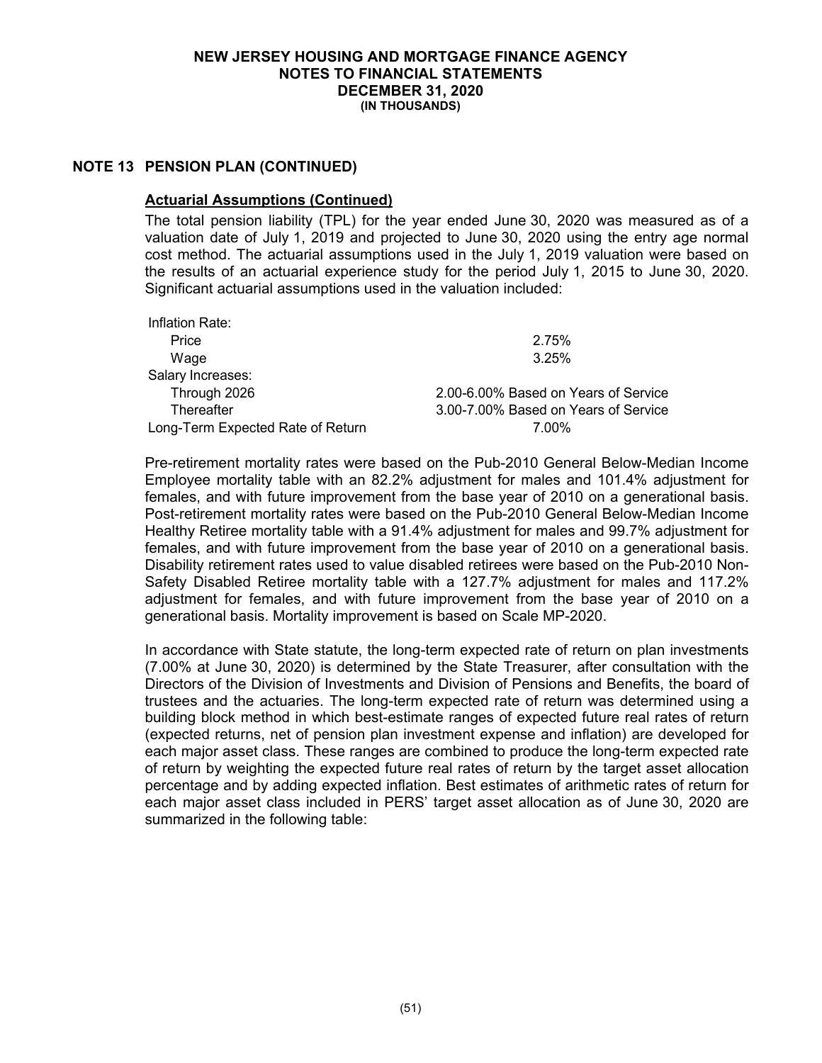**NEW JERSEY HOUSING AND MORTGAGE FINANCE AGENCY**
**NOTES TO FINANCIAL STATEMENTS**
**DECEMBER 31, 2020**
**(IN THOUSANDS)**

## NOTE 13 PENSION PLAN (CONTINUED)

### Actuarial Assumptions (Continued)

The total pension liability (TPL) for the year ended June 30, 2020 was measured as of a valuation date of July 1, 2019 and projected to June 30, 2020 using the entry age normal cost method. The actuarial assumptions used in the July 1, 2019 valuation were based on the results of an actuarial experience study for the period July 1, 2015 to June 30, 2020. Significant actuarial assumptions used in the valuation included:

| | |
|---|---|
| Inflation Rate: | |
| Price | 2.75% |
| Wage | 3.25% |
| Salary Increases: | |
| Through 2026 | 2.00-6.00% Based on Years of Service |
| Thereafter | 3.00-7.00% Based on Years of Service |
| Long-Term Expected Rate of Return | 7.00% |

Pre-retirement mortality rates were based on the Pub-2010 General Below-Median Income Employee mortality table with an 82.2% adjustment for males and 101.4% adjustment for females, and with future improvement from the base year of 2010 on a generational basis. Post-retirement mortality rates were based on the Pub-2010 General Below-Median Income Healthy Retiree mortality table with a 91.4% adjustment for males and 99.7% adjustment for females, and with future improvement from the base year of 2010 on a generational basis. Disability retirement rates used to value disabled retirees were based on the Pub-2010 Non-Safety Disabled Retiree mortality table with a 127.7% adjustment for males and 117.2% adjustment for females, and with future improvement from the base year of 2010 on a generational basis. Mortality improvement is based on Scale MP-2020.

In accordance with State statute, the long-term expected rate of return on plan investments (7.00% at June 30, 2020) is determined by the State Treasurer, after consultation with the Directors of the Division of Investments and Division of Pensions and Benefits, the board of trustees and the actuaries. The long-term expected rate of return was determined using a building block method in which best-estimate ranges of expected future real rates of return (expected returns, net of pension plan investment expense and inflation) are developed for each major asset class. These ranges are combined to produce the long-term expected rate of return by weighting the expected future real rates of return by the target asset allocation percentage and by adding expected inflation. Best estimates of arithmetic rates of return for each major asset class included in PERS' target asset allocation as of June 30, 2020 are summarized in the following table: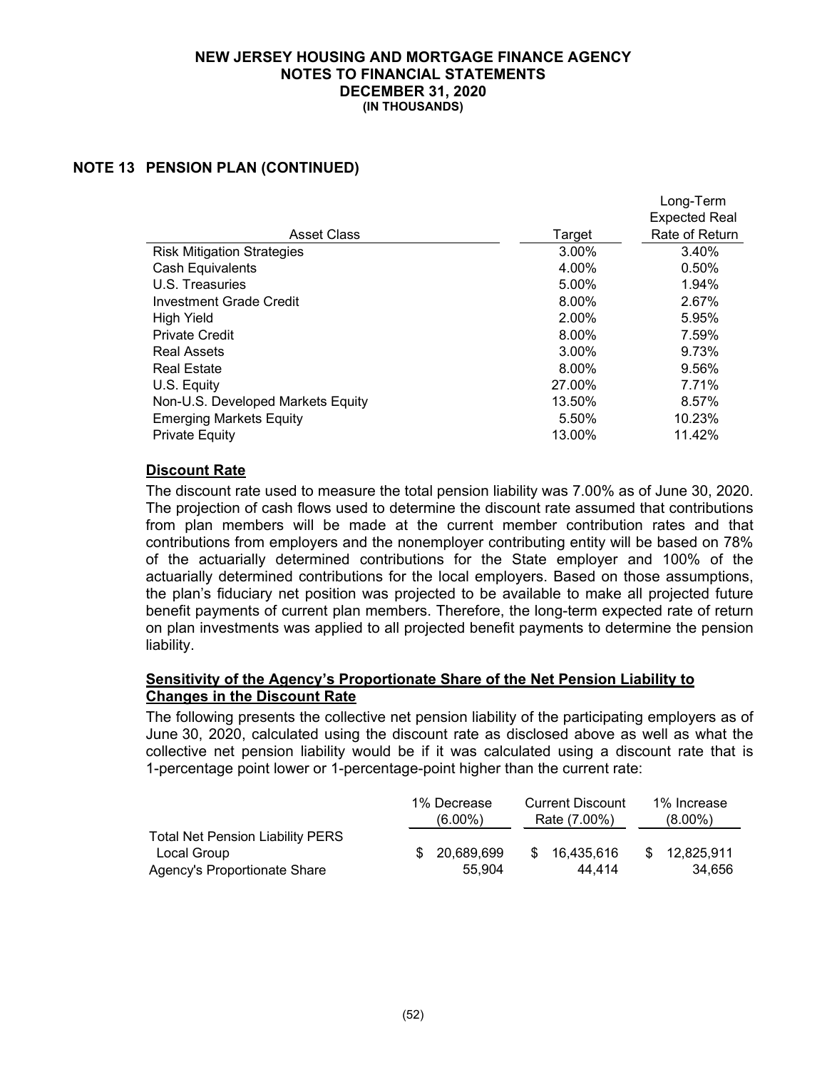# NEW JERSEY HOUSING AND MORTGAGE FINANCE AGENCY
## NOTES TO FINANCIAL STATEMENTS
## DECEMBER 31, 2020
### (IN THOUSANDS)

## NOTE 13 PENSION PLAN (CONTINUED)

| Asset Class | Target | Long-Term Expected Real Rate of Return |
|---|---|---|
| Risk Mitigation Strategies | 3.00% | 3.40% |
| Cash Equivalents | 4.00% | 0.50% |
| U.S. Treasuries | 5.00% | 1.94% |
| Investment Grade Credit | 8.00% | 2.67% |
| High Yield | 2.00% | 5.95% |
| Private Credit | 8.00% | 7.59% |
| Real Assets | 3.00% | 9.73% |
| Real Estate | 8.00% | 9.56% |
| U.S. Equity | 27.00% | 7.71% |
| Non-U.S. Developed Markets Equity | 13.50% | 8.57% |
| Emerging Markets Equity | 5.50% | 10.23% |
| Private Equity | 13.00% | 11.42% |

### Discount Rate

The discount rate used to measure the total pension liability was 7.00% as of June 30, 2020. The projection of cash flows used to determine the discount rate assumed that contributions from plan members will be made at the current member contribution rates and that contributions from employers and the nonemployer contributing entity will be based on 78% of the actuarially determined contributions for the State employer and 100% of the actuarially determined contributions for the local employers. Based on those assumptions, the plan's fiduciary net position was projected to be available to make all projected future benefit payments of current plan members. Therefore, the long-term expected rate of return on plan investments was applied to all projected benefit payments to determine the pension liability.

### Sensitivity of the Agency's Proportionate Share of the Net Pension Liability to Changes in the Discount Rate

The following presents the collective net pension liability of the participating employers as of June 30, 2020, calculated using the discount rate as disclosed above as well as what the collective net pension liability would be if it was calculated using a discount rate that is 1-percentage point lower or 1-percentage-point higher than the current rate:

| | 1% Decrease (6.00%) | Current Discount Rate (7.00%) | 1% Increase (8.00%) |
|---|---|---|---|
| Total Net Pension Liability PERS Local Group | $ 20,689,699 | $ 16,435,616 | $ 12,825,911 |
| Agency's Proportionate Share | 55,904 | 44,414 | 34,656 |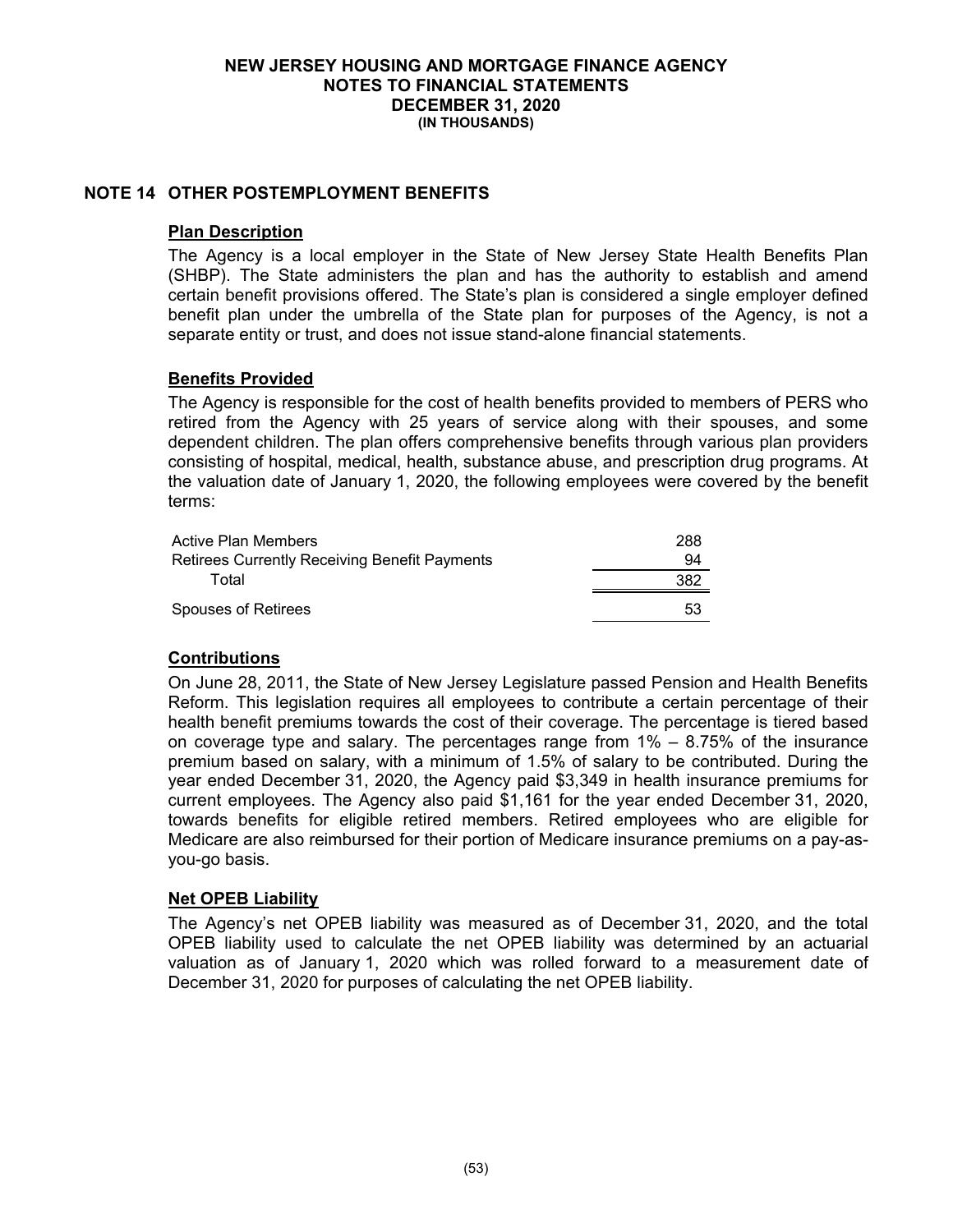# NOTE 14 OTHER POSTEMPLOYMENT BENEFITS

## Plan Description

The Agency is a local employer in the State of New Jersey State Health Benefits Plan (SHBP). The State administers the plan and has the authority to establish and amend certain benefit provisions offered. The State's plan is considered a single employer defined benefit plan under the umbrella of the State plan for purposes of the Agency, is not a separate entity or trust, and does not issue stand-alone financial statements.

## Benefits Provided

The Agency is responsible for the cost of health benefits provided to members of PERS who retired from the Agency with 25 years of service along with their spouses, and some dependent children. The plan offers comprehensive benefits through various plan providers consisting of hospital, medical, health, substance abuse, and prescription drug programs. At the valuation date of January 1, 2020, the following employees were covered by the benefit terms:

| | |
|---|---|
| Active Plan Members | 288 |
| Retirees Currently Receiving Benefit Payments | 94 |
| Total | 382 |
| Spouses of Retirees | 53 |

## Contributions

On June 28, 2011, the State of New Jersey Legislature passed Pension and Health Benefits Reform. This legislation requires all employees to contribute a certain percentage of their health benefit premiums towards the cost of their coverage. The percentage is tiered based on coverage type and salary. The percentages range from 1% – 8.75% of the insurance premium based on salary, with a minimum of 1.5% of salary to be contributed. During the year ended December 31, 2020, the Agency paid $3,349 in health insurance premiums for current employees. The Agency also paid $1,161 for the year ended December 31, 2020, towards benefits for eligible retired members. Retired employees who are eligible for Medicare are also reimbursed for their portion of Medicare insurance premiums on a pay-as-you-go basis.

## Net OPEB Liability

The Agency's net OPEB liability was measured as of December 31, 2020, and the total OPEB liability used to calculate the net OPEB liability was determined by an actuarial valuation as of January 1, 2020 which was rolled forward to a measurement date of December 31, 2020 for purposes of calculating the net OPEB liability.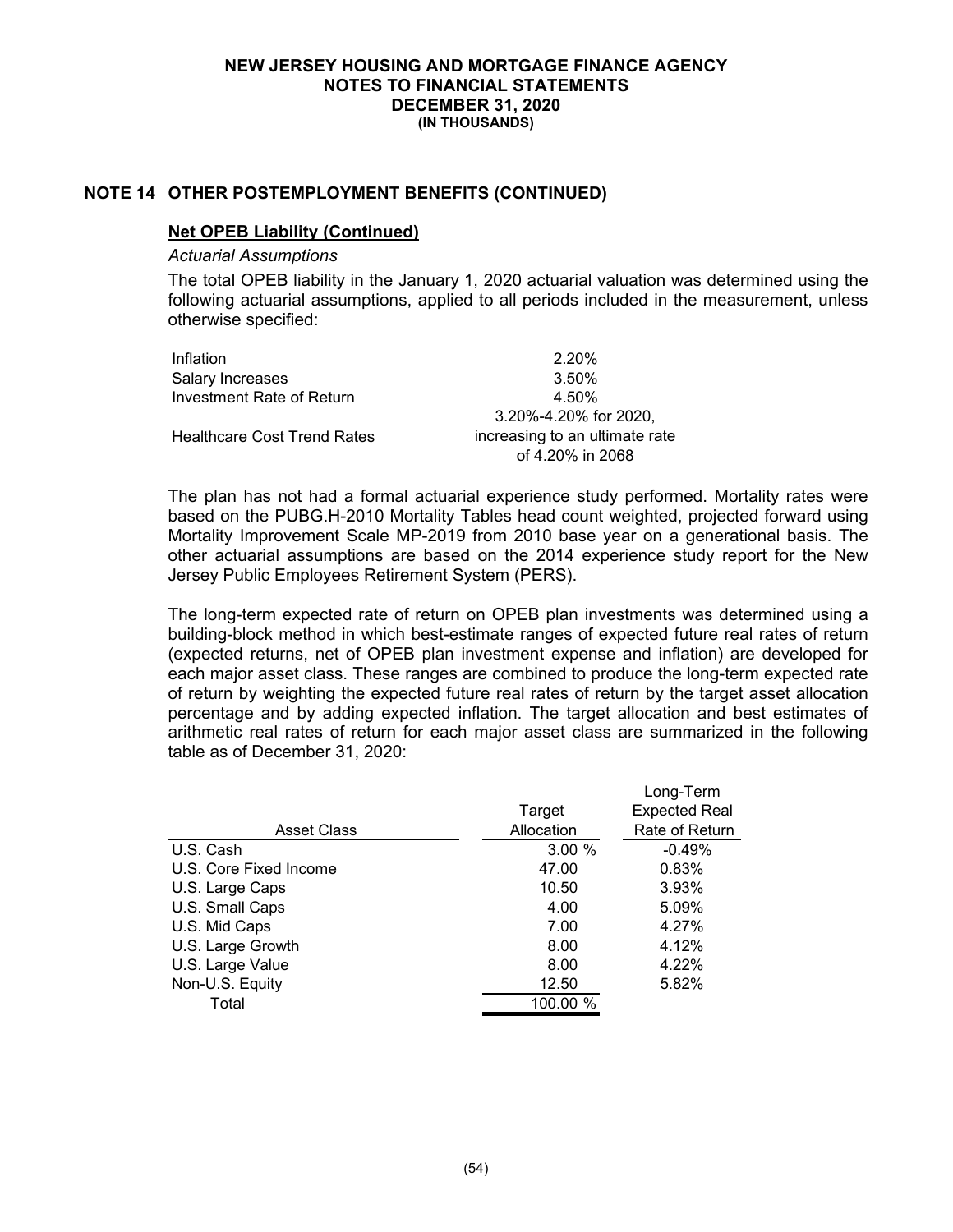# NEW JERSEY HOUSING AND MORTGAGE FINANCE AGENCY
## NOTES TO FINANCIAL STATEMENTS
## DECEMBER 31, 2020
### (IN THOUSANDS)

## NOTE 14 OTHER POSTEMPLOYMENT BENEFITS (CONTINUED)

### Net OPEB Liability (Continued)

*Actuarial Assumptions*

The total OPEB liability in the January 1, 2020 actuarial valuation was determined using the following actuarial assumptions, applied to all periods included in the measurement, unless otherwise specified:

| | |
|---|---|
| Inflation | 2.20% |
| Salary Increases | 3.50% |
| Investment Rate of Return | 4.50% |
| Healthcare Cost Trend Rates | 3.20%-4.20% for 2020, increasing to an ultimate rate of 4.20% in 2068 |

The plan has not had a formal actuarial experience study performed. Mortality rates were based on the PUBG.H-2010 Mortality Tables head count weighted, projected forward using Mortality Improvement Scale MP-2019 from 2010 base year on a generational basis. The other actuarial assumptions are based on the 2014 experience study report for the New Jersey Public Employees Retirement System (PERS).

The long-term expected rate of return on OPEB plan investments was determined using a building-block method in which best-estimate ranges of expected future real rates of return (expected returns, net of OPEB plan investment expense and inflation) are developed for each major asset class. These ranges are combined to produce the long-term expected rate of return by weighting the expected future real rates of return by the target asset allocation percentage and by adding expected inflation. The target allocation and best estimates of arithmetic real rates of return for each major asset class are summarized in the following table as of December 31, 2020:

| Asset Class | Target Allocation | Long-Term Expected Real Rate of Return |
|---|---|---|
| U.S. Cash | 3.00 % | -0.49% |
| U.S. Core Fixed Income | 47.00 | 0.83% |
| U.S. Large Caps | 10.50 | 3.93% |
| U.S. Small Caps | 4.00 | 5.09% |
| U.S. Mid Caps | 7.00 | 4.27% |
| U.S. Large Growth | 8.00 | 4.12% |
| U.S. Large Value | 8.00 | 4.22% |
| Non-U.S. Equity | 12.50 | 5.82% |
| Total | 100.00 % | |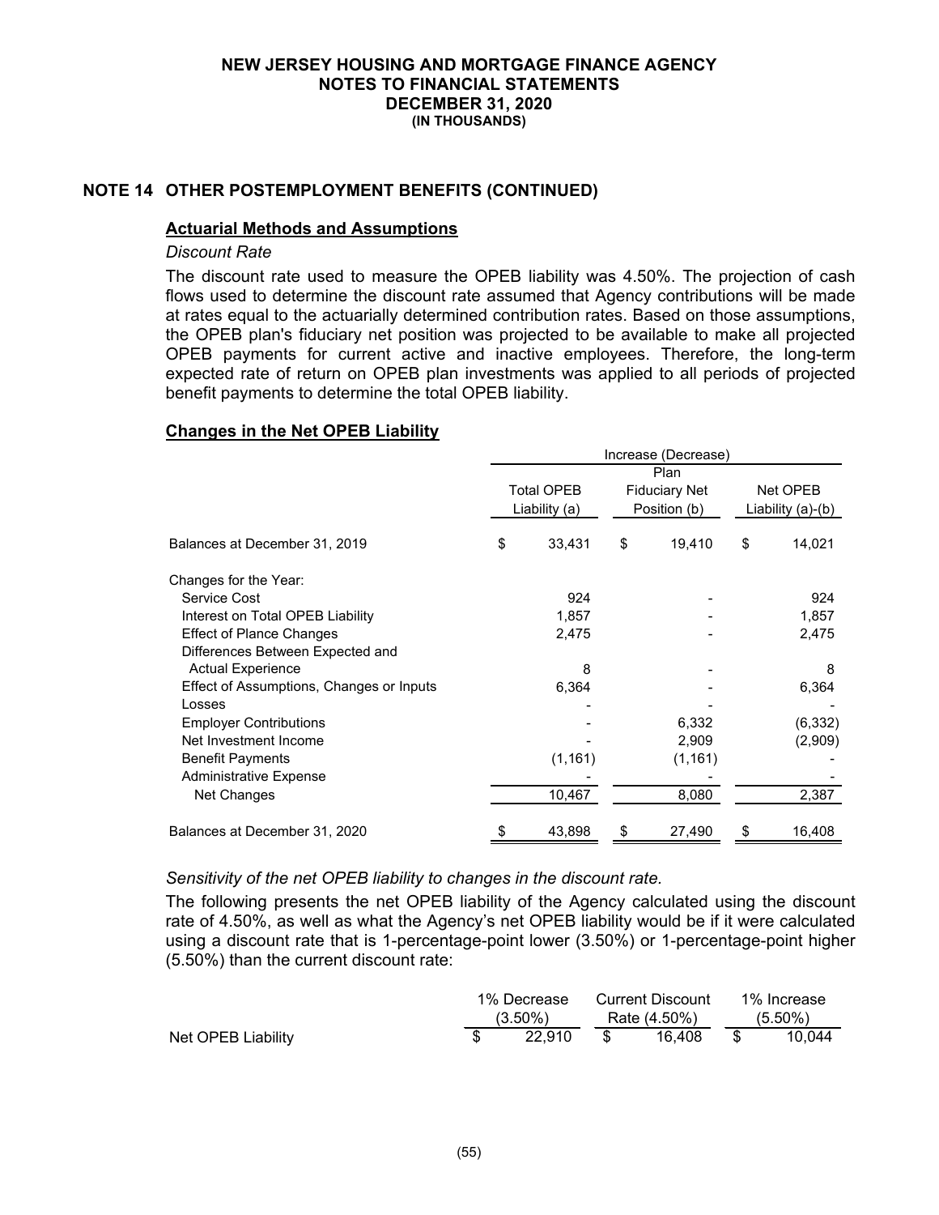# NEW JERSEY HOUSING AND MORTGAGE FINANCE AGENCY
## NOTES TO FINANCIAL STATEMENTS
## DECEMBER 31, 2020
### (IN THOUSANDS)

## NOTE 14 OTHER POSTEMPLOYMENT BENEFITS (CONTINUED)

### Actuarial Methods and Assumptions

*Discount Rate*

The discount rate used to measure the OPEB liability was 4.50%. The projection of cash flows used to determine the discount rate assumed that Agency contributions will be made at rates equal to the actuarially determined contribution rates. Based on those assumptions, the OPEB plan's fiduciary net position was projected to be available to make all projected OPEB payments for current active and inactive employees. Therefore, the long-term expected rate of return on OPEB plan investments was applied to all periods of projected benefit payments to determine the total OPEB liability.

### Changes in the Net OPEB Liability

| | Increase (Decrease) | | |
|---|---|---|---|
| | Total OPEB Liability (a) | Plan Fiduciary Net Position (b) | Net OPEB Liability (a)-(b) |
| Balances at December 31, 2019 | $ 33,431 | $ 19,410 | $ 14,021 |
| Changes for the Year: | | | |
| Service Cost | 924 | - | 924 |
| Interest on Total OPEB Liability | 1,857 | - | 1,857 |
| Effect of Plance Changes | 2,475 | - | 2,475 |
| Differences Between Expected and Actual Experience | 8 | - | 8 |
| Effect of Assumptions, Changes or Inputs | 6,364 | - | 6,364 |
| Losses | - | - | - |
| Employer Contributions | - | 6,332 | (6,332) |
| Net Investment Income | - | 2,909 | (2,909) |
| Benefit Payments | (1,161) | (1,161) | - |
| Administrative Expense | - | - | - |
| Net Changes | 10,467 | 8,080 | 2,387 |
| Balances at December 31, 2020 | $ 43,898 | $ 27,490 | $ 16,408 |

*Sensitivity of the net OPEB liability to changes in the discount rate.*

The following presents the net OPEB liability of the Agency calculated using the discount rate of 4.50%, as well as what the Agency's net OPEB liability would be if it were calculated using a discount rate that is 1-percentage-point lower (3.50%) or 1-percentage-point higher (5.50%) than the current discount rate:

| | 1% Decrease (3.50%) | Current Discount Rate (4.50%) | 1% Increase (5.50%) |
|---|---|---|---|
| Net OPEB Liability | $ 22,910 | $ 16,408 | $ 10,044 |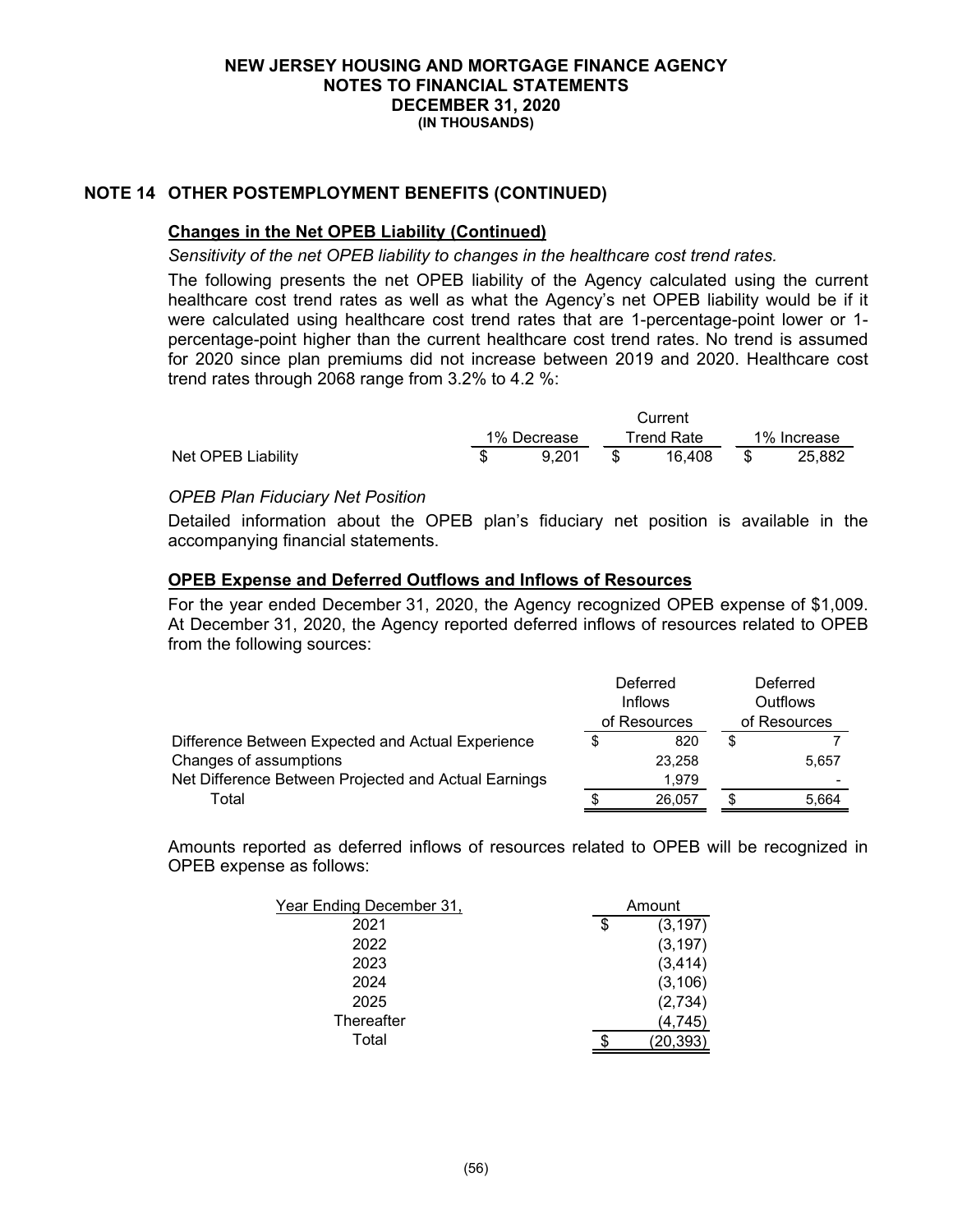# NEW JERSEY HOUSING AND MORTGAGE FINANCE AGENCY
## NOTES TO FINANCIAL STATEMENTS
## DECEMBER 31, 2020
### (IN THOUSANDS)

## NOTE 14 OTHER POSTEMPLOYMENT BENEFITS (CONTINUED)

### Changes in the Net OPEB Liability (Continued)

*Sensitivity of the net OPEB liability to changes in the healthcare cost trend rates.*

The following presents the net OPEB liability of the Agency calculated using the current healthcare cost trend rates as well as what the Agency's net OPEB liability would be if it were calculated using healthcare cost trend rates that are 1-percentage-point lower or 1-percentage-point higher than the current healthcare cost trend rates. No trend is assumed for 2020 since plan premiums did not increase between 2019 and 2020. Healthcare cost trend rates through 2068 range from 3.2% to 4.2 %:

| | 1% Decrease | Current Trend Rate | 1% Increase |
|---|---|---|---|
| Net OPEB Liability | $ 9,201 | $ 16,408 | $ 25,882 |

*OPEB Plan Fiduciary Net Position*

Detailed information about the OPEB plan's fiduciary net position is available in the accompanying financial statements.

### OPEB Expense and Deferred Outflows and Inflows of Resources

For the year ended December 31, 2020, the Agency recognized OPEB expense of $1,009. At December 31, 2020, the Agency reported deferred inflows of resources related to OPEB from the following sources:

| | Deferred Inflows of Resources | Deferred Outflows of Resources |
|---|---|---|
| Difference Between Expected and Actual Experience | $ 820 | $ 7 |
| Changes of assumptions | 23,258 | 5,657 |
| Net Difference Between Projected and Actual Earnings | 1,979 | - |
| Total | $ 26,057 | $ 5,664 |

Amounts reported as deferred inflows of resources related to OPEB will be recognized in OPEB expense as follows:

| Year Ending December 31, | Amount |
|---|---|
| 2021 | $ (3,197) |
| 2022 | (3,197) |
| 2023 | (3,414) |
| 2024 | (3,106) |
| 2025 | (2,734) |
| Thereafter | (4,745) |
| Total | $ (20,393) |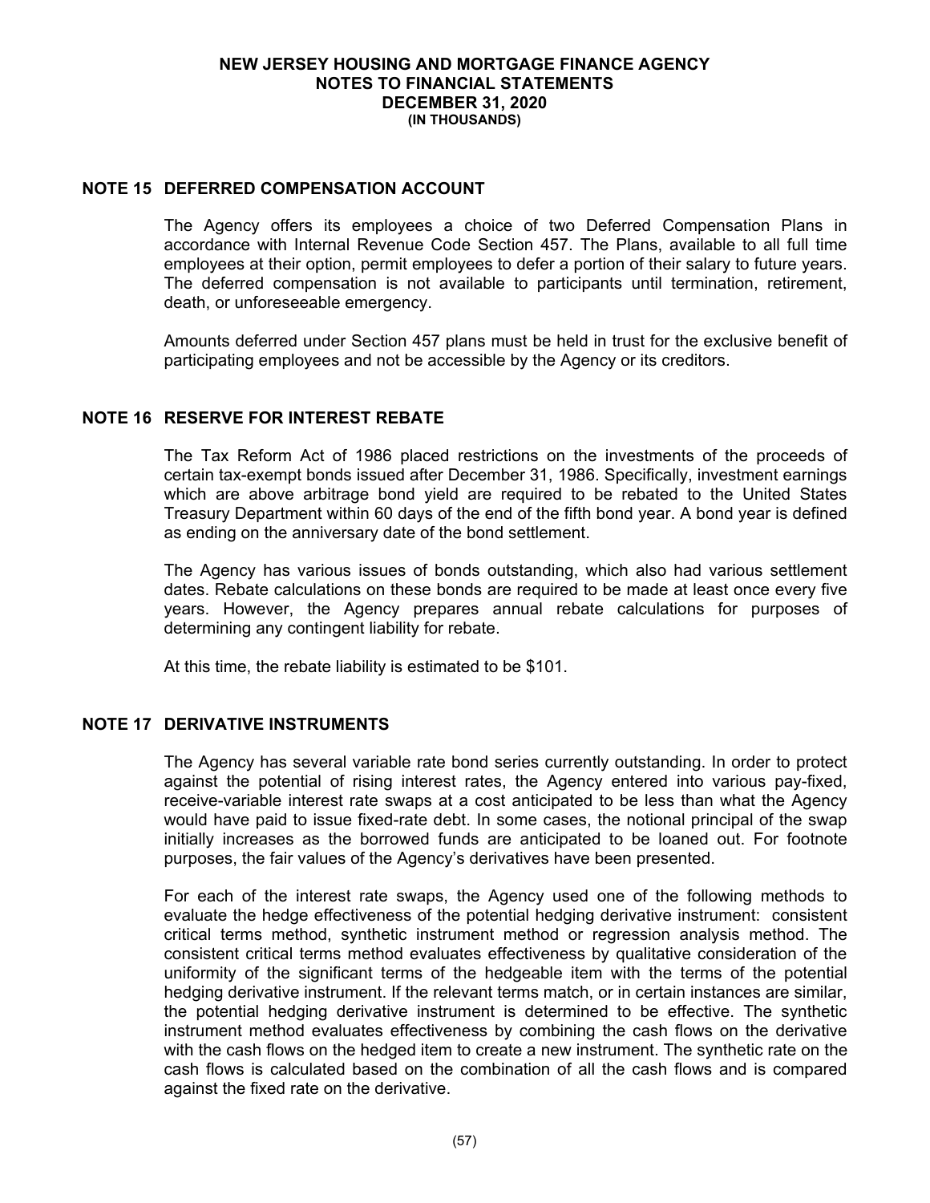## NOTE 15 DEFERRED COMPENSATION ACCOUNT

The Agency offers its employees a choice of two Deferred Compensation Plans in accordance with Internal Revenue Code Section 457. The Plans, available to all full time employees at their option, permit employees to defer a portion of their salary to future years. The deferred compensation is not available to participants until termination, retirement, death, or unforeseeable emergency.

Amounts deferred under Section 457 plans must be held in trust for the exclusive benefit of participating employees and not be accessible by the Agency or its creditors.

## NOTE 16 RESERVE FOR INTEREST REBATE

The Tax Reform Act of 1986 placed restrictions on the investments of the proceeds of certain tax-exempt bonds issued after December 31, 1986. Specifically, investment earnings which are above arbitrage bond yield are required to be rebated to the United States Treasury Department within 60 days of the end of the fifth bond year. A bond year is defined as ending on the anniversary date of the bond settlement.

The Agency has various issues of bonds outstanding, which also had various settlement dates. Rebate calculations on these bonds are required to be made at least once every five years. However, the Agency prepares annual rebate calculations for purposes of determining any contingent liability for rebate.

At this time, the rebate liability is estimated to be $101.

## NOTE 17 DERIVATIVE INSTRUMENTS

The Agency has several variable rate bond series currently outstanding. In order to protect against the potential of rising interest rates, the Agency entered into various pay-fixed, receive-variable interest rate swaps at a cost anticipated to be less than what the Agency would have paid to issue fixed-rate debt. In some cases, the notional principal of the swap initially increases as the borrowed funds are anticipated to be loaned out. For footnote purposes, the fair values of the Agency's derivatives have been presented.

For each of the interest rate swaps, the Agency used one of the following methods to evaluate the hedge effectiveness of the potential hedging derivative instrument: consistent critical terms method, synthetic instrument method or regression analysis method. The consistent critical terms method evaluates effectiveness by qualitative consideration of the uniformity of the significant terms of the hedgeable item with the terms of the potential hedging derivative instrument. If the relevant terms match, or in certain instances are similar, the potential hedging derivative instrument is determined to be effective. The synthetic instrument method evaluates effectiveness by combining the cash flows on the derivative with the cash flows on the hedged item to create a new instrument. The synthetic rate on the cash flows is calculated based on the combination of all the cash flows and is compared against the fixed rate on the derivative.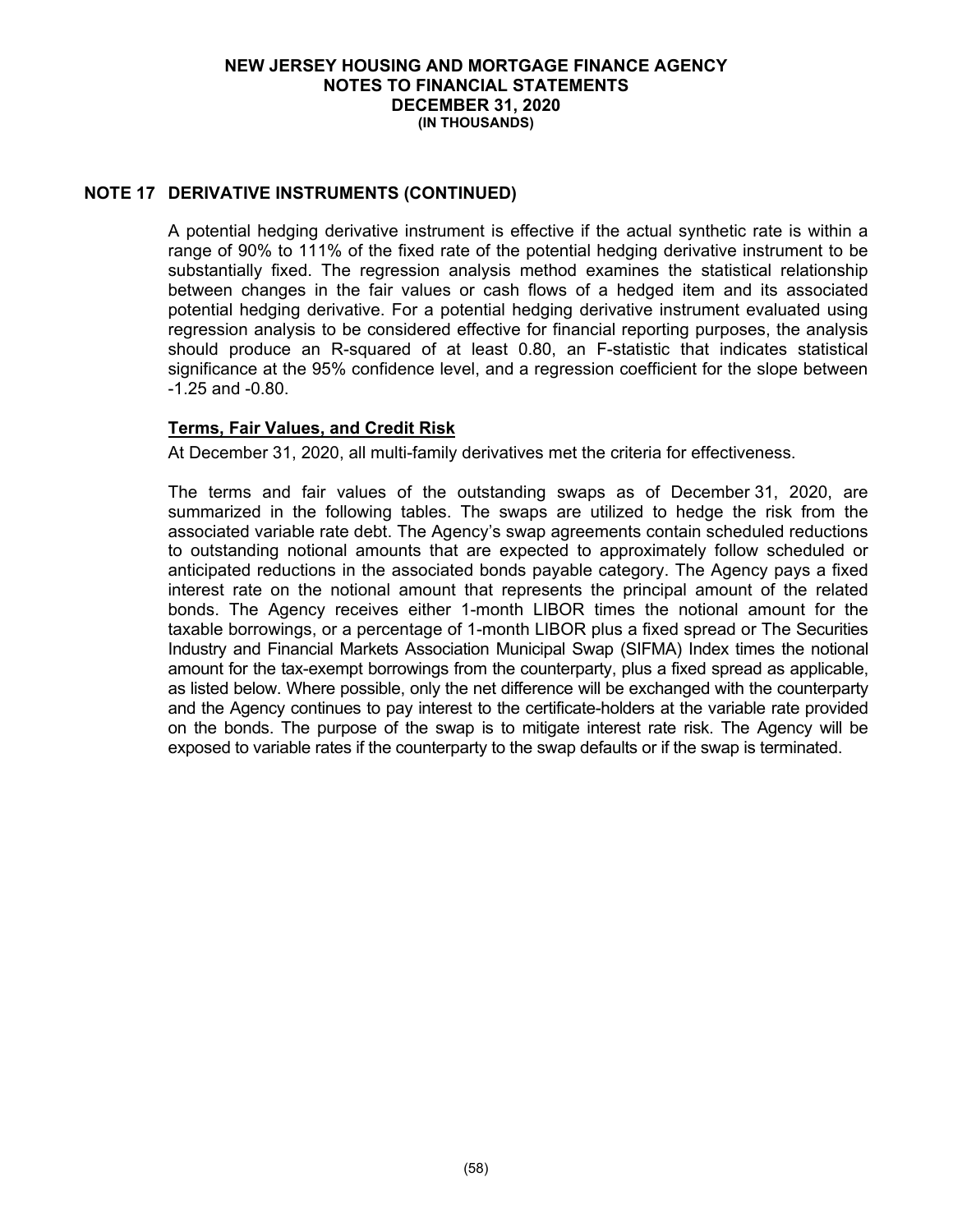## NOTE 17 DERIVATIVE INSTRUMENTS (CONTINUED)

A potential hedging derivative instrument is effective if the actual synthetic rate is within a range of 90% to 111% of the fixed rate of the potential hedging derivative instrument to be substantially fixed. The regression analysis method examines the statistical relationship between changes in the fair values or cash flows of a hedged item and its associated potential hedging derivative. For a potential hedging derivative instrument evaluated using regression analysis to be considered effective for financial reporting purposes, the analysis should produce an R-squared of at least 0.80, an F-statistic that indicates statistical significance at the 95% confidence level, and a regression coefficient for the slope between -1.25 and -0.80.

### Terms, Fair Values, and Credit Risk

At December 31, 2020, all multi-family derivatives met the criteria for effectiveness.

The terms and fair values of the outstanding swaps as of December 31, 2020, are summarized in the following tables. The swaps are utilized to hedge the risk from the associated variable rate debt. The Agency's swap agreements contain scheduled reductions to outstanding notional amounts that are expected to approximately follow scheduled or anticipated reductions in the associated bonds payable category. The Agency pays a fixed interest rate on the notional amount that represents the principal amount of the related bonds. The Agency receives either 1-month LIBOR times the notional amount for the taxable borrowings, or a percentage of 1-month LIBOR plus a fixed spread or The Securities Industry and Financial Markets Association Municipal Swap (SIFMA) Index times the notional amount for the tax-exempt borrowings from the counterparty, plus a fixed spread as applicable, as listed below. Where possible, only the net difference will be exchanged with the counterparty and the Agency continues to pay interest to the certificate-holders at the variable rate provided on the bonds. The purpose of the swap is to mitigate interest rate risk. The Agency will be exposed to variable rates if the counterparty to the swap defaults or if the swap is terminated.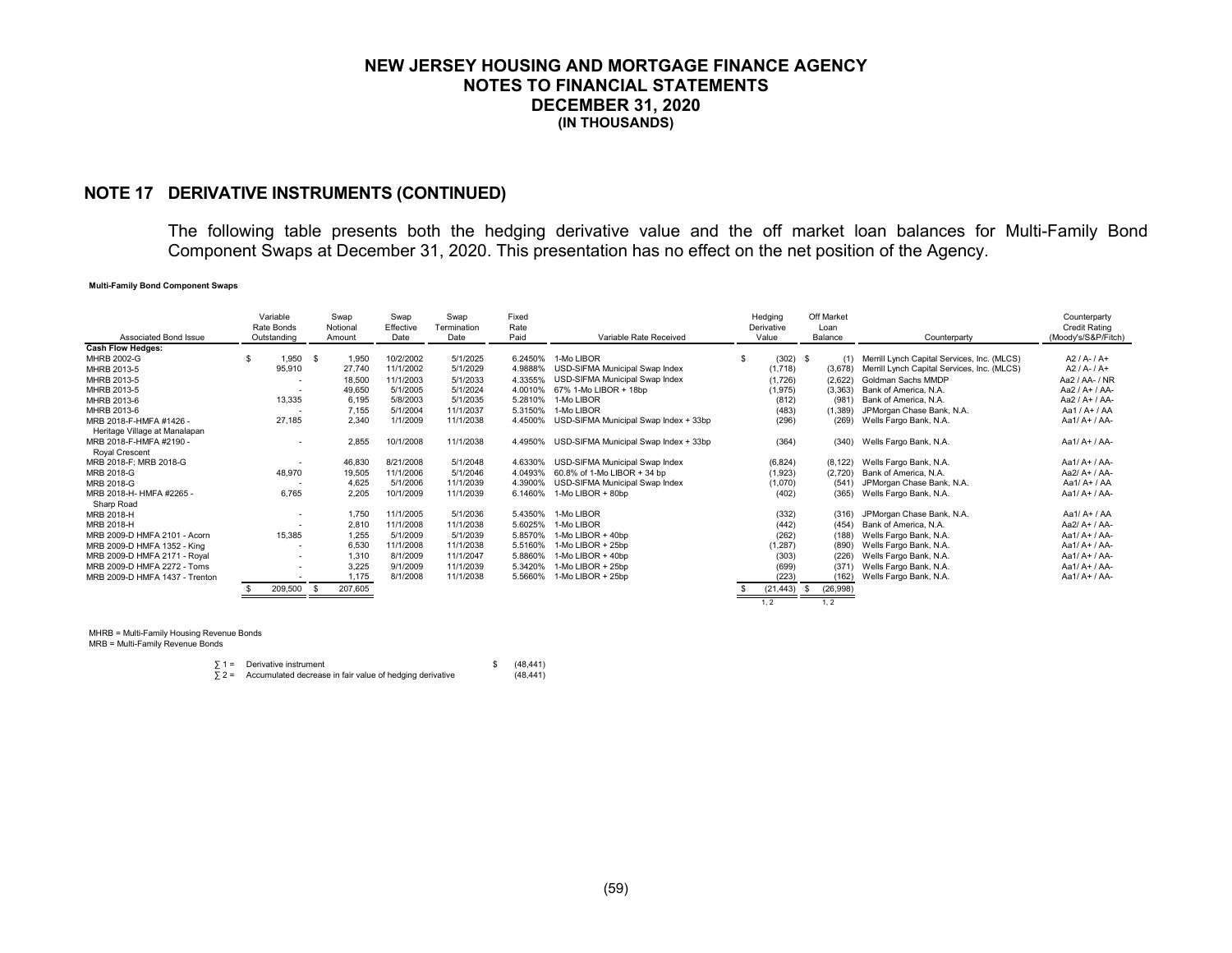# NEW JERSEY HOUSING AND MORTGAGE FINANCE AGENCY
## NOTES TO FINANCIAL STATEMENTS
## DECEMBER 31, 2020
### (IN THOUSANDS)

## NOTE 17 DERIVATIVE INSTRUMENTS (CONTINUED)

The following table presents both the hedging derivative value and the off market loan balances for Multi-Family Bond Component Swaps at December 31, 2020. This presentation has no effect on the net position of the Agency.

**Multi-Family Bond Component Swaps**

| Associated Bond Issue | Variable Rate Bonds Outstanding | Swap Notional Amount | Swap Effective Date | Swap Termination Date | Fixed Rate Paid | Variable Rate Received | Hedging Derivative Value | Off Market Loan Balance | Counterparty | Counterparty Credit Rating (Moody's/S&P/Fitch) |
|---|---|---|---|---|---|---|---|---|---|---|
| **Cash Flow Hedges:** | | | | | | | | | | |
| MHRB 2002-G | $ 1,950 | $ 1,950 | 10/2/2002 | 5/1/2025 | 6.2450% | 1-Mo LIBOR | $ (302) | $ (1) | Merrill Lynch Capital Services, Inc. (MLCS) | A2 / A- / A+ |
| MHRB 2013-5 | 95,910 | 27,740 | 11/1/2002 | 5/1/2029 | 4.9888% | USD-SIFMA Municipal Swap Index | (1,718) | (3,678) | Merrill Lynch Capital Services, Inc. (MLCS) | A2 / A- / A+ |
| MHRB 2013-5 | - | 18,500 | 11/1/2003 | 5/1/2033 | 4.3355% | USD-SIFMA Municipal Swap Index | (1,726) | (2,622) | Goldman Sachs MMDP | Aa2 / AA- / NR |
| MHRB 2013-5 | - | 49,650 | 5/1/2005 | 5/1/2024 | 4.0010% | 67% 1-Mo LIBOR + 18bp | (1,975) | (3,363) | Bank of America, N.A. | Aa2 / A+ / AA- |
| MHRB 2013-6 | 13,335 | 6,195 | 5/8/2003 | 5/1/2035 | 5.2810% | 1-Mo LIBOR | (812) | (981) | Bank of America, N.A. | Aa2 / A+ / AA- |
| MHRB 2013-6 | - | 7,155 | 5/1/2004 | 11/1/2037 | 5.3150% | 1-Mo LIBOR | (483) | (1,389) | JPMorgan Chase Bank, N.A. | Aa1 / A+ / AA |
| MRB 2018-F-HMFA #1426 - Heritage Village at Manalapan | 27,185 | 2,340 | 1/1/2009 | 11/1/2038 | 4.4500% | USD-SIFMA Municipal Swap Index + 33bp | (296) | (269) | Wells Fargo Bank, N.A. | Aa1/ A+ / AA- |
| MRB 2018-F-HMFA #2190 - Royal Crescent | - | 2,855 | 10/1/2008 | 11/1/2038 | 4.4950% | USD-SIFMA Municipal Swap Index + 33bp | (364) | (340) | Wells Fargo Bank, N.A. | Aa1/ A+ / AA- |
| MRB 2018-F; MRB 2018-G | - | 46,830 | 8/21/2008 | 5/1/2048 | 4.6330% | USD-SIFMA Municipal Swap Index | (6,824) | (8,122) | Wells Fargo Bank, N.A. | Aa1/ A+ / AA- |
| MRB 2018-G | 48,970 | 19,505 | 11/1/2006 | 5/1/2046 | 4.0493% | 60.8% of 1-Mo LIBOR + 34 bp | (1,923) | (2,720) | Bank of America, N.A. | Aa2/ A+ / AA- |
| MRB 2018-G | - | 4,625 | 5/1/2006 | 11/1/2039 | 4.3900% | USD-SIFMA Municipal Swap Index | (1,070) | (541) | JPMorgan Chase Bank, N.A. | Aa1/ A+ / AA |
| MRB 2018-H- HMFA #2265 - Sharp Road | 6,765 | 2,205 | 10/1/2009 | 11/1/2039 | 6.1460% | 1-Mo LIBOR + 80bp | (402) | (365) | Wells Fargo Bank, N.A. | Aa1/ A+ / AA- |
| MRB 2018-H | - | 1,750 | 11/1/2005 | 5/1/2036 | 5.4350% | 1-Mo LIBOR | (332) | (316) | JPMorgan Chase Bank, N.A. | Aa1/ A+ / AA |
| MRB 2018-H | - | 2,810 | 11/1/2008 | 11/1/2038 | 5.6025% | 1-Mo LIBOR | (442) | (454) | Bank of America, N.A. | Aa2/ A+ / AA- |
| MRB 2009-D HMFA 2101 - Acorn | 15,385 | 1,255 | 5/1/2009 | 5/1/2039 | 5.8570% | 1-Mo LIBOR + 40bp | (262) | (188) | Wells Fargo Bank, N.A. | Aa1/ A+ / AA- |
| MRB 2009-D HMFA 1352 - King | - | 6,530 | 11/1/2008 | 11/1/2038 | 5.5160% | 1-Mo LIBOR + 25bp | (1,287) | (890) | Wells Fargo Bank, N.A. | Aa1/ A+ / AA- |
| MRB 2009-D HMFA 2171 - Royal | - | 1,310 | 8/1/2009 | 11/1/2047 | 5.8860% | 1-Mo LIBOR + 40bp | (303) | (226) | Wells Fargo Bank, N.A. | Aa1/ A+ / AA- |
| MRB 2009-D HMFA 2272 - Toms | - | 3,225 | 9/1/2009 | 11/1/2039 | 5.3420% | 1-Mo LIBOR + 25bp | (699) | (371) | Wells Fargo Bank, N.A. | Aa1/ A+ / AA- |
| MRB 2009-D HMFA 1437 - Trenton | - | 1,175 | 8/1/2008 | 11/1/2038 | 5.5660% | 1-Mo LIBOR + 25bp | (223) | (162) | Wells Fargo Bank, N.A. | Aa1/ A+ / AA- |
| | $ 209,500 | $ 207,605 | | | | | $ (21,443) | $ (26,998) | | |
| | | | | | | | 1, 2 | 1, 2 | | |

MHRB = Multi-Family Housing Revenue Bonds
MRB = Multi-Family Revenue Bonds

| | | |
|---|---|---|
| ∑ 1 = | Derivative instrument | $ (48,441) |
| ∑ 2 = | Accumulated decrease in fair value of hedging derivative | (48,441) |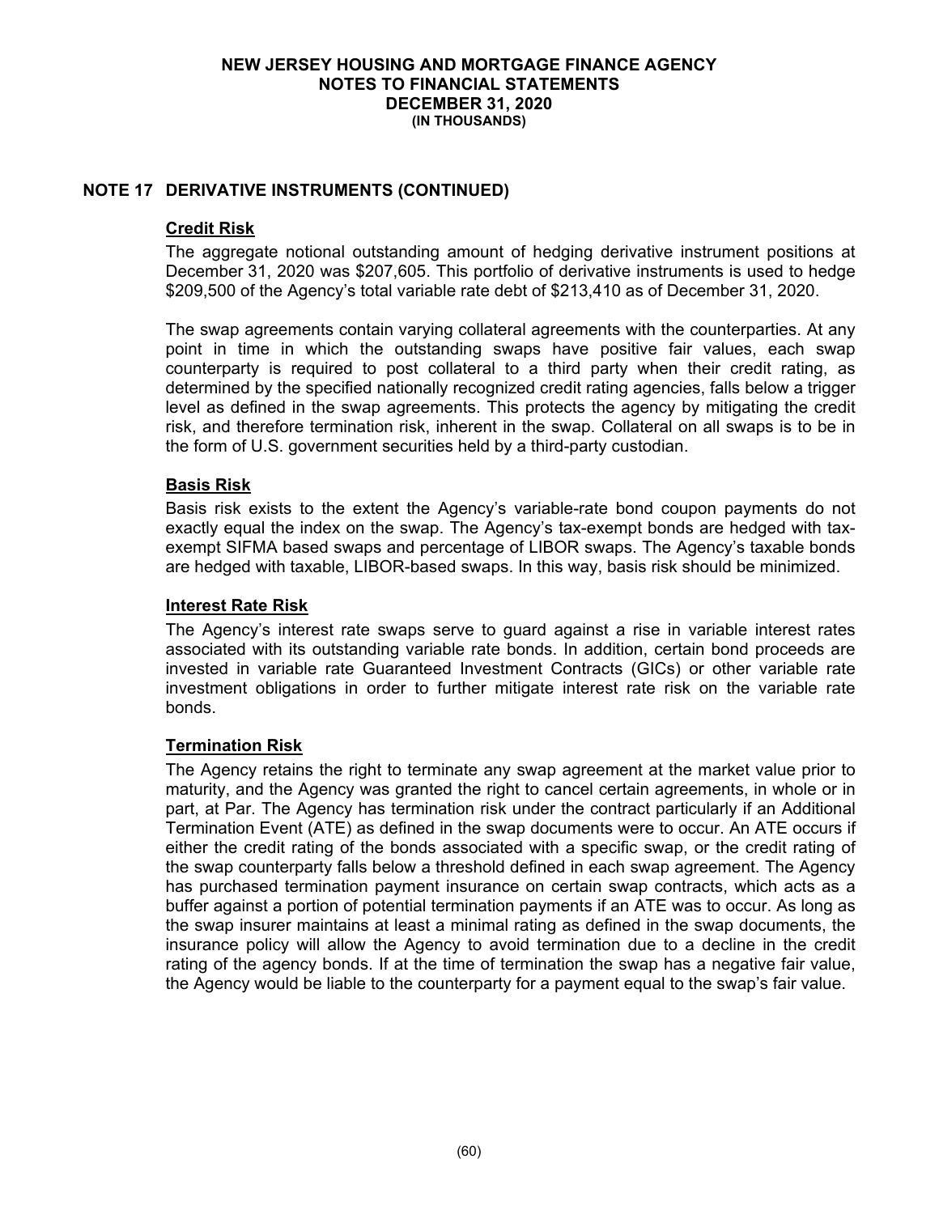## NOTE 17 DERIVATIVE INSTRUMENTS (CONTINUED)

### Credit Risk

The aggregate notional outstanding amount of hedging derivative instrument positions at December 31, 2020 was $207,605. This portfolio of derivative instruments is used to hedge $209,500 of the Agency's total variable rate debt of $213,410 as of December 31, 2020.

The swap agreements contain varying collateral agreements with the counterparties. At any point in time in which the outstanding swaps have positive fair values, each swap counterparty is required to post collateral to a third party when their credit rating, as determined by the specified nationally recognized credit rating agencies, falls below a trigger level as defined in the swap agreements. This protects the agency by mitigating the credit risk, and therefore termination risk, inherent in the swap. Collateral on all swaps is to be in the form of U.S. government securities held by a third-party custodian.

### Basis Risk

Basis risk exists to the extent the Agency's variable-rate bond coupon payments do not exactly equal the index on the swap. The Agency's tax-exempt bonds are hedged with tax-exempt SIFMA based swaps and percentage of LIBOR swaps. The Agency's taxable bonds are hedged with taxable, LIBOR-based swaps. In this way, basis risk should be minimized.

### Interest Rate Risk

The Agency's interest rate swaps serve to guard against a rise in variable interest rates associated with its outstanding variable rate bonds. In addition, certain bond proceeds are invested in variable rate Guaranteed Investment Contracts (GICs) or other variable rate investment obligations in order to further mitigate interest rate risk on the variable rate bonds.

### Termination Risk

The Agency retains the right to terminate any swap agreement at the market value prior to maturity, and the Agency was granted the right to cancel certain agreements, in whole or in part, at Par. The Agency has termination risk under the contract particularly if an Additional Termination Event (ATE) as defined in the swap documents were to occur. An ATE occurs if either the credit rating of the bonds associated with a specific swap, or the credit rating of the swap counterparty falls below a threshold defined in each swap agreement. The Agency has purchased termination payment insurance on certain swap contracts, which acts as a buffer against a portion of potential termination payments if an ATE was to occur. As long as the swap insurer maintains at least a minimal rating as defined in the swap documents, the insurance policy will allow the Agency to avoid termination due to a decline in the credit rating of the agency bonds. If at the time of termination the swap has a negative fair value, the Agency would be liable to the counterparty for a payment equal to the swap's fair value.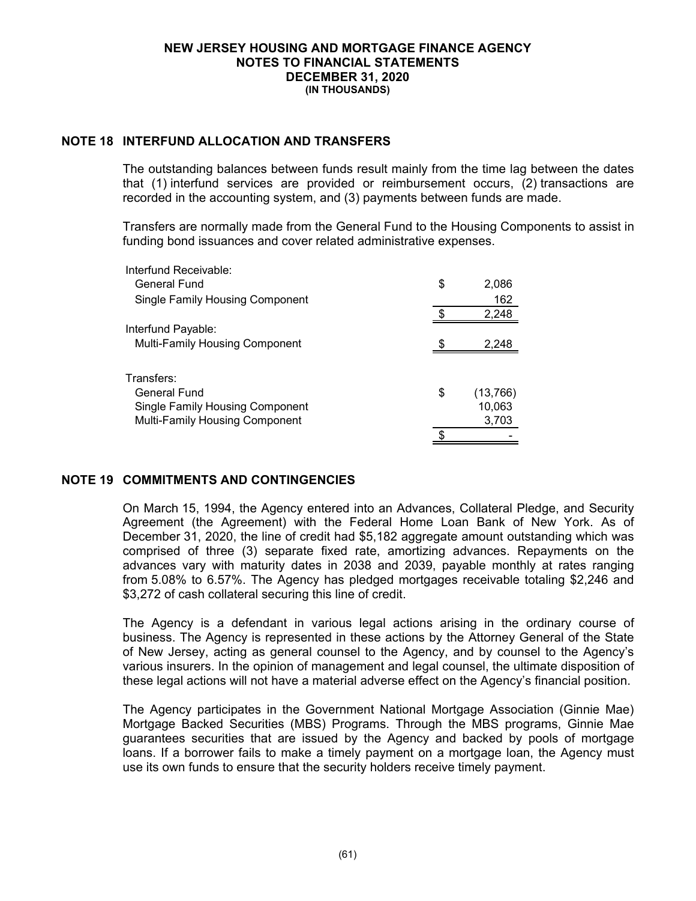## NOTE 18 INTERFUND ALLOCATION AND TRANSFERS

The outstanding balances between funds result mainly from the time lag between the dates that (1) interfund services are provided or reimbursement occurs, (2) transactions are recorded in the accounting system, and (3) payments between funds are made.

Transfers are normally made from the General Fund to the Housing Components to assist in funding bond issuances and cover related administrative expenses.

| | |
|---|---|
| Interfund Receivable: | |
| General Fund | $ 2,086 |
| Single Family Housing Component | 162 |
| | $ 2,248 |
| Interfund Payable: | |
| Multi-Family Housing Component | $ 2,248 |
| | |
| Transfers: | |
| General Fund | $ (13,766) |
| Single Family Housing Component | 10,063 |
| Multi-Family Housing Component | 3,703 |
| | $ - |

## NOTE 19 COMMITMENTS AND CONTINGENCIES

On March 15, 1994, the Agency entered into an Advances, Collateral Pledge, and Security Agreement (the Agreement) with the Federal Home Loan Bank of New York. As of December 31, 2020, the line of credit had $5,182 aggregate amount outstanding which was comprised of three (3) separate fixed rate, amortizing advances. Repayments on the advances vary with maturity dates in 2038 and 2039, payable monthly at rates ranging from 5.08% to 6.57%. The Agency has pledged mortgages receivable totaling $2,246 and $3,272 of cash collateral securing this line of credit.

The Agency is a defendant in various legal actions arising in the ordinary course of business. The Agency is represented in these actions by the Attorney General of the State of New Jersey, acting as general counsel to the Agency, and by counsel to the Agency's various insurers. In the opinion of management and legal counsel, the ultimate disposition of these legal actions will not have a material adverse effect on the Agency's financial position.

The Agency participates in the Government National Mortgage Association (Ginnie Mae) Mortgage Backed Securities (MBS) Programs. Through the MBS programs, Ginnie Mae guarantees securities that are issued by the Agency and backed by pools of mortgage loans. If a borrower fails to make a timely payment on a mortgage loan, the Agency must use its own funds to ensure that the security holders receive timely payment.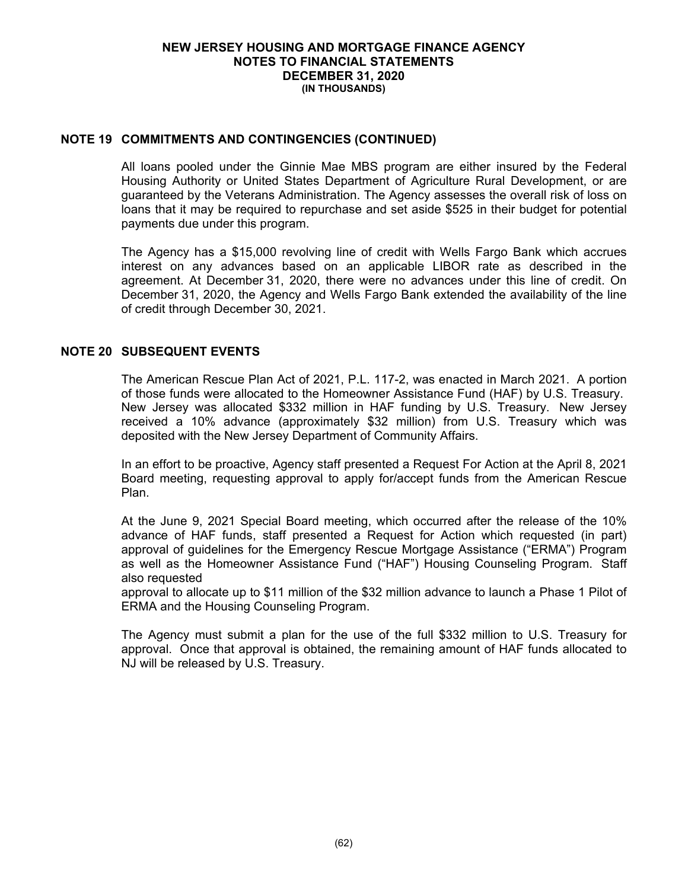## NOTE 19 COMMITMENTS AND CONTINGENCIES (CONTINUED)

All loans pooled under the Ginnie Mae MBS program are either insured by the Federal Housing Authority or United States Department of Agriculture Rural Development, or are guaranteed by the Veterans Administration. The Agency assesses the overall risk of loss on loans that it may be required to repurchase and set aside $525 in their budget for potential payments due under this program.

The Agency has a $15,000 revolving line of credit with Wells Fargo Bank which accrues interest on any advances based on an applicable LIBOR rate as described in the agreement. At December 31, 2020, there were no advances under this line of credit. On December 31, 2020, the Agency and Wells Fargo Bank extended the availability of the line of credit through December 30, 2021.

## NOTE 20 SUBSEQUENT EVENTS

The American Rescue Plan Act of 2021, P.L. 117-2, was enacted in March 2021. A portion of those funds were allocated to the Homeowner Assistance Fund (HAF) by U.S. Treasury. New Jersey was allocated $332 million in HAF funding by U.S. Treasury. New Jersey received a 10% advance (approximately $32 million) from U.S. Treasury which was deposited with the New Jersey Department of Community Affairs.

In an effort to be proactive, Agency staff presented a Request For Action at the April 8, 2021 Board meeting, requesting approval to apply for/accept funds from the American Rescue Plan.

At the June 9, 2021 Special Board meeting, which occurred after the release of the 10% advance of HAF funds, staff presented a Request for Action which requested (in part) approval of guidelines for the Emergency Rescue Mortgage Assistance ("ERMA") Program as well as the Homeowner Assistance Fund ("HAF") Housing Counseling Program. Staff also requested approval to allocate up to $11 million of the $32 million advance to launch a Phase 1 Pilot of ERMA and the Housing Counseling Program.

The Agency must submit a plan for the use of the full $332 million to U.S. Treasury for approval. Once that approval is obtained, the remaining amount of HAF funds allocated to NJ will be released by U.S. Treasury.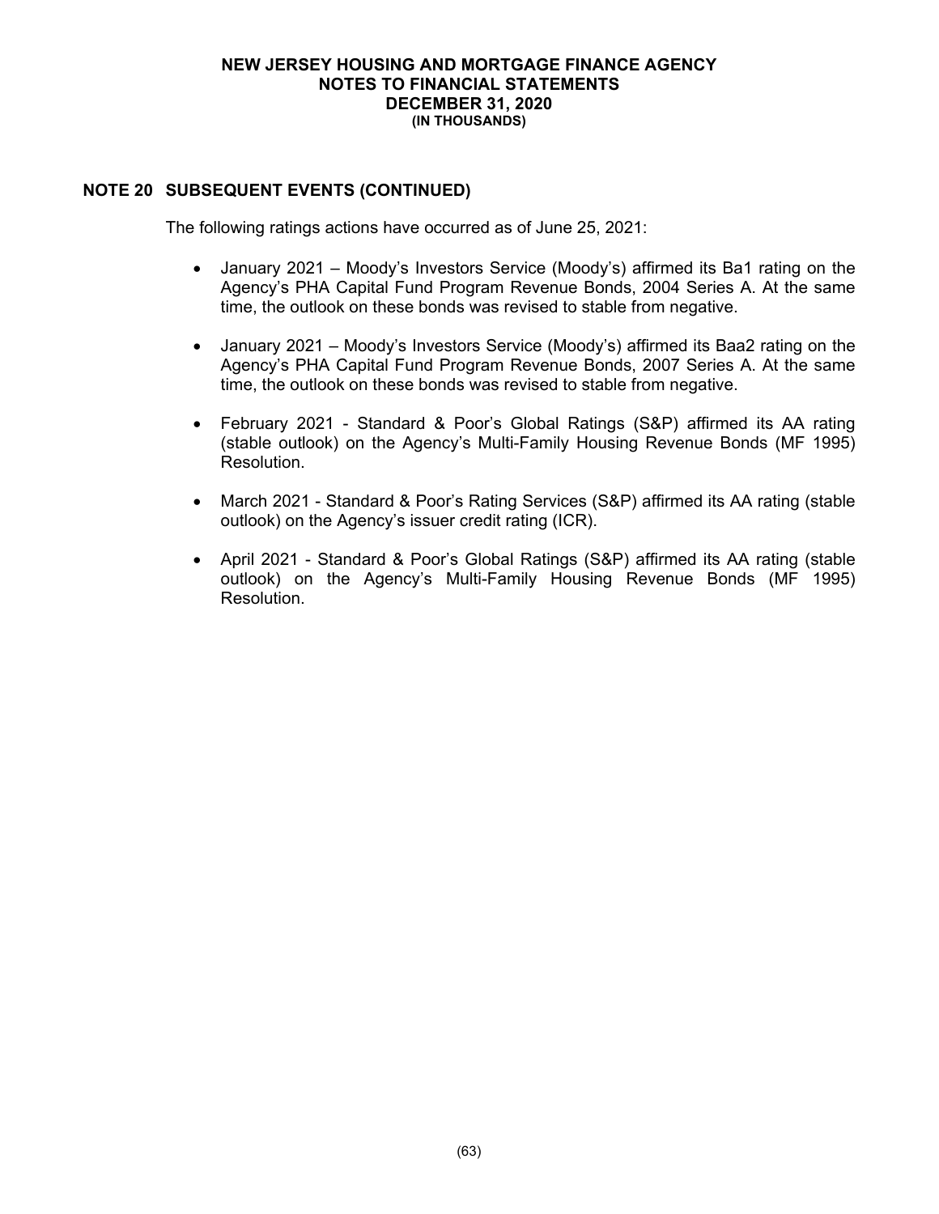## NOTE 20 SUBSEQUENT EVENTS (CONTINUED)

The following ratings actions have occurred as of June 25, 2021:

- January 2021 – Moody's Investors Service (Moody's) affirmed its Ba1 rating on the Agency's PHA Capital Fund Program Revenue Bonds, 2004 Series A. At the same time, the outlook on these bonds was revised to stable from negative.
- January 2021 – Moody's Investors Service (Moody's) affirmed its Baa2 rating on the Agency's PHA Capital Fund Program Revenue Bonds, 2007 Series A. At the same time, the outlook on these bonds was revised to stable from negative.
- February 2021 - Standard & Poor's Global Ratings (S&P) affirmed its AA rating (stable outlook) on the Agency's Multi-Family Housing Revenue Bonds (MF 1995) Resolution.
- March 2021 - Standard & Poor's Rating Services (S&P) affirmed its AA rating (stable outlook) on the Agency's issuer credit rating (ICR).
- April 2021 - Standard & Poor's Global Ratings (S&P) affirmed its AA rating (stable outlook) on the Agency's Multi-Family Housing Revenue Bonds (MF 1995) Resolution.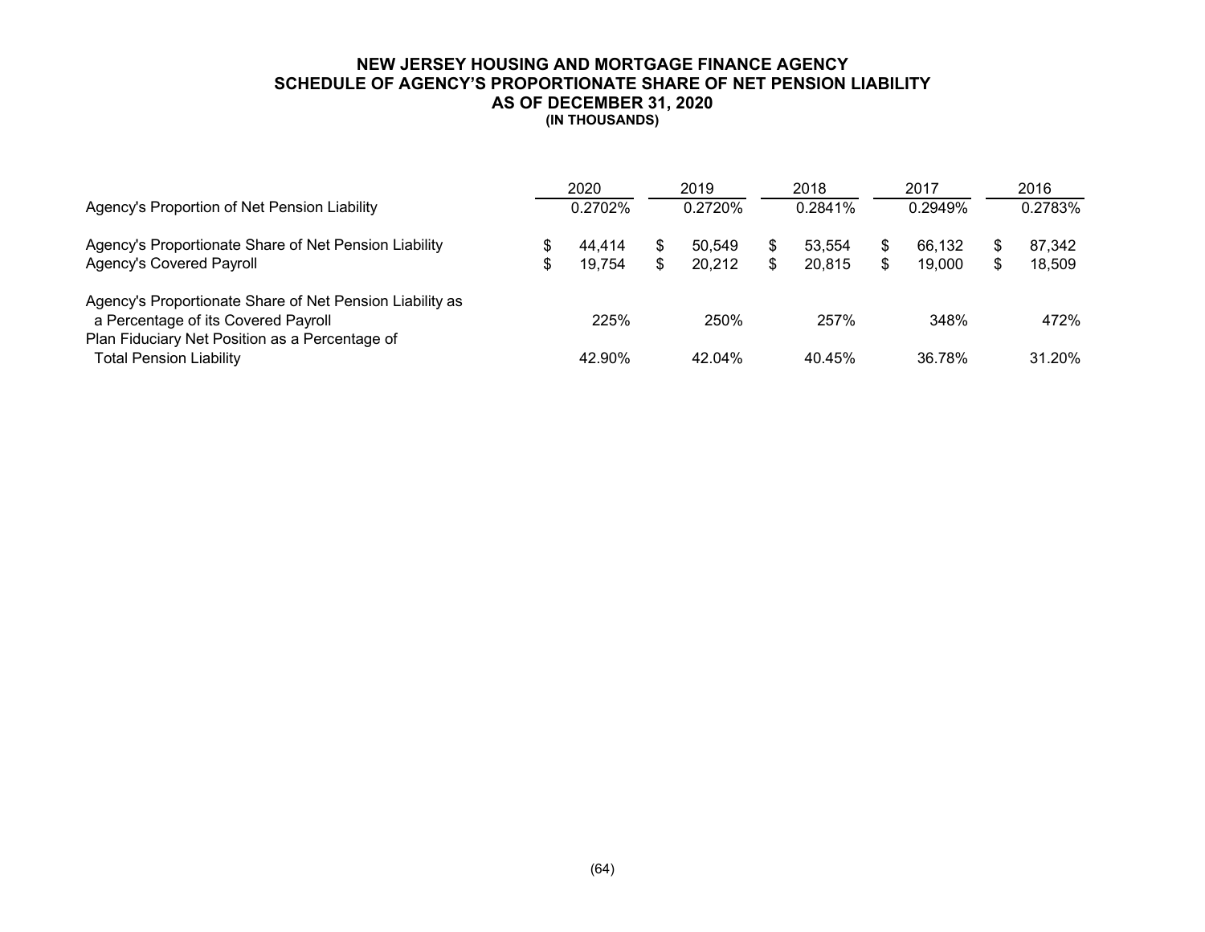# NEW JERSEY HOUSING AND MORTGAGE FINANCE AGENCY
## SCHEDULE OF AGENCY'S PROPORTIONATE SHARE OF NET PENSION LIABILITY
### AS OF DECEMBER 31, 2020
**(IN THOUSANDS)**

| | 2020 | 2019 | 2018 | 2017 | 2016 |
|---|---|---|---|---|---|
| Agency's Proportion of Net Pension Liability | 0.2702% | 0.2720% | 0.2841% | 0.2949% | 0.2783% |
| Agency's Proportionate Share of Net Pension Liability | $ 44,414 | $ 50,549 | $ 53,554 | $ 66,132 | $ 87,342 |
| Agency's Covered Payroll | $ 19,754 | $ 20,212 | $ 20,815 | $ 19,000 | $ 18,509 |
| Agency's Proportionate Share of Net Pension Liability as a Percentage of its Covered Payroll | 225% | 250% | 257% | 348% | 472% |
| Plan Fiduciary Net Position as a Percentage of Total Pension Liability | 42.90% | 42.04% | 40.45% | 36.78% | 31.20% |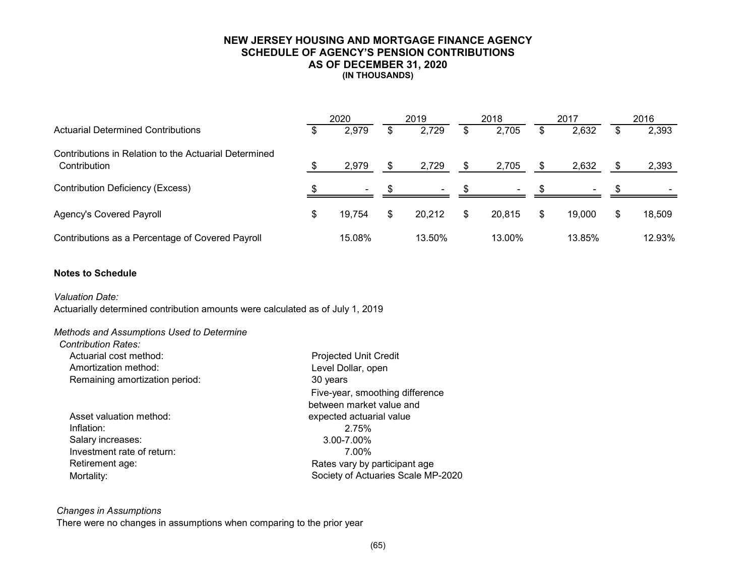# NEW JERSEY HOUSING AND MORTGAGE FINANCE AGENCY
## SCHEDULE OF AGENCY'S PENSION CONTRIBUTIONS
## AS OF DECEMBER 31, 2020
**(IN THOUSANDS)**

| | 2020 | 2019 | 2018 | 2017 | 2016 |
|---|---|---|---|---|---|
| Actuarial Determined Contributions | $ 2,979 | $ 2,729 | $ 2,705 | $ 2,632 | $ 2,393 |
| Contributions in Relation to the Actuarial Determined Contribution | $ 2,979 | $ 2,729 | $ 2,705 | $ 2,632 | $ 2,393 |
| Contribution Deficiency (Excess) | $ - | $ - | $ - | $ - | $ - |
| Agency's Covered Payroll | $ 19,754 | $ 20,212 | $ 20,815 | $ 19,000 | $ 18,509 |
| Contributions as a Percentage of Covered Payroll | 15.08% | 13.50% | 13.00% | 13.85% | 12.93% |

**Notes to Schedule**

*Valuation Date:*

Actuarially determined contribution amounts were calculated as of July 1, 2019

*Methods and Assumptions Used to Determine Contribution Rates:*

| | |
|---|---|
| Actuarial cost method: | Projected Unit Credit |
| Amortization method: | Level Dollar, open |
| Remaining amortization period: | 30 years |
| Asset valuation method: | Five-year, smoothing difference between market value and expected actuarial value |
| Inflation: | 2.75% |
| Salary increases: | 3.00-7.00% |
| Investment rate of return: | 7.00% |
| Retirement age: | Rates vary by participant age |
| Mortality: | Society of Actuaries Scale MP-2020 |

*Changes in Assumptions*

There were no changes in assumptions when comparing to the prior year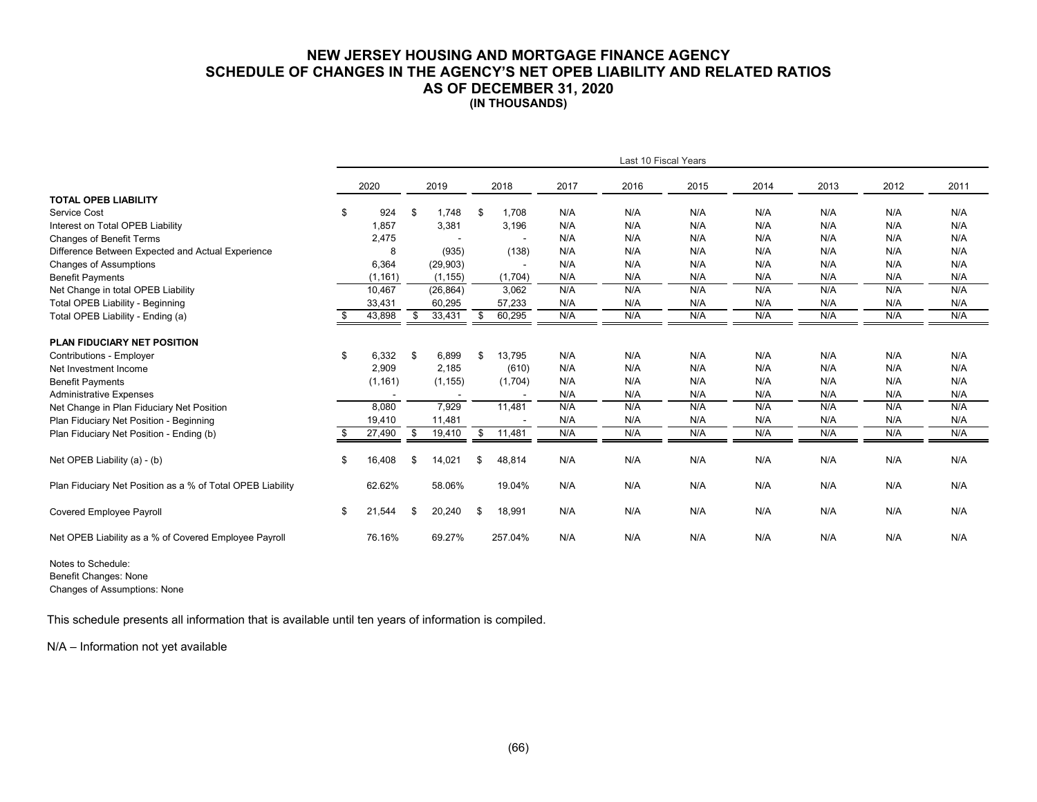# NEW JERSEY HOUSING AND MORTGAGE FINANCE AGENCY
## SCHEDULE OF CHANGES IN THE AGENCY'S NET OPEB LIABILITY AND RELATED RATIOS
## AS OF DECEMBER 31, 2020
### (IN THOUSANDS)

| | Last 10 Fiscal Years | | | | | | | | | |
|---|---|---|---|---|---|---|---|---|---|---|
| | 2020 | 2019 | 2018 | 2017 | 2016 | 2015 | 2014 | 2013 | 2012 | 2011 |
| **TOTAL OPEB LIABILITY** | | | | | | | | | | |
| Service Cost | $ 924 | $ 1,748 | $ 1,708 | N/A | N/A | N/A | N/A | N/A | N/A | N/A |
| Interest on Total OPEB Liability | 1,857 | 3,381 | 3,196 | N/A | N/A | N/A | N/A | N/A | N/A | N/A |
| Changes of Benefit Terms | 2,475 | - | - | N/A | N/A | N/A | N/A | N/A | N/A | N/A |
| Difference Between Expected and Actual Experience | 8 | (935) | (138) | N/A | N/A | N/A | N/A | N/A | N/A | N/A |
| Changes of Assumptions | 6,364 | (29,903) | - | N/A | N/A | N/A | N/A | N/A | N/A | N/A |
| Benefit Payments | (1,161) | (1,155) | (1,704) | N/A | N/A | N/A | N/A | N/A | N/A | N/A |
| Net Change in total OPEB Liability | 10,467 | (26,864) | 3,062 | N/A | N/A | N/A | N/A | N/A | N/A | N/A |
| Total OPEB Liability - Beginning | 33,431 | 60,295 | 57,233 | N/A | N/A | N/A | N/A | N/A | N/A | N/A |
| Total OPEB Liability - Ending (a) | $ 43,898 | $ 33,431 | $ 60,295 | N/A | N/A | N/A | N/A | N/A | N/A | N/A |
| **PLAN FIDUCIARY NET POSITION** | | | | | | | | | | |
| Contributions - Employer | $ 6,332 | $ 6,899 | $ 13,795 | N/A | N/A | N/A | N/A | N/A | N/A | N/A |
| Net Investment Income | 2,909 | 2,185 | (610) | N/A | N/A | N/A | N/A | N/A | N/A | N/A |
| Benefit Payments | (1,161) | (1,155) | (1,704) | N/A | N/A | N/A | N/A | N/A | N/A | N/A |
| Administrative Expenses | - | - | - | N/A | N/A | N/A | N/A | N/A | N/A | N/A |
| Net Change in Plan Fiduciary Net Position | 8,080 | 7,929 | 11,481 | N/A | N/A | N/A | N/A | N/A | N/A | N/A |
| Plan Fiduciary Net Position - Beginning | 19,410 | 11,481 | - | N/A | N/A | N/A | N/A | N/A | N/A | N/A |
| Plan Fiduciary Net Position - Ending (b) | $ 27,490 | $ 19,410 | $ 11,481 | N/A | N/A | N/A | N/A | N/A | N/A | N/A |
| Net OPEB Liability (a) - (b) | $ 16,408 | $ 14,021 | $ 48,814 | N/A | N/A | N/A | N/A | N/A | N/A | N/A |
| Plan Fiduciary Net Position as a % of Total OPEB Liability | 62.62% | 58.06% | 19.04% | N/A | N/A | N/A | N/A | N/A | N/A | N/A |
| Covered Employee Payroll | $ 21,544 | $ 20,240 | $ 18,991 | N/A | N/A | N/A | N/A | N/A | N/A | N/A |
| Net OPEB Liability as a % of Covered Employee Payroll | 76.16% | 69.27% | 257.04% | N/A | N/A | N/A | N/A | N/A | N/A | N/A |

Notes to Schedule:
Benefit Changes: None
Changes of Assumptions: None

This schedule presents all information that is available until ten years of information is compiled.

N/A – Information not yet available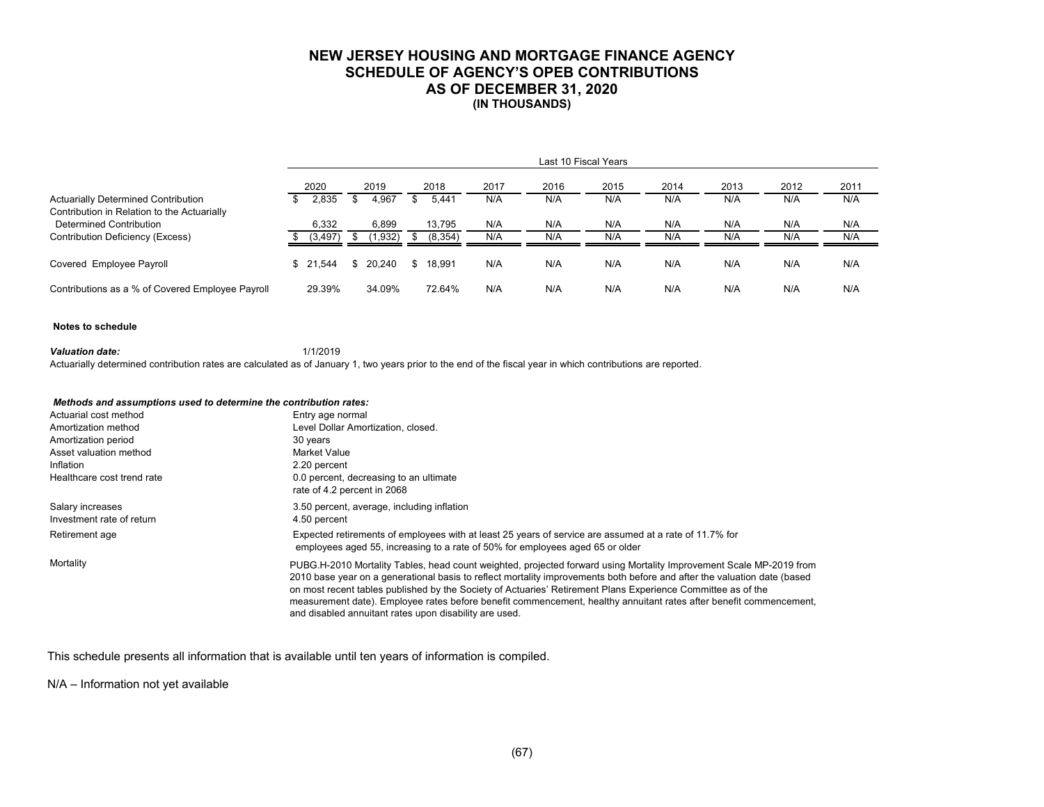# NEW JERSEY HOUSING AND MORTGAGE FINANCE AGENCY
## SCHEDULE OF AGENCY'S OPEB CONTRIBUTIONS
## AS OF DECEMBER 31, 2020
### (IN THOUSANDS)

| | Last 10 Fiscal Years | | | | | | | | | |
|---|---|---|---|---|---|---|---|---|---|---|
| | 2020 | 2019 | 2018 | 2017 | 2016 | 2015 | 2014 | 2013 | 2012 | 2011 |
| Actuarially Determined Contribution | $ 2,835 | $ 4,967 | $ 5,441 | N/A | N/A | N/A | N/A | N/A | N/A | N/A |
| Contribution in Relation to the Actuarially Determined Contribution | 6,332 | 6,899 | 13,795 | N/A | N/A | N/A | N/A | N/A | N/A | N/A |
| Contribution Deficiency (Excess) | $ (3,497) | $ (1,932) | $ (8,354) | N/A | N/A | N/A | N/A | N/A | N/A | N/A |
| Covered Employee Payroll | $ 21,544 | $ 20,240 | $ 18,991 | N/A | N/A | N/A | N/A | N/A | N/A | N/A |
| Contributions as a % of Covered Employee Payroll | 29.39% | 34.09% | 72.64% | N/A | N/A | N/A | N/A | N/A | N/A | N/A |

**Notes to schedule**

***Valuation date:*** 1/1/2019

Actuarially determined contribution rates are calculated as of January 1, two years prior to the end of the fiscal year in which contributions are reported.

***Methods and assumptions used to determine the contribution rates:***

| | |
|---|---|
| Actuarial cost method | Entry age normal |
| Amortization method | Level Dollar Amortization, closed. |
| Amortization period | 30 years |
| Asset valuation method | Market Value |
| Inflation | 2.20 percent |
| Healthcare cost trend rate | 0.0 percent, decreasing to an ultimate rate of 4.2 percent in 2068 |
| Salary increases | 3.50 percent, average, including inflation |
| Investment rate of return | 4.50 percent |
| Retirement age | Expected retirements of employees with at least 25 years of service are assumed at a rate of 11.7% for employees aged 55, increasing to a rate of 50% for employees aged 65 or older |
| Mortality | PUBG.H-2010 Mortality Tables, head count weighted, projected forward using Mortality Improvement Scale MP-2019 from 2010 base year on a generational basis to reflect mortality improvements both before and after the valuation date (based on most recent tables published by the Society of Actuaries' Retirement Plans Experience Committee as of the measurement date). Employee rates before benefit commencement, healthy annuitant rates after benefit commencement, and disabled annuitant rates upon disability are used. |

This schedule presents all information that is available until ten years of information is compiled.

N/A – Information not yet available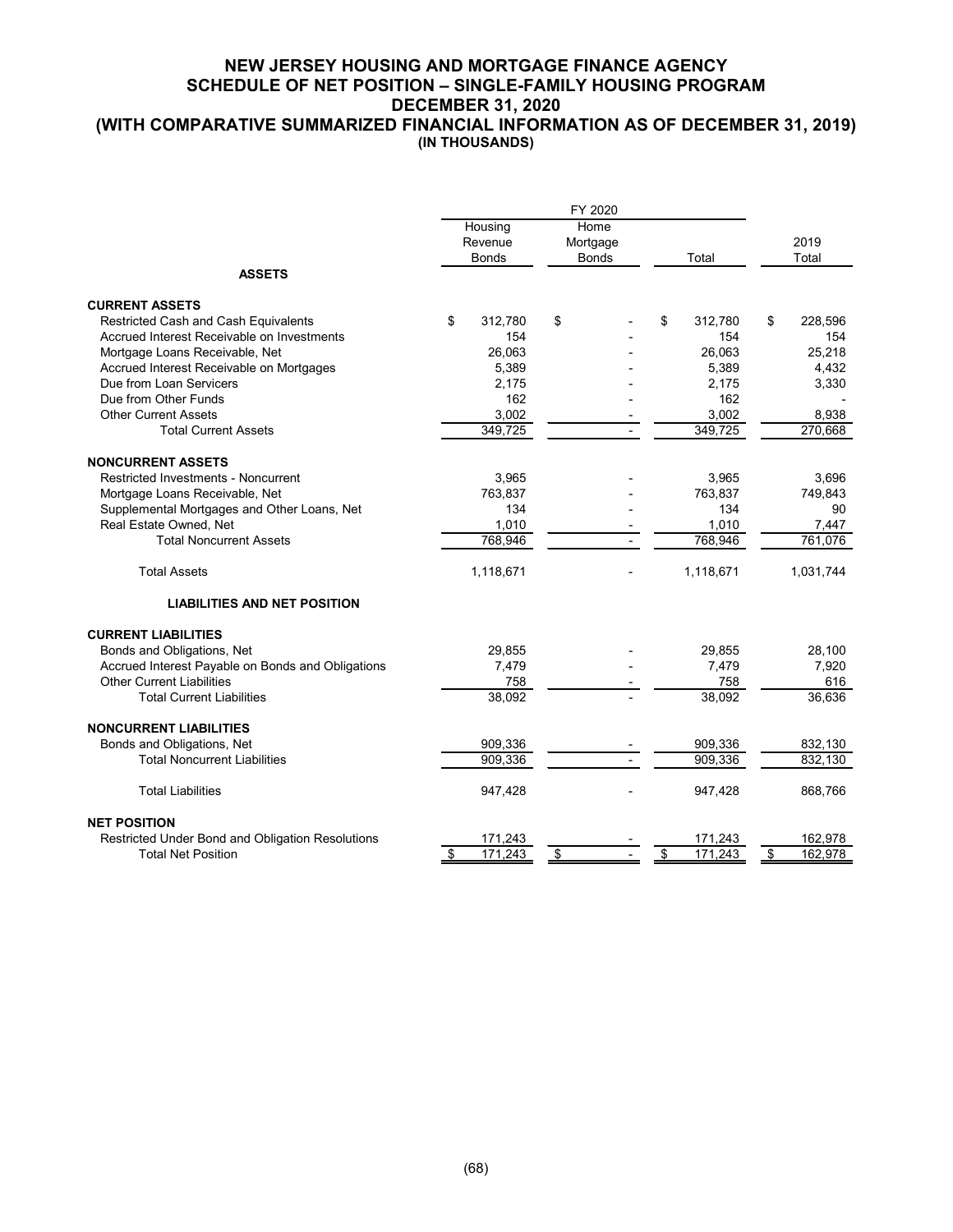# NEW JERSEY HOUSING AND MORTGAGE FINANCE AGENCY
## SCHEDULE OF NET POSITION – SINGLE-FAMILY HOUSING PROGRAM
## DECEMBER 31, 2020
## (WITH COMPARATIVE SUMMARIZED FINANCIAL INFORMATION AS OF DECEMBER 31, 2019)
**(IN THOUSANDS)**

| | FY 2020 | | | |
|---|---|---|---|---|
| | Housing Revenue Bonds | Home Mortgage Bonds | Total | 2019 Total |
| **ASSETS** | | | | |
| **CURRENT ASSETS** | | | | |
| Restricted Cash and Cash Equivalents | $ 312,780 | $ - | $ 312,780 | $ 228,596 |
| Accrued Interest Receivable on Investments | 154 | - | 154 | 154 |
| Mortgage Loans Receivable, Net | 26,063 | - | 26,063 | 25,218 |
| Accrued Interest Receivable on Mortgages | 5,389 | - | 5,389 | 4,432 |
| Due from Loan Servicers | 2,175 | - | 2,175 | 3,330 |
| Due from Other Funds | 162 | - | 162 | - |
| Other Current Assets | 3,002 | - | 3,002 | 8,938 |
| Total Current Assets | 349,725 | - | 349,725 | 270,668 |
| **NONCURRENT ASSETS** | | | | |
| Restricted Investments - Noncurrent | 3,965 | - | 3,965 | 3,696 |
| Mortgage Loans Receivable, Net | 763,837 | - | 763,837 | 749,843 |
| Supplemental Mortgages and Other Loans, Net | 134 | - | 134 | 90 |
| Real Estate Owned, Net | 1,010 | - | 1,010 | 7,447 |
| Total Noncurrent Assets | 768,946 | - | 768,946 | 761,076 |
| Total Assets | 1,118,671 | - | 1,118,671 | 1,031,744 |
| **LIABILITIES AND NET POSITION** | | | | |
| **CURRENT LIABILITIES** | | | | |
| Bonds and Obligations, Net | 29,855 | - | 29,855 | 28,100 |
| Accrued Interest Payable on Bonds and Obligations | 7,479 | - | 7,479 | 7,920 |
| Other Current Liabilities | 758 | - | 758 | 616 |
| Total Current Liabilities | 38,092 | - | 38,092 | 36,636 |
| **NONCURRENT LIABILITIES** | | | | |
| Bonds and Obligations, Net | 909,336 | - | 909,336 | 832,130 |
| Total Noncurrent Liabilities | 909,336 | - | 909,336 | 832,130 |
| Total Liabilities | 947,428 | - | 947,428 | 868,766 |
| **NET POSITION** | | | | |
| Restricted Under Bond and Obligation Resolutions | 171,243 | - | 171,243 | 162,978 |
| Total Net Position | $ 171,243 | $ - | $ 171,243 | $ 162,978 |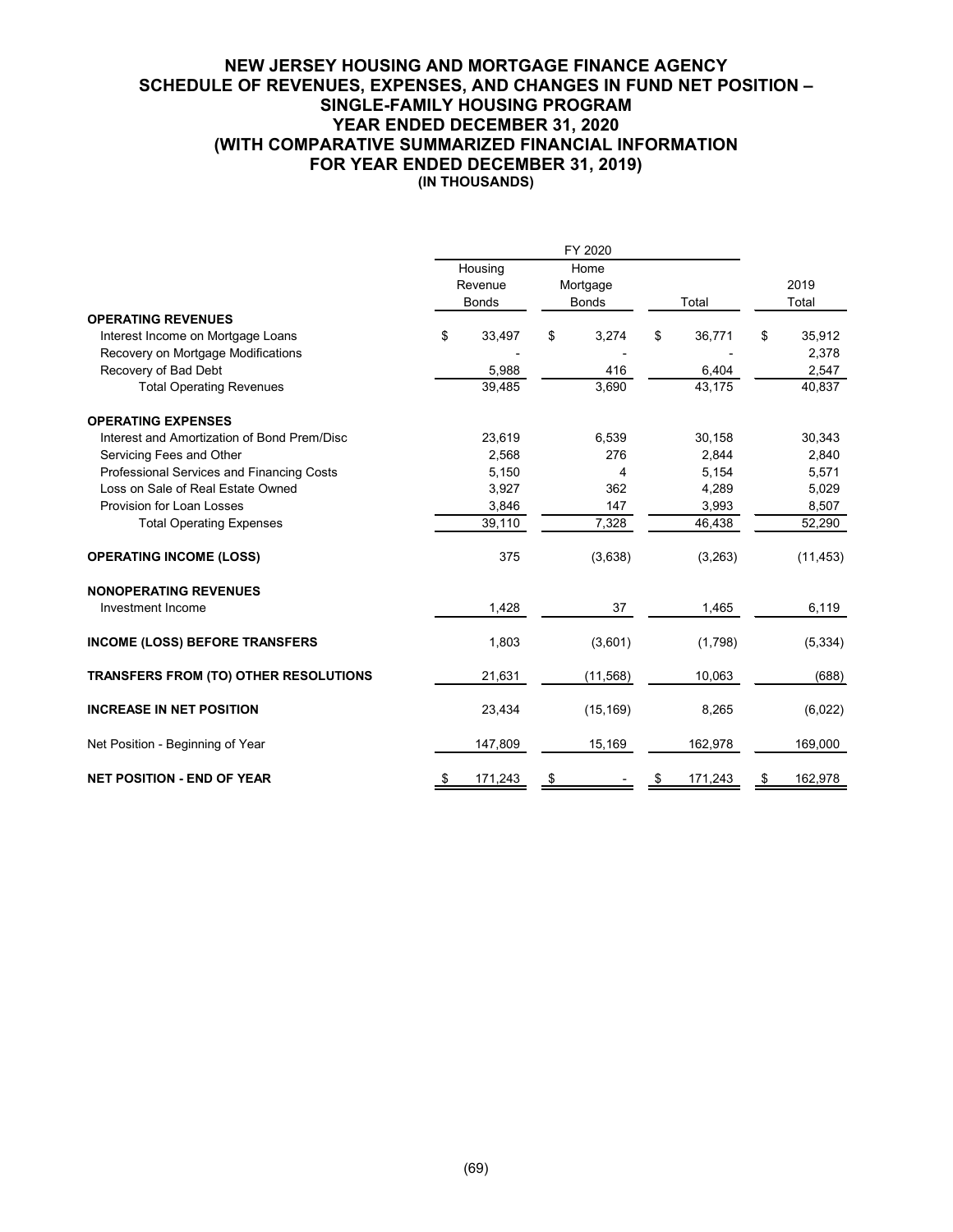# NEW JERSEY HOUSING AND MORTGAGE FINANCE AGENCY
## SCHEDULE OF REVENUES, EXPENSES, AND CHANGES IN FUND NET POSITION – SINGLE-FAMILY HOUSING PROGRAM
## YEAR ENDED DECEMBER 31, 2020
## (WITH COMPARATIVE SUMMARIZED FINANCIAL INFORMATION FOR YEAR ENDED DECEMBER 31, 2019)
### (IN THOUSANDS)

| | FY 2020 | | | |
|---|---|---|---|---|
| | Housing Revenue Bonds | Home Mortgage Bonds | Total | 2019 Total |
| **OPERATING REVENUES** | | | | |
| Interest Income on Mortgage Loans | $ 33,497 | $ 3,274 | $ 36,771 | $ 35,912 |
| Recovery on Mortgage Modifications | - | - | - | 2,378 |
| Recovery of Bad Debt | 5,988 | 416 | 6,404 | 2,547 |
| Total Operating Revenues | 39,485 | 3,690 | 43,175 | 40,837 |
| **OPERATING EXPENSES** | | | | |
| Interest and Amortization of Bond Prem/Disc | 23,619 | 6,539 | 30,158 | 30,343 |
| Servicing Fees and Other | 2,568 | 276 | 2,844 | 2,840 |
| Professional Services and Financing Costs | 5,150 | 4 | 5,154 | 5,571 |
| Loss on Sale of Real Estate Owned | 3,927 | 362 | 4,289 | 5,029 |
| Provision for Loan Losses | 3,846 | 147 | 3,993 | 8,507 |
| Total Operating Expenses | 39,110 | 7,328 | 46,438 | 52,290 |
| **OPERATING INCOME (LOSS)** | 375 | (3,638) | (3,263) | (11,453) |
| **NONOPERATING REVENUES** | | | | |
| Investment Income | 1,428 | 37 | 1,465 | 6,119 |
| **INCOME (LOSS) BEFORE TRANSFERS** | 1,803 | (3,601) | (1,798) | (5,334) |
| **TRANSFERS FROM (TO) OTHER RESOLUTIONS** | 21,631 | (11,568) | 10,063 | (688) |
| **INCREASE IN NET POSITION** | 23,434 | (15,169) | 8,265 | (6,022) |
| Net Position - Beginning of Year | 147,809 | 15,169 | 162,978 | 169,000 |
| **NET POSITION - END OF YEAR** | $ 171,243 | $ - | $ 171,243 | $ 162,978 |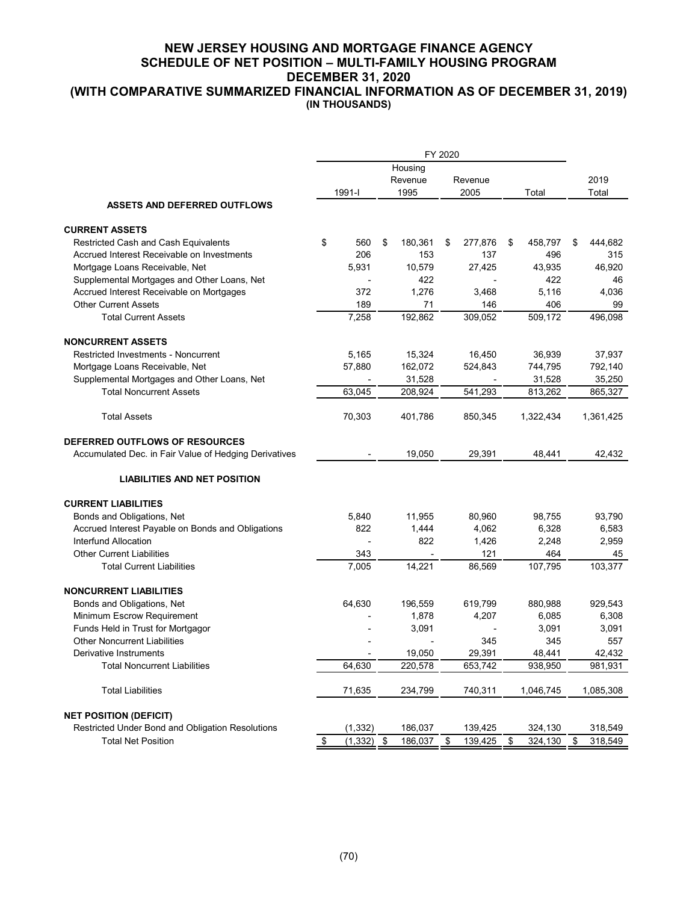# NEW JERSEY HOUSING AND MORTGAGE FINANCE AGENCY
## SCHEDULE OF NET POSITION – MULTI-FAMILY HOUSING PROGRAM
## DECEMBER 31, 2020
## (WITH COMPARATIVE SUMMARIZED FINANCIAL INFORMATION AS OF DECEMBER 31, 2019)
### (IN THOUSANDS)

| | FY 2020 | | | | |
|---|---|---|---|---|---|
| | 1991-I | Housing Revenue 1995 | Revenue 2005 | Total | 2019 Total |
| **ASSETS AND DEFERRED OUTFLOWS** | | | | | |
| **CURRENT ASSETS** | | | | | |
| Restricted Cash and Cash Equivalents | $ 560 | $ 180,361 | $ 277,876 | $ 458,797 | $ 444,682 |
| Accrued Interest Receivable on Investments | 206 | 153 | 137 | 496 | 315 |
| Mortgage Loans Receivable, Net | 5,931 | 10,579 | 27,425 | 43,935 | 46,920 |
| Supplemental Mortgages and Other Loans, Net | - | 422 | - | 422 | 46 |
| Accrued Interest Receivable on Mortgages | 372 | 1,276 | 3,468 | 5,116 | 4,036 |
| Other Current Assets | 189 | 71 | 146 | 406 | 99 |
| Total Current Assets | 7,258 | 192,862 | 309,052 | 509,172 | 496,098 |
| **NONCURRENT ASSETS** | | | | | |
| Restricted Investments - Noncurrent | 5,165 | 15,324 | 16,450 | 36,939 | 37,937 |
| Mortgage Loans Receivable, Net | 57,880 | 162,072 | 524,843 | 744,795 | 792,140 |
| Supplemental Mortgages and Other Loans, Net | - | 31,528 | - | 31,528 | 35,250 |
| Total Noncurrent Assets | 63,045 | 208,924 | 541,293 | 813,262 | 865,327 |
| Total Assets | 70,303 | 401,786 | 850,345 | 1,322,434 | 1,361,425 |
| **DEFERRED OUTFLOWS OF RESOURCES** | | | | | |
| Accumulated Dec. in Fair Value of Hedging Derivatives | - | 19,050 | 29,391 | 48,441 | 42,432 |
| **LIABILITIES AND NET POSITION** | | | | | |
| **CURRENT LIABILITIES** | | | | | |
| Bonds and Obligations, Net | 5,840 | 11,955 | 80,960 | 98,755 | 93,790 |
| Accrued Interest Payable on Bonds and Obligations | 822 | 1,444 | 4,062 | 6,328 | 6,583 |
| Interfund Allocation | - | 822 | 1,426 | 2,248 | 2,959 |
| Other Current Liabilities | 343 | - | 121 | 464 | 45 |
| Total Current Liabilities | 7,005 | 14,221 | 86,569 | 107,795 | 103,377 |
| **NONCURRENT LIABILITIES** | | | | | |
| Bonds and Obligations, Net | 64,630 | 196,559 | 619,799 | 880,988 | 929,543 |
| Minimum Escrow Requirement | - | 1,878 | 4,207 | 6,085 | 6,308 |
| Funds Held in Trust for Mortgagor | - | 3,091 | - | 3,091 | 3,091 |
| Other Noncurrent Liabilities | - | - | 345 | 345 | 557 |
| Derivative Instruments | - | 19,050 | 29,391 | 48,441 | 42,432 |
| Total Noncurrent Liabilities | 64,630 | 220,578 | 653,742 | 938,950 | 981,931 |
| Total Liabilities | 71,635 | 234,799 | 740,311 | 1,046,745 | 1,085,308 |
| **NET POSITION (DEFICIT)** | | | | | |
| Restricted Under Bond and Obligation Resolutions | (1,332) | 186,037 | 139,425 | 324,130 | 318,549 |
| Total Net Position | $ (1,332) | $ 186,037 | $ 139,425 | $ 324,130 | $ 318,549 |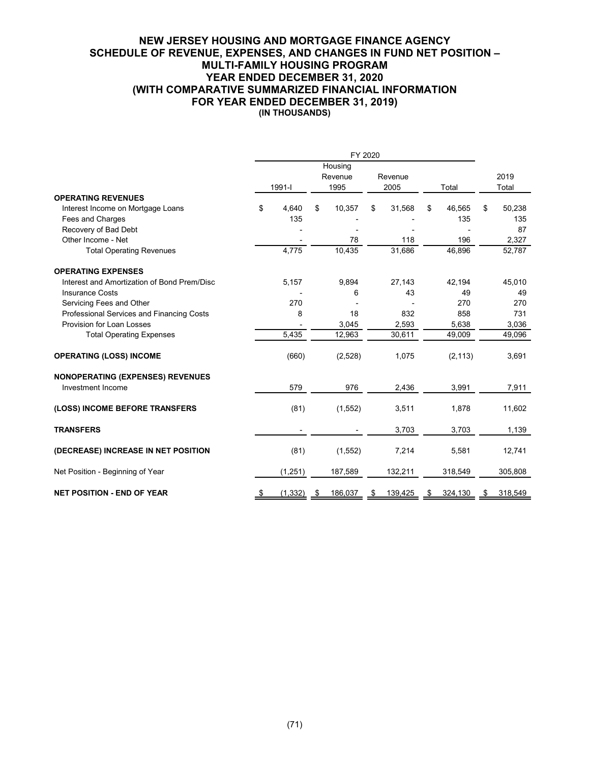# NEW JERSEY HOUSING AND MORTGAGE FINANCE AGENCY
## SCHEDULE OF REVENUE, EXPENSES, AND CHANGES IN FUND NET POSITION – MULTI-FAMILY HOUSING PROGRAM
## YEAR ENDED DECEMBER 31, 2020
## (WITH COMPARATIVE SUMMARIZED FINANCIAL INFORMATION FOR YEAR ENDED DECEMBER 31, 2019)
### (IN THOUSANDS)

| | FY 2020 | | | | |
|---|---|---|---|---|---|
| | 1991-I | Housing Revenue 1995 | Revenue 2005 | Total | 2019 Total |
| **OPERATING REVENUES** | | | | | |
| Interest Income on Mortgage Loans | $ 4,640 | $ 10,357 | $ 31,568 | $ 46,565 | $ 50,238 |
| Fees and Charges | 135 | - | - | 135 | 135 |
| Recovery of Bad Debt | - | - | - | - | 87 |
| Other Income - Net | - | 78 | 118 | 196 | 2,327 |
| Total Operating Revenues | 4,775 | 10,435 | 31,686 | 46,896 | 52,787 |
| **OPERATING EXPENSES** | | | | | |
| Interest and Amortization of Bond Prem/Disc | 5,157 | 9,894 | 27,143 | 42,194 | 45,010 |
| Insurance Costs | - | 6 | 43 | 49 | 49 |
| Servicing Fees and Other | 270 | - | - | 270 | 270 |
| Professional Services and Financing Costs | 8 | 18 | 832 | 858 | 731 |
| Provision for Loan Losses | - | 3,045 | 2,593 | 5,638 | 3,036 |
| Total Operating Expenses | 5,435 | 12,963 | 30,611 | 49,009 | 49,096 |
| **OPERATING (LOSS) INCOME** | (660) | (2,528) | 1,075 | (2,113) | 3,691 |
| **NONOPERATING (EXPENSES) REVENUES** | | | | | |
| Investment Income | 579 | 976 | 2,436 | 3,991 | 7,911 |
| **(LOSS) INCOME BEFORE TRANSFERS** | (81) | (1,552) | 3,511 | 1,878 | 11,602 |
| **TRANSFERS** | - | - | 3,703 | 3,703 | 1,139 |
| **(DECREASE) INCREASE IN NET POSITION** | (81) | (1,552) | 7,214 | 5,581 | 12,741 |
| Net Position - Beginning of Year | (1,251) | 187,589 | 132,211 | 318,549 | 305,808 |
| **NET POSITION - END OF YEAR** | $ (1,332) | $ 186,037 | $ 139,425 | $ 324,130 | $ 318,549 |